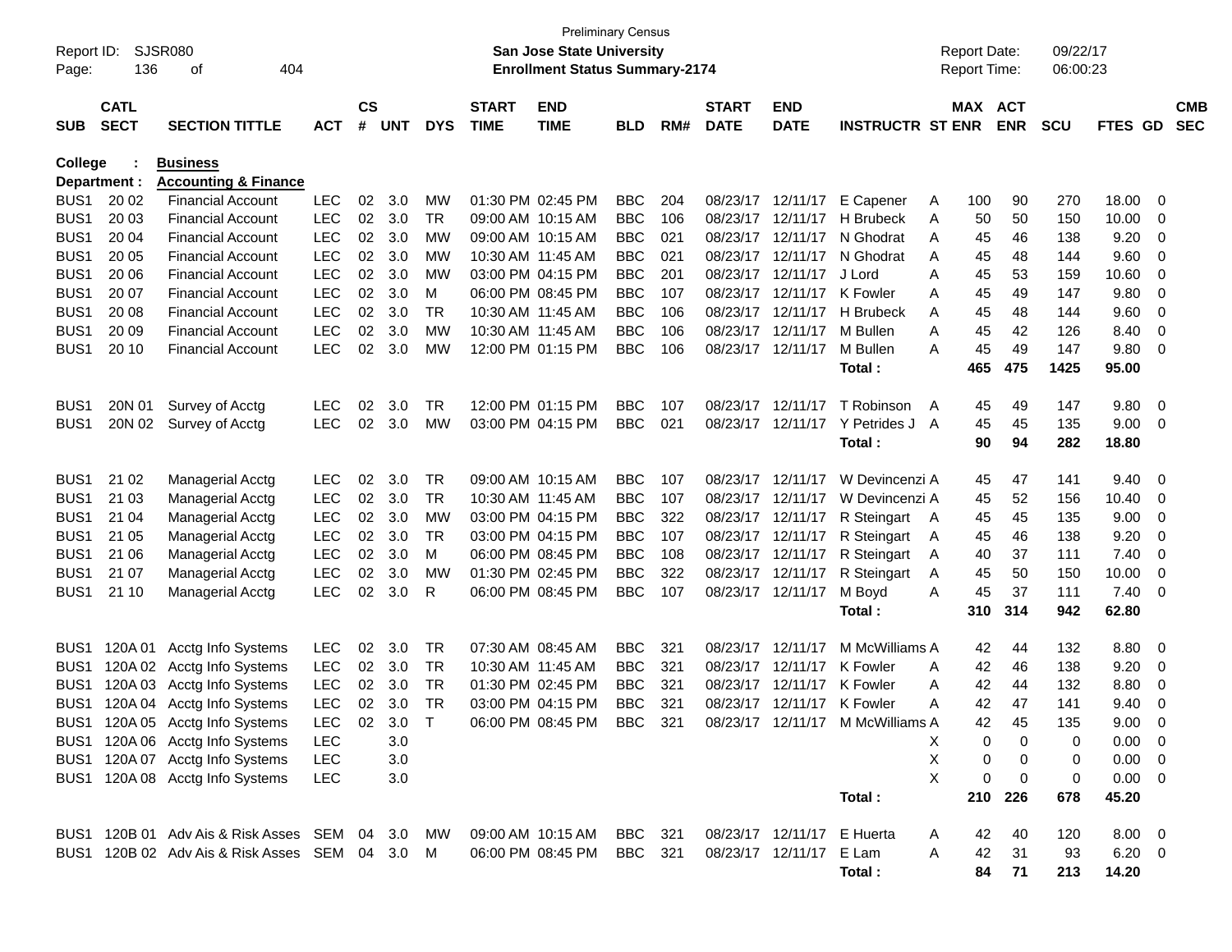Preliminary Census

**San Jose State University**

**Enrollment Status Summary-2174**

Report ID: SJSR080

Report Date: 09/22/17

Report Time: 06:00:23

**College : Business**

**Department : Accounting & Finance**

| SUB | CATL SECT | SECTION TITTLE | ACT | CS # | UNT | DYS | START TIME | END TIME | BLD | RM# | START DATE | END DATE | INSTRUCTR | ST | MAX ENR | ACT ENR | SCU | FTES | GD | CMB SEC |
|---|---|---|---|---|---|---|---|---|---|---|---|---|---|---|---|---|---|---|---|---|
| BUS1 | 20 02 | Financial Account | LEC | 02 | 3.0 | MW | 01:30 PM | 02:45 PM | BBC | 204 | 08/23/17 | 12/11/17 | E Capener | A | 100 | 90 | 270 | 18.00 | 0 | |
| BUS1 | 20 03 | Financial Account | LEC | 02 | 3.0 | TR | 09:00 AM | 10:15 AM | BBC | 106 | 08/23/17 | 12/11/17 | H Brubeck | A | 50 | 50 | 150 | 10.00 | 0 | |
| BUS1 | 20 04 | Financial Account | LEC | 02 | 3.0 | MW | 09:00 AM | 10:15 AM | BBC | 021 | 08/23/17 | 12/11/17 | N Ghodrat | A | 45 | 46 | 138 | 9.20 | 0 | |
| BUS1 | 20 05 | Financial Account | LEC | 02 | 3.0 | MW | 10:30 AM | 11:45 AM | BBC | 021 | 08/23/17 | 12/11/17 | N Ghodrat | A | 45 | 48 | 144 | 9.60 | 0 | |
| BUS1 | 20 06 | Financial Account | LEC | 02 | 3.0 | MW | 03:00 PM | 04:15 PM | BBC | 201 | 08/23/17 | 12/11/17 | J Lord | A | 45 | 53 | 159 | 10.60 | 0 | |
| BUS1 | 20 07 | Financial Account | LEC | 02 | 3.0 | M | 06:00 PM | 08:45 PM | BBC | 107 | 08/23/17 | 12/11/17 | K Fowler | A | 45 | 49 | 147 | 9.80 | 0 | |
| BUS1 | 20 08 | Financial Account | LEC | 02 | 3.0 | TR | 10:30 AM | 11:45 AM | BBC | 106 | 08/23/17 | 12/11/17 | H Brubeck | A | 45 | 48 | 144 | 9.60 | 0 | |
| BUS1 | 20 09 | Financial Account | LEC | 02 | 3.0 | MW | 10:30 AM | 11:45 AM | BBC | 106 | 08/23/17 | 12/11/17 | M Bullen | A | 45 | 42 | 126 | 8.40 | 0 | |
| BUS1 | 20 10 | Financial Account | LEC | 02 | 3.0 | MW | 12:00 PM | 01:15 PM | BBC | 106 | 08/23/17 | 12/11/17 | M Bullen | A | 45 | 49 | 147 | 9.80 | 0 | |
| | | | | | | | | | | | | | **Total :** | | **465** | **475** | **1425** | **95.00** | | |
| BUS1 | 20N 01 | Survey of Acctg | LEC | 02 | 3.0 | TR | 12:00 PM | 01:15 PM | BBC | 107 | 08/23/17 | 12/11/17 | T Robinson | A | 45 | 49 | 147 | 9.80 | 0 | |
| BUS1 | 20N 02 | Survey of Acctg | LEC | 02 | 3.0 | MW | 03:00 PM | 04:15 PM | BBC | 021 | 08/23/17 | 12/11/17 | Y Petrides J | A | 45 | 45 | 135 | 9.00 | 0 | |
| | | | | | | | | | | | | | **Total :** | | **90** | **94** | **282** | **18.80** | | |
| BUS1 | 21 02 | Managerial Acctg | LEC | 02 | 3.0 | TR | 09:00 AM | 10:15 AM | BBC | 107 | 08/23/17 | 12/11/17 | W Devincenzi | A | 45 | 47 | 141 | 9.40 | 0 | |
| BUS1 | 21 03 | Managerial Acctg | LEC | 02 | 3.0 | TR | 10:30 AM | 11:45 AM | BBC | 107 | 08/23/17 | 12/11/17 | W Devincenzi | A | 45 | 52 | 156 | 10.40 | 0 | |
| BUS1 | 21 04 | Managerial Acctg | LEC | 02 | 3.0 | MW | 03:00 PM | 04:15 PM | BBC | 322 | 08/23/17 | 12/11/17 | R Steingart | A | 45 | 45 | 135 | 9.00 | 0 | |
| BUS1 | 21 05 | Managerial Acctg | LEC | 02 | 3.0 | TR | 03:00 PM | 04:15 PM | BBC | 107 | 08/23/17 | 12/11/17 | R Steingart | A | 45 | 46 | 138 | 9.20 | 0 | |
| BUS1 | 21 06 | Managerial Acctg | LEC | 02 | 3.0 | M | 06:00 PM | 08:45 PM | BBC | 108 | 08/23/17 | 12/11/17 | R Steingart | A | 40 | 37 | 111 | 7.40 | 0 | |
| BUS1 | 21 07 | Managerial Acctg | LEC | 02 | 3.0 | MW | 01:30 PM | 02:45 PM | BBC | 322 | 08/23/17 | 12/11/17 | R Steingart | A | 45 | 50 | 150 | 10.00 | 0 | |
| BUS1 | 21 10 | Managerial Acctg | LEC | 02 | 3.0 | R | 06:00 PM | 08:45 PM | BBC | 107 | 08/23/17 | 12/11/17 | M Boyd | A | 45 | 37 | 111 | 7.40 | 0 | |
| | | | | | | | | | | | | | **Total :** | | **310** | **314** | **942** | **62.80** | | |
| BUS1 | 120A 01 | Acctg Info Systems | LEC | 02 | 3.0 | TR | 07:30 AM | 08:45 AM | BBC | 321 | 08/23/17 | 12/11/17 | M McWilliams | A | 42 | 44 | 132 | 8.80 | 0 | |
| BUS1 | 120A 02 | Acctg Info Systems | LEC | 02 | 3.0 | TR | 10:30 AM | 11:45 AM | BBC | 321 | 08/23/17 | 12/11/17 | K Fowler | A | 42 | 46 | 138 | 9.20 | 0 | |
| BUS1 | 120A 03 | Acctg Info Systems | LEC | 02 | 3.0 | TR | 01:30 PM | 02:45 PM | BBC | 321 | 08/23/17 | 12/11/17 | K Fowler | A | 42 | 44 | 132 | 8.80 | 0 | |
| BUS1 | 120A 04 | Acctg Info Systems | LEC | 02 | 3.0 | TR | 03:00 PM | 04:15 PM | BBC | 321 | 08/23/17 | 12/11/17 | K Fowler | A | 42 | 47 | 141 | 9.40 | 0 | |
| BUS1 | 120A 05 | Acctg Info Systems | LEC | 02 | 3.0 | T | 06:00 PM | 08:45 PM | BBC | 321 | 08/23/17 | 12/11/17 | M McWilliams | A | 42 | 45 | 135 | 9.00 | 0 | |
| BUS1 | 120A 06 | Acctg Info Systems | LEC | | 3.0 | | | | | | | | | X | 0 | 0 | 0 | 0.00 | 0 | |
| BUS1 | 120A 07 | Acctg Info Systems | LEC | | 3.0 | | | | | | | | | X | 0 | 0 | 0 | 0.00 | 0 | |
| BUS1 | 120A 08 | Acctg Info Systems | LEC | | 3.0 | | | | | | | | | X | 0 | 0 | 0 | 0.00 | 0 | |
| | | | | | | | | | | | | | **Total :** | | **210** | **226** | **678** | **45.20** | | |
| BUS1 | 120B 01 | Adv Ais & Risk Asses | SEM | 04 | 3.0 | MW | 09:00 AM | 10:15 AM | BBC | 321 | 08/23/17 | 12/11/17 | E Huerta | A | 42 | 40 | 120 | 8.00 | 0 | |
| BUS1 | 120B 02 | Adv Ais & Risk Asses | SEM | 04 | 3.0 | M | 06:00 PM | 08:45 PM | BBC | 321 | 08/23/17 | 12/11/17 | E Lam | A | 42 | 31 | 93 | 6.20 | 0 | |
| | | | | | | | | | | | | | **Total :** | | **84** | **71** | **213** | **14.20** | | |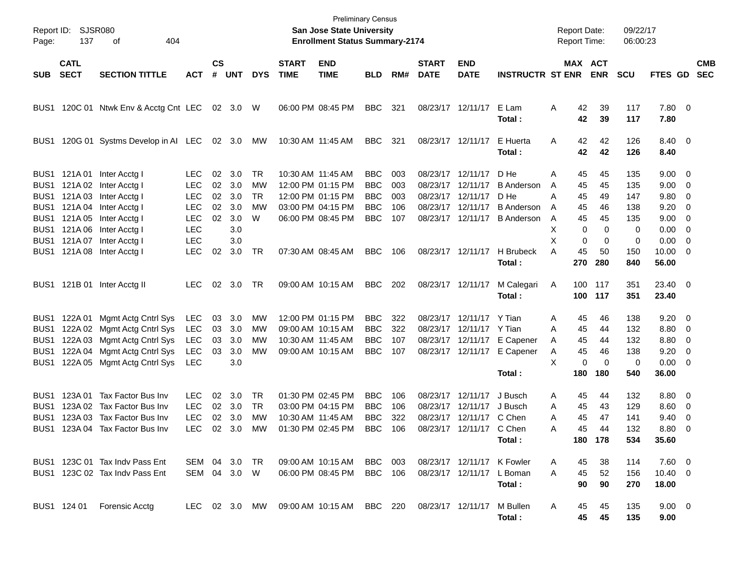Preliminary Census

Report ID: SJSR080 **San Jose State University** Report Date: 09/22/17

Page: 137 of 404 **Enrollment Status Summary-2174** Report Time: 06:00:23

| SUB | CATL SECT | SECTION TITTLE | ACT | CS # | UNT | DYS | START TIME | END TIME | BLD | RM# | START DATE | END DATE | INSTRUCTR | ST | MAX ENR | ACT ENR | SCU | FTES | GD | CMB SEC |
|---|---|---|---|---|---|---|---|---|---|---|---|---|---|---|---|---|---|---|---|---|
| BUS1 | 120C 01 | Ntwk Env & Acctg Cnt | LEC | 02 | 3.0 | W | 06:00 PM | 08:45 PM | BBC | 321 | 08/23/17 | 12/11/17 | E Lam | A | 42 | 39 | 117 | 7.80 | 0 | |
| | | | | | | | | | | | | | **Total :** | | **42** | **39** | **117** | **7.80** | | |
| BUS1 | 120G 01 | Systms Develop in AI | LEC | 02 | 3.0 | MW | 10:30 AM | 11:45 AM | BBC | 321 | 08/23/17 | 12/11/17 | E Huerta | A | 42 | 42 | 126 | 8.40 | 0 | |
| | | | | | | | | | | | | | **Total :** | | **42** | **42** | **126** | **8.40** | | |
| BUS1 | 121A 01 | Inter Acctg I | LEC | 02 | 3.0 | TR | 10:30 AM | 11:45 AM | BBC | 003 | 08/23/17 | 12/11/17 | D He | A | 45 | 45 | 135 | 9.00 | 0 | |
| BUS1 | 121A 02 | Inter Acctg I | LEC | 02 | 3.0 | MW | 12:00 PM | 01:15 PM | BBC | 003 | 08/23/17 | 12/11/17 | B Anderson | A | 45 | 45 | 135 | 9.00 | 0 | |
| BUS1 | 121A 03 | Inter Acctg I | LEC | 02 | 3.0 | TR | 12:00 PM | 01:15 PM | BBC | 003 | 08/23/17 | 12/11/17 | D He | A | 45 | 49 | 147 | 9.80 | 0 | |
| BUS1 | 121A 04 | Inter Acctg I | LEC | 02 | 3.0 | MW | 03:00 PM | 04:15 PM | BBC | 106 | 08/23/17 | 12/11/17 | B Anderson | A | 45 | 46 | 138 | 9.20 | 0 | |
| BUS1 | 121A 05 | Inter Acctg I | LEC | 02 | 3.0 | W | 06:00 PM | 08:45 PM | BBC | 107 | 08/23/17 | 12/11/17 | B Anderson | A | 45 | 45 | 135 | 9.00 | 0 | |
| BUS1 | 121A 06 | Inter Acctg I | LEC | | 3.0 | | | | | | | | | X | 0 | 0 | 0 | 0.00 | 0 | |
| BUS1 | 121A 07 | Inter Acctg I | LEC | | 3.0 | | | | | | | | | X | 0 | 0 | 0 | 0.00 | 0 | |
| BUS1 | 121A 08 | Inter Acctg I | LEC | 02 | 3.0 | TR | 07:30 AM | 08:45 AM | BBC | 106 | 08/23/17 | 12/11/17 | H Brubeck | A | 45 | 50 | 150 | 10.00 | 0 | |
| | | | | | | | | | | | | | **Total :** | | **270** | **280** | **840** | **56.00** | | |
| BUS1 | 121B 01 | Inter Acctg II | LEC | 02 | 3.0 | TR | 09:00 AM | 10:15 AM | BBC | 202 | 08/23/17 | 12/11/17 | M Calegari | A | 100 | 117 | 351 | 23.40 | 0 | |
| | | | | | | | | | | | | | **Total :** | | **100** | **117** | **351** | **23.40** | | |
| BUS1 | 122A 01 | Mgmt Actg Cntrl Sys | LEC | 03 | 3.0 | MW | 12:00 PM | 01:15 PM | BBC | 322 | 08/23/17 | 12/11/17 | Y Tian | A | 45 | 46 | 138 | 9.20 | 0 | |
| BUS1 | 122A 02 | Mgmt Actg Cntrl Sys | LEC | 03 | 3.0 | MW | 09:00 AM | 10:15 AM | BBC | 322 | 08/23/17 | 12/11/17 | Y Tian | A | 45 | 44 | 132 | 8.80 | 0 | |
| BUS1 | 122A 03 | Mgmt Actg Cntrl Sys | LEC | 03 | 3.0 | MW | 10:30 AM | 11:45 AM | BBC | 107 | 08/23/17 | 12/11/17 | E Capener | A | 45 | 44 | 132 | 8.80 | 0 | |
| BUS1 | 122A 04 | Mgmt Actg Cntrl Sys | LEC | 03 | 3.0 | MW | 09:00 AM | 10:15 AM | BBC | 107 | 08/23/17 | 12/11/17 | E Capener | A | 45 | 46 | 138 | 9.20 | 0 | |
| BUS1 | 122A 05 | Mgmt Actg Cntrl Sys | LEC | | 3.0 | | | | | | | | | X | 0 | 0 | 0 | 0.00 | 0 | |
| | | | | | | | | | | | | | **Total :** | | **180** | **180** | **540** | **36.00** | | |
| BUS1 | 123A 01 | Tax Factor Bus Inv | LEC | 02 | 3.0 | TR | 01:30 PM | 02:45 PM | BBC | 106 | 08/23/17 | 12/11/17 | J Busch | A | 45 | 44 | 132 | 8.80 | 0 | |
| BUS1 | 123A 02 | Tax Factor Bus Inv | LEC | 02 | 3.0 | TR | 03:00 PM | 04:15 PM | BBC | 106 | 08/23/17 | 12/11/17 | J Busch | A | 45 | 43 | 129 | 8.60 | 0 | |
| BUS1 | 123A 03 | Tax Factor Bus Inv | LEC | 02 | 3.0 | MW | 10:30 AM | 11:45 AM | BBC | 322 | 08/23/17 | 12/11/17 | C Chen | A | 45 | 47 | 141 | 9.40 | 0 | |
| BUS1 | 123A 04 | Tax Factor Bus Inv | LEC | 02 | 3.0 | MW | 01:30 PM | 02:45 PM | BBC | 106 | 08/23/17 | 12/11/17 | C Chen | A | 45 | 44 | 132 | 8.80 | 0 | |
| | | | | | | | | | | | | | **Total :** | | **180** | **178** | **534** | **35.60** | | |
| BUS1 | 123C 01 | Tax Indv Pass Ent | SEM | 04 | 3.0 | TR | 09:00 AM | 10:15 AM | BBC | 003 | 08/23/17 | 12/11/17 | K Fowler | A | 45 | 38 | 114 | 7.60 | 0 | |
| BUS1 | 123C 02 | Tax Indv Pass Ent | SEM | 04 | 3.0 | W | 06:00 PM | 08:45 PM | BBC | 106 | 08/23/17 | 12/11/17 | L Boman | A | 45 | 52 | 156 | 10.40 | 0 | |
| | | | | | | | | | | | | | **Total :** | | **90** | **90** | **270** | **18.00** | | |
| BUS1 | 124 01 | Forensic Acctg | LEC | 02 | 3.0 | MW | 09:00 AM | 10:15 AM | BBC | 220 | 08/23/17 | 12/11/17 | M Bullen | A | 45 | 45 | 135 | 9.00 | 0 | |
| | | | | | | | | | | | | | **Total :** | | **45** | **45** | **135** | **9.00** | | |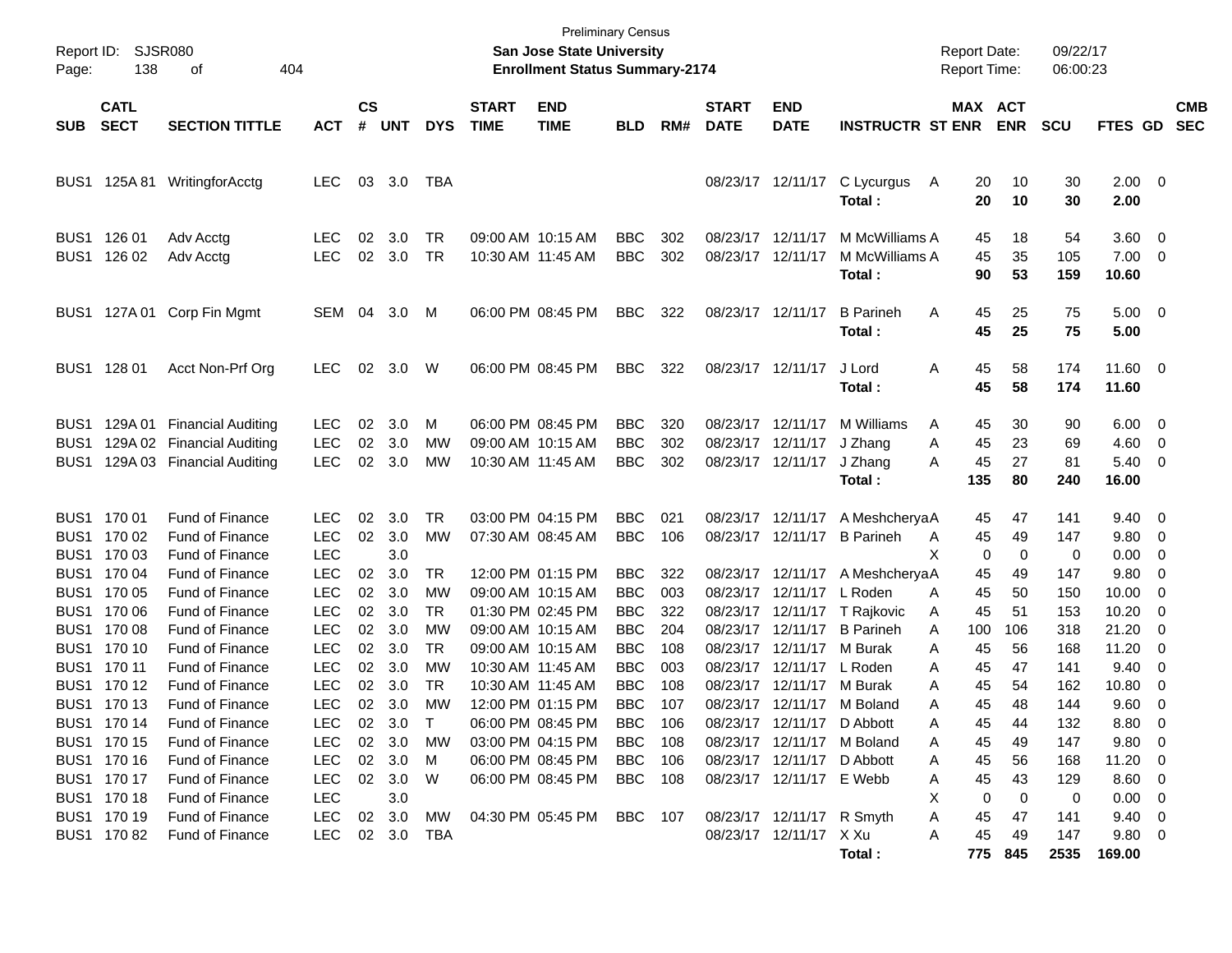Preliminary Census
**San Jose State University**
**Enrollment Status Summary-2174**

Report ID: SJSR080
Report Date: 09/22/17
Report Time: 06:00:23

| SUB | CATL SECT | SECTION TITTLE | ACT | CS # | UNT | DYS | START TIME | END TIME | BLD | RM# | START DATE | END DATE | INSTRUCTR | ST | MAX ENR | ACT ENR | SCU | FTES | GD | CMB SEC |
|---|---|---|---|---|---|---|---|---|---|---|---|---|---|---|---|---|---|---|---|---|
| BUS1 | 125A 81 | WritingforAcctg | LEC | 03 | 3.0 | TBA | | | | | 08/23/17 | 12/11/17 | C Lycurgus | A | 20 | 10 | 30 | 2.00 | 0 | |
| | | | | | | | | | | | | | **Total :** | | **20** | **10** | **30** | **2.00** | | |
| BUS1 | 126 01 | Adv Acctg | LEC | 02 | 3.0 | TR | 09:00 AM | 10:15 AM | BBC | 302 | 08/23/17 | 12/11/17 | M McWilliams | A | 45 | 18 | 54 | 3.60 | 0 | |
| BUS1 | 126 02 | Adv Acctg | LEC | 02 | 3.0 | TR | 10:30 AM | 11:45 AM | BBC | 302 | 08/23/17 | 12/11/17 | M McWilliams | A | 45 | 35 | 105 | 7.00 | 0 | |
| | | | | | | | | | | | | | **Total :** | | **90** | **53** | **159** | **10.60** | | |
| BUS1 | 127A 01 | Corp Fin Mgmt | SEM | 04 | 3.0 | M | 06:00 PM | 08:45 PM | BBC | 322 | 08/23/17 | 12/11/17 | B Parineh | A | 45 | 25 | 75 | 5.00 | 0 | |
| | | | | | | | | | | | | | **Total :** | | **45** | **25** | **75** | **5.00** | | |
| BUS1 | 128 01 | Acct Non-Prf Org | LEC | 02 | 3.0 | W | 06:00 PM | 08:45 PM | BBC | 322 | 08/23/17 | 12/11/17 | J Lord | A | 45 | 58 | 174 | 11.60 | 0 | |
| | | | | | | | | | | | | | **Total :** | | **45** | **58** | **174** | **11.60** | | |
| BUS1 | 129A 01 | Financial Auditing | LEC | 02 | 3.0 | M | 06:00 PM | 08:45 PM | BBC | 320 | 08/23/17 | 12/11/17 | M Williams | A | 45 | 30 | 90 | 6.00 | 0 | |
| BUS1 | 129A 02 | Financial Auditing | LEC | 02 | 3.0 | MW | 09:00 AM | 10:15 AM | BBC | 302 | 08/23/17 | 12/11/17 | J Zhang | A | 45 | 23 | 69 | 4.60 | 0 | |
| BUS1 | 129A 03 | Financial Auditing | LEC | 02 | 3.0 | MW | 10:30 AM | 11:45 AM | BBC | 302 | 08/23/17 | 12/11/17 | J Zhang | A | 45 | 27 | 81 | 5.40 | 0 | |
| | | | | | | | | | | | | | **Total :** | | **135** | **80** | **240** | **16.00** | | |
| BUS1 | 170 01 | Fund of Finance | LEC | 02 | 3.0 | TR | 03:00 PM | 04:15 PM | BBC | 021 | 08/23/17 | 12/11/17 | A Meshcherya | A | 45 | 47 | 141 | 9.40 | 0 | |
| BUS1 | 170 02 | Fund of Finance | LEC | 02 | 3.0 | MW | 07:30 AM | 08:45 AM | BBC | 106 | 08/23/17 | 12/11/17 | B Parineh | A | 45 | 49 | 147 | 9.80 | 0 | |
| BUS1 | 170 03 | Fund of Finance | LEC | | 3.0 | | | | | | | | | X | 0 | 0 | 0 | 0.00 | 0 | |
| BUS1 | 170 04 | Fund of Finance | LEC | 02 | 3.0 | TR | 12:00 PM | 01:15 PM | BBC | 322 | 08/23/17 | 12/11/17 | A Meshcherya | A | 45 | 49 | 147 | 9.80 | 0 | |
| BUS1 | 170 05 | Fund of Finance | LEC | 02 | 3.0 | MW | 09:00 AM | 10:15 AM | BBC | 003 | 08/23/17 | 12/11/17 | L Roden | A | 45 | 50 | 150 | 10.00 | 0 | |
| BUS1 | 170 06 | Fund of Finance | LEC | 02 | 3.0 | TR | 01:30 PM | 02:45 PM | BBC | 322 | 08/23/17 | 12/11/17 | T Rajkovic | A | 45 | 51 | 153 | 10.20 | 0 | |
| BUS1 | 170 08 | Fund of Finance | LEC | 02 | 3.0 | MW | 09:00 AM | 10:15 AM | BBC | 204 | 08/23/17 | 12/11/17 | B Parineh | A | 100 | 106 | 318 | 21.20 | 0 | |
| BUS1 | 170 10 | Fund of Finance | LEC | 02 | 3.0 | TR | 09:00 AM | 10:15 AM | BBC | 108 | 08/23/17 | 12/11/17 | M Burak | A | 45 | 56 | 168 | 11.20 | 0 | |
| BUS1 | 170 11 | Fund of Finance | LEC | 02 | 3.0 | MW | 10:30 AM | 11:45 AM | BBC | 003 | 08/23/17 | 12/11/17 | L Roden | A | 45 | 47 | 141 | 9.40 | 0 | |
| BUS1 | 170 12 | Fund of Finance | LEC | 02 | 3.0 | TR | 10:30 AM | 11:45 AM | BBC | 108 | 08/23/17 | 12/11/17 | M Burak | A | 45 | 54 | 162 | 10.80 | 0 | |
| BUS1 | 170 13 | Fund of Finance | LEC | 02 | 3.0 | MW | 12:00 PM | 01:15 PM | BBC | 107 | 08/23/17 | 12/11/17 | M Boland | A | 45 | 48 | 144 | 9.60 | 0 | |
| BUS1 | 170 14 | Fund of Finance | LEC | 02 | 3.0 | T | 06:00 PM | 08:45 PM | BBC | 106 | 08/23/17 | 12/11/17 | D Abbott | A | 45 | 44 | 132 | 8.80 | 0 | |
| BUS1 | 170 15 | Fund of Finance | LEC | 02 | 3.0 | MW | 03:00 PM | 04:15 PM | BBC | 108 | 08/23/17 | 12/11/17 | M Boland | A | 45 | 49 | 147 | 9.80 | 0 | |
| BUS1 | 170 16 | Fund of Finance | LEC | 02 | 3.0 | M | 06:00 PM | 08:45 PM | BBC | 106 | 08/23/17 | 12/11/17 | D Abbott | A | 45 | 56 | 168 | 11.20 | 0 | |
| BUS1 | 170 17 | Fund of Finance | LEC | 02 | 3.0 | W | 06:00 PM | 08:45 PM | BBC | 108 | 08/23/17 | 12/11/17 | E Webb | A | 45 | 43 | 129 | 8.60 | 0 | |
| BUS1 | 170 18 | Fund of Finance | LEC | | 3.0 | | | | | | | | | X | 0 | 0 | 0 | 0.00 | 0 | |
| BUS1 | 170 19 | Fund of Finance | LEC | 02 | 3.0 | MW | 04:30 PM | 05:45 PM | BBC | 107 | 08/23/17 | 12/11/17 | R Smyth | A | 45 | 47 | 141 | 9.40 | 0 | |
| BUS1 | 170 82 | Fund of Finance | LEC | 02 | 3.0 | TBA | | | | | 08/23/17 | 12/11/17 | X Xu | A | 45 | 49 | 147 | 9.80 | 0 | |
| | | | | | | | | | | | | | **Total :** | | **775** | **845** | **2535** | **169.00** | | |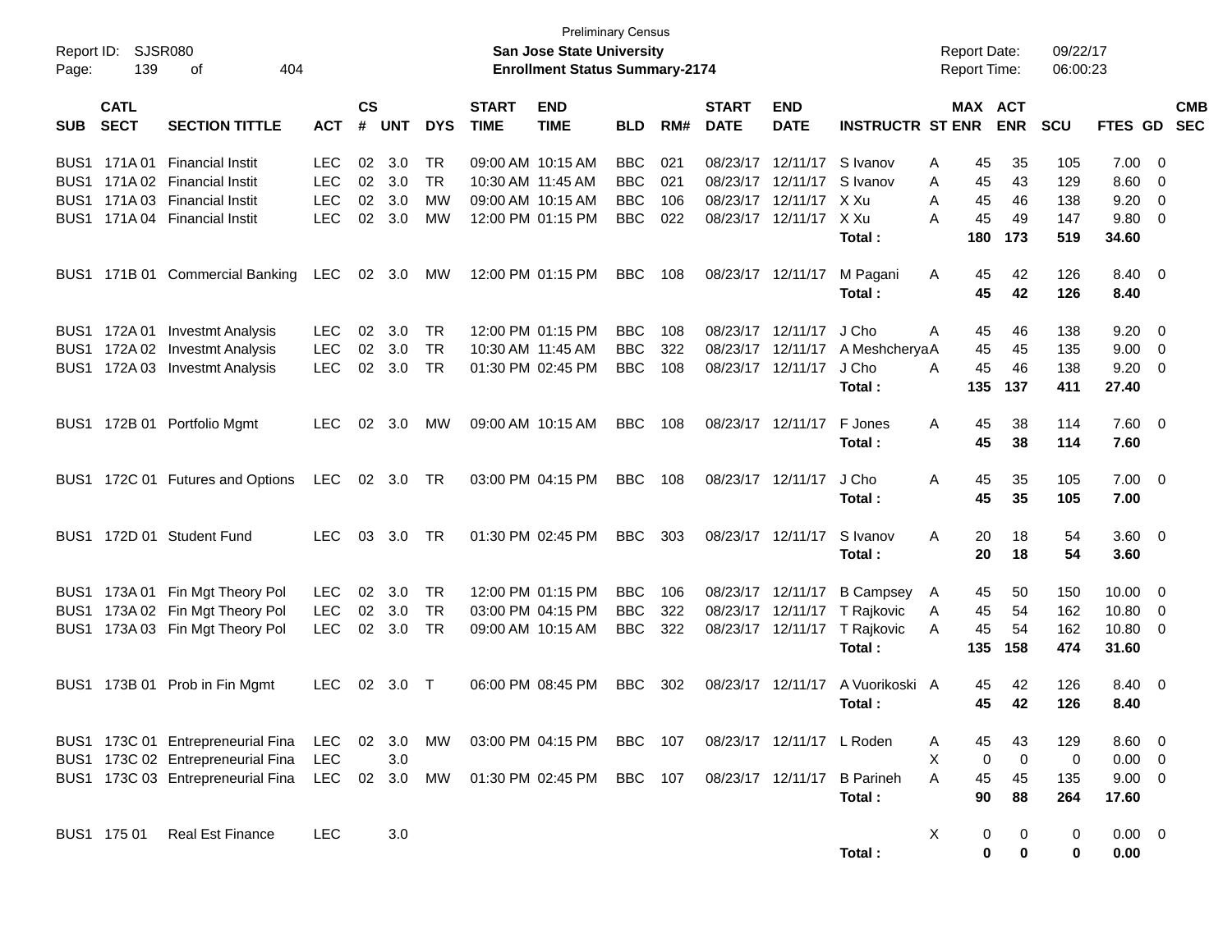Preliminary Census

**San Jose State University**

**Enrollment Status Summary-2174**

Report ID: SJSR080
Page: 139 of 404

Report Date: 09/22/17
Report Time: 06:00:23

| SUB | CATL SECT | SECTION TITTLE | ACT | CS # | UNT | DYS | START TIME | END TIME | BLD | RM# | START DATE | END DATE | INSTRUCTR | ST | MAX ENR | ACT ENR | SCU | FTES | GD | CMB SEC |
|---|---|---|---|---|---|---|---|---|---|---|---|---|---|---|---|---|---|---|---|---|
| BUS1 | 171A 01 | Financial Instit | LEC | 02 | 3.0 | TR | 09:00 AM | 10:15 AM | BBC | 021 | 08/23/17 | 12/11/17 | S Ivanov | A | 45 | 35 | 105 | 7.00 | 0 | |
| BUS1 | 171A 02 | Financial Instit | LEC | 02 | 3.0 | TR | 10:30 AM | 11:45 AM | BBC | 021 | 08/23/17 | 12/11/17 | S Ivanov | A | 45 | 43 | 129 | 8.60 | 0 | |
| BUS1 | 171A 03 | Financial Instit | LEC | 02 | 3.0 | MW | 09:00 AM | 10:15 AM | BBC | 106 | 08/23/17 | 12/11/17 | X Xu | A | 45 | 46 | 138 | 9.20 | 0 | |
| BUS1 | 171A 04 | Financial Instit | LEC | 02 | 3.0 | MW | 12:00 PM | 01:15 PM | BBC | 022 | 08/23/17 | 12/11/17 | X Xu | A | 45 | 49 | 147 | 9.80 | 0 | |
| | | | | | | | | | | | | | **Total :** | | **180** | **173** | **519** | **34.60** | | |
| BUS1 | 171B 01 | Commercial Banking | LEC | 02 | 3.0 | MW | 12:00 PM | 01:15 PM | BBC | 108 | 08/23/17 | 12/11/17 | M Pagani | A | 45 | 42 | 126 | 8.40 | 0 | |
| | | | | | | | | | | | | | **Total :** | | **45** | **42** | **126** | **8.40** | | |
| BUS1 | 172A 01 | Investmt Analysis | LEC | 02 | 3.0 | TR | 12:00 PM | 01:15 PM | BBC | 108 | 08/23/17 | 12/11/17 | J Cho | A | 45 | 46 | 138 | 9.20 | 0 | |
| BUS1 | 172A 02 | Investmt Analysis | LEC | 02 | 3.0 | TR | 10:30 AM | 11:45 AM | BBC | 322 | 08/23/17 | 12/11/17 | A Meshcherya | A | 45 | 45 | 135 | 9.00 | 0 | |
| BUS1 | 172A 03 | Investmt Analysis | LEC | 02 | 3.0 | TR | 01:30 PM | 02:45 PM | BBC | 108 | 08/23/17 | 12/11/17 | J Cho | A | 45 | 46 | 138 | 9.20 | 0 | |
| | | | | | | | | | | | | | **Total :** | | **135** | **137** | **411** | **27.40** | | |
| BUS1 | 172B 01 | Portfolio Mgmt | LEC | 02 | 3.0 | MW | 09:00 AM | 10:15 AM | BBC | 108 | 08/23/17 | 12/11/17 | F Jones | A | 45 | 38 | 114 | 7.60 | 0 | |
| | | | | | | | | | | | | | **Total :** | | **45** | **38** | **114** | **7.60** | | |
| BUS1 | 172C 01 | Futures and Options | LEC | 02 | 3.0 | TR | 03:00 PM | 04:15 PM | BBC | 108 | 08/23/17 | 12/11/17 | J Cho | A | 45 | 35 | 105 | 7.00 | 0 | |
| | | | | | | | | | | | | | **Total :** | | **45** | **35** | **105** | **7.00** | | |
| BUS1 | 172D 01 | Student Fund | LEC | 03 | 3.0 | TR | 01:30 PM | 02:45 PM | BBC | 303 | 08/23/17 | 12/11/17 | S Ivanov | A | 20 | 18 | 54 | 3.60 | 0 | |
| | | | | | | | | | | | | | **Total :** | | **20** | **18** | **54** | **3.60** | | |
| BUS1 | 173A 01 | Fin Mgt Theory Pol | LEC | 02 | 3.0 | TR | 12:00 PM | 01:15 PM | BBC | 106 | 08/23/17 | 12/11/17 | B Campsey | A | 45 | 50 | 150 | 10.00 | 0 | |
| BUS1 | 173A 02 | Fin Mgt Theory Pol | LEC | 02 | 3.0 | TR | 03:00 PM | 04:15 PM | BBC | 322 | 08/23/17 | 12/11/17 | T Rajkovic | A | 45 | 54 | 162 | 10.80 | 0 | |
| BUS1 | 173A 03 | Fin Mgt Theory Pol | LEC | 02 | 3.0 | TR | 09:00 AM | 10:15 AM | BBC | 322 | 08/23/17 | 12/11/17 | T Rajkovic | A | 45 | 54 | 162 | 10.80 | 0 | |
| | | | | | | | | | | | | | **Total :** | | **135** | **158** | **474** | **31.60** | | |
| BUS1 | 173B 01 | Prob in Fin Mgmt | LEC | 02 | 3.0 | T | 06:00 PM | 08:45 PM | BBC | 302 | 08/23/17 | 12/11/17 | A Vuorikoski | A | 45 | 42 | 126 | 8.40 | 0 | |
| | | | | | | | | | | | | | **Total :** | | **45** | **42** | **126** | **8.40** | | |
| BUS1 | 173C 01 | Entrepreneurial Fina | LEC | 02 | 3.0 | MW | 03:00 PM | 04:15 PM | BBC | 107 | 08/23/17 | 12/11/17 | L Roden | A | 45 | 43 | 129 | 8.60 | 0 | |
| BUS1 | 173C 02 | Entrepreneurial Fina | LEC | | 3.0 | | | | | | | | | X | 0 | 0 | 0 | 0.00 | 0 | |
| BUS1 | 173C 03 | Entrepreneurial Fina | LEC | 02 | 3.0 | MW | 01:30 PM | 02:45 PM | BBC | 107 | 08/23/17 | 12/11/17 | B Parineh | A | 45 | 45 | 135 | 9.00 | 0 | |
| | | | | | | | | | | | | | **Total :** | | **90** | **88** | **264** | **17.60** | | |
| BUS1 | 175 01 | Real Est Finance | LEC | | 3.0 | | | | | | | | | X | 0 | 0 | 0 | 0.00 | 0 | |
| | | | | | | | | | | | | | **Total :** | | **0** | **0** | **0** | **0.00** | | |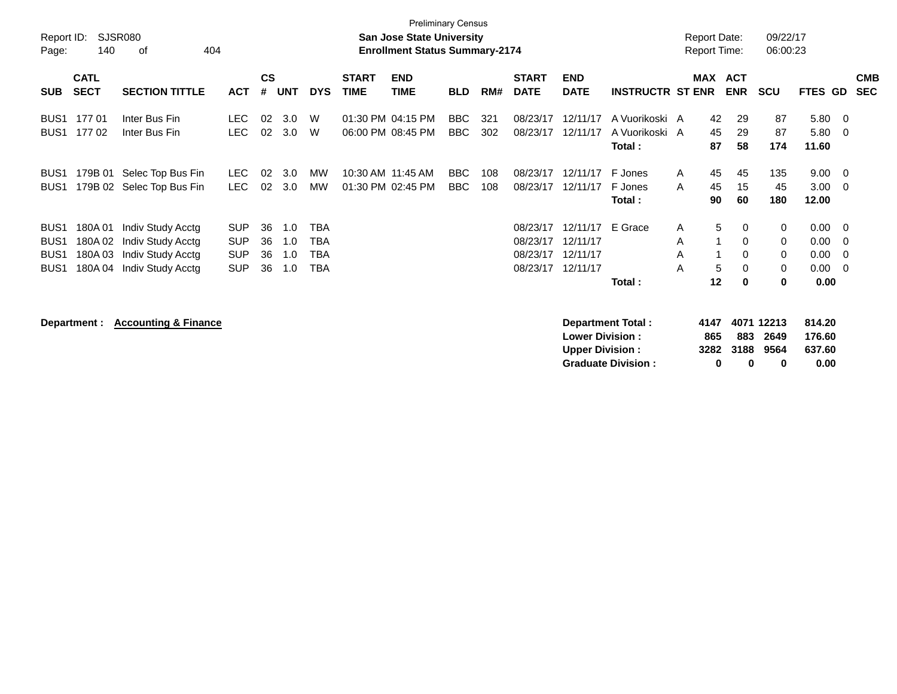Preliminary Census

Report ID: SJSR080

**San Jose State University**

**Enrollment Status Summary-2174**

Report Date: 09/22/17

Report Time: 06:00:23

| SUB | CATL SECT | SECTION TITTLE | ACT | CS # | UNT | DYS | START TIME | END TIME | BLD | RM# | START DATE | END DATE | INSTRUCTR | ST | MAX ENR | ACT ENR | SCU | FTES | GD | CMB SEC |
|---|---|---|---|---|---|---|---|---|---|---|---|---|---|---|---|---|---|---|---|---|
| BUS1 | 177 01 | Inter Bus Fin | LEC | 02 | 3.0 | W | 01:30 PM | 04:15 PM | BBC | 321 | 08/23/17 | 12/11/17 | A Vuorikoski | A | 42 | 29 | 87 | 5.80 | 0 | |
| BUS1 | 177 02 | Inter Bus Fin | LEC | 02 | 3.0 | W | 06:00 PM | 08:45 PM | BBC | 302 | 08/23/17 | 12/11/17 | A Vuorikoski | A | 45 | 29 | 87 | 5.80 | 0 | |
| | | | | | | | | | | | | | **Total :** | | **87** | **58** | **174** | **11.60** | | |
| BUS1 | 179B 01 | Selec Top Bus Fin | LEC | 02 | 3.0 | MW | 10:30 AM | 11:45 AM | BBC | 108 | 08/23/17 | 12/11/17 | F Jones | A | 45 | 45 | 135 | 9.00 | 0 | |
| BUS1 | 179B 02 | Selec Top Bus Fin | LEC | 02 | 3.0 | MW | 01:30 PM | 02:45 PM | BBC | 108 | 08/23/17 | 12/11/17 | F Jones | A | 45 | 15 | 45 | 3.00 | 0 | |
| | | | | | | | | | | | | | **Total :** | | **90** | **60** | **180** | **12.00** | | |
| BUS1 | 180A 01 | Indiv Study Acctg | SUP | 36 | 1.0 | TBA | | | | | 08/23/17 | 12/11/17 | E Grace | A | 5 | 0 | 0 | 0.00 | 0 | |
| BUS1 | 180A 02 | Indiv Study Acctg | SUP | 36 | 1.0 | TBA | | | | | 08/23/17 | 12/11/17 | | A | 1 | 0 | 0 | 0.00 | 0 | |
| BUS1 | 180A 03 | Indiv Study Acctg | SUP | 36 | 1.0 | TBA | | | | | 08/23/17 | 12/11/17 | | A | 1 | 0 | 0 | 0.00 | 0 | |
| BUS1 | 180A 04 | Indiv Study Acctg | SUP | 36 | 1.0 | TBA | | | | | 08/23/17 | 12/11/17 | | A | 5 | 0 | 0 | 0.00 | 0 | |
| | | | | | | | | | | | | | **Total :** | | **12** | **0** | **0** | **0.00** | | |

**Department :** **Accounting & Finance**

| | MAX ENR | ACT ENR | SCU | FTES |
|---|---|---|---|---|
| **Department Total :** | **4147** | **4071** | **12213** | **814.20** |
| **Lower Division :** | **865** | **883** | **2649** | **176.60** |
| **Upper Division :** | **3282** | **3188** | **9564** | **637.60** |
| **Graduate Division :** | **0** | **0** | **0** | **0.00** |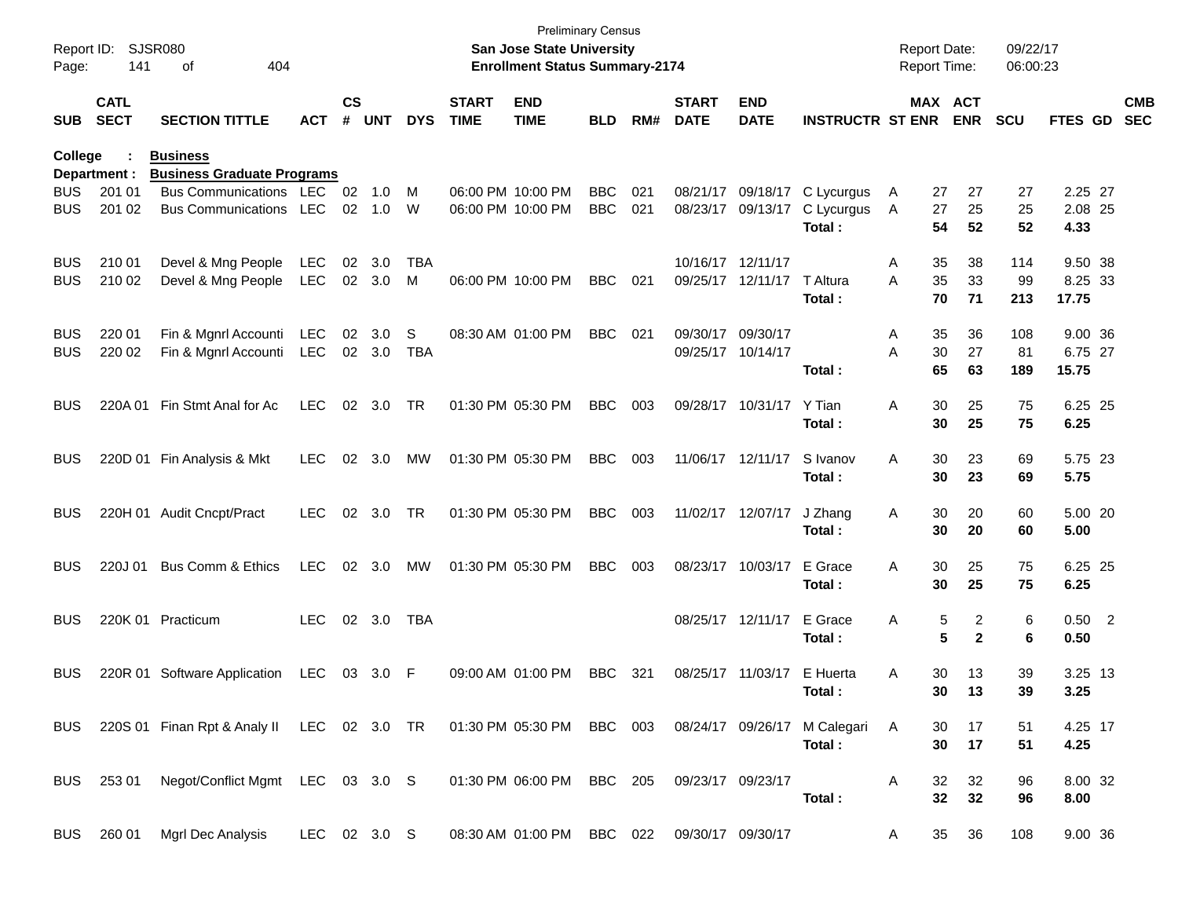Preliminary Census
**San Jose State University**
**Enrollment Status Summary-2174**

Report ID: SJSR080
Page: 141 of 404

Report Date: 09/22/17
Report Time: 06:00:23

| SUB | CATL SECT | SECTION TITTLE | ACT | CS # | UNT | DYS | START TIME | END TIME | BLD | RM# | START DATE | END DATE | INSTRUCTR | ST | MAX ENR | ACT ENR | SCU | FTES | GD | CMB SEC |
|---|---|---|---|---|---|---|---|---|---|---|---|---|---|---|---|---|---|---|---|---|
| **College :** | | **Business** | | | | | | | | | | | | | | | | | | |
| **Department :** | | **Business Graduate Programs** | | | | | | | | | | | | | | | | | | |
| BUS | 201 01 | Bus Communications | LEC | 02 | 1.0 | M | 06:00 PM | 10:00 PM | BBC | 021 | 08/21/17 | 09/18/17 | C Lycurgus | A | 27 | 27 | 27 | 2.25 | 27 | |
| BUS | 201 02 | Bus Communications | LEC | 02 | 1.0 | W | 06:00 PM | 10:00 PM | BBC | 021 | 08/23/17 | 09/13/17 | C Lycurgus | A | 27 | 25 | 25 | 2.08 | 25 | |
| | | | | | | | | | | | | | **Total :** | | **54** | **52** | **52** | **4.33** | | |
| BUS | 210 01 | Devel & Mng People | LEC | 02 | 3.0 | TBA | | | | | 10/16/17 | 12/11/17 | | A | 35 | 38 | 114 | 9.50 | 38 | |
| BUS | 210 02 | Devel & Mng People | LEC | 02 | 3.0 | M | 06:00 PM | 10:00 PM | BBC | 021 | 09/25/17 | 12/11/17 | T Altura | A | 35 | 33 | 99 | 8.25 | 33 | |
| | | | | | | | | | | | | | **Total :** | | **70** | **71** | **213** | **17.75** | | |
| BUS | 220 01 | Fin & Mgnrl Accounti | LEC | 02 | 3.0 | S | 08:30 AM | 01:00 PM | BBC | 021 | 09/30/17 | 09/30/17 | | A | 35 | 36 | 108 | 9.00 | 36 | |
| BUS | 220 02 | Fin & Mgnrl Accounti | LEC | 02 | 3.0 | TBA | | | | | 09/25/17 | 10/14/17 | | A | 30 | 27 | 81 | 6.75 | 27 | |
| | | | | | | | | | | | | | **Total :** | | **65** | **63** | **189** | **15.75** | | |
| BUS | 220A 01 | Fin Stmt Anal for Ac | LEC | 02 | 3.0 | TR | 01:30 PM | 05:30 PM | BBC | 003 | 09/28/17 | 10/31/17 | Y Tian | A | 30 | 25 | 75 | 6.25 | 25 | |
| | | | | | | | | | | | | | **Total :** | | **30** | **25** | **75** | **6.25** | | |
| BUS | 220D 01 | Fin Analysis & Mkt | LEC | 02 | 3.0 | MW | 01:30 PM | 05:30 PM | BBC | 003 | 11/06/17 | 12/11/17 | S Ivanov | A | 30 | 23 | 69 | 5.75 | 23 | |
| | | | | | | | | | | | | | **Total :** | | **30** | **23** | **69** | **5.75** | | |
| BUS | 220H 01 | Audit Cncpt/Pract | LEC | 02 | 3.0 | TR | 01:30 PM | 05:30 PM | BBC | 003 | 11/02/17 | 12/07/17 | J Zhang | A | 30 | 20 | 60 | 5.00 | 20 | |
| | | | | | | | | | | | | | **Total :** | | **30** | **20** | **60** | **5.00** | | |
| BUS | 220J 01 | Bus Comm & Ethics | LEC | 02 | 3.0 | MW | 01:30 PM | 05:30 PM | BBC | 003 | 08/23/17 | 10/03/17 | E Grace | A | 30 | 25 | 75 | 6.25 | 25 | |
| | | | | | | | | | | | | | **Total :** | | **30** | **25** | **75** | **6.25** | | |
| BUS | 220K 01 | Practicum | LEC | 02 | 3.0 | TBA | | | | | 08/25/17 | 12/11/17 | E Grace | A | 5 | 2 | 6 | 0.50 | 2 | |
| | | | | | | | | | | | | | **Total :** | | **5** | **2** | **6** | **0.50** | | |
| BUS | 220R 01 | Software Application | LEC | 03 | 3.0 | F | 09:00 AM | 01:00 PM | BBC | 321 | 08/25/17 | 11/03/17 | E Huerta | A | 30 | 13 | 39 | 3.25 | 13 | |
| | | | | | | | | | | | | | **Total :** | | **30** | **13** | **39** | **3.25** | | |
| BUS | 220S 01 | Finan Rpt & Analy II | LEC | 02 | 3.0 | TR | 01:30 PM | 05:30 PM | BBC | 003 | 08/24/17 | 09/26/17 | M Calegari | A | 30 | 17 | 51 | 4.25 | 17 | |
| | | | | | | | | | | | | | **Total :** | | **30** | **17** | **51** | **4.25** | | |
| BUS | 253 01 | Negot/Conflict Mgmt | LEC | 03 | 3.0 | S | 01:30 PM | 06:00 PM | BBC | 205 | 09/23/17 | 09/23/17 | | A | 32 | 32 | 96 | 8.00 | 32 | |
| | | | | | | | | | | | | | **Total :** | | **32** | **32** | **96** | **8.00** | | |
| BUS | 260 01 | Mgrl Dec Analysis | LEC | 02 | 3.0 | S | 08:30 AM | 01:00 PM | BBC | 022 | 09/30/17 | 09/30/17 | | A | 35 | 36 | 108 | 9.00 | 36 | |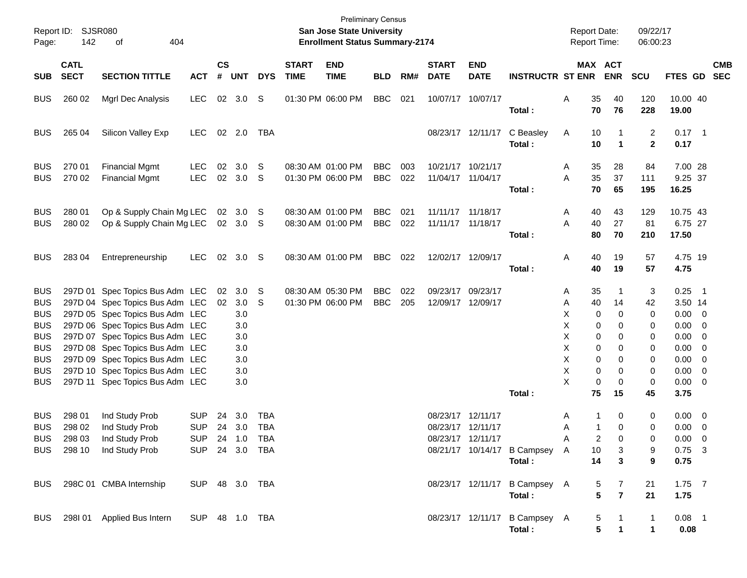Preliminary Census

**San Jose State University**
**Enrollment Status Summary-2174**

Report ID: SJSR080
Page: 142 of 404

Report Date: 09/22/17
Report Time: 06:00:23

| SUB | CATL SECT | SECTION TITTLE | ACT | CS # | UNT | DYS | START TIME | END TIME | BLD | RM# | START DATE | END DATE | INSTRUCTR | ST | MAX ENR | ACT ENR | SCU | FTES | GD | CMB SEC |
|---|---|---|---|---|---|---|---|---|---|---|---|---|---|---|---|---|---|---|---|---|
| BUS | 260 02 | Mgrl Dec Analysis | LEC | 02 | 3.0 | S | 01:30 PM | 06:00 PM | BBC | 021 | 10/07/17 | 10/07/17 | | A | 35 | 40 | 120 | 10.00 | 40 | |
| | | | | | | | | | | | | | **Total :** | | **70** | **76** | **228** | **19.00** | | |
| BUS | 265 04 | Silicon Valley Exp | LEC | 02 | 2.0 | TBA | | | | | 08/23/17 | 12/11/17 | C Beasley | A | 10 | 1 | 2 | 0.17 | 1 | |
| | | | | | | | | | | | | | **Total :** | | **10** | **1** | **2** | **0.17** | | |
| BUS | 270 01 | Financial Mgmt | LEC | 02 | 3.0 | S | 08:30 AM | 01:00 PM | BBC | 003 | 10/21/17 | 10/21/17 | | A | 35 | 28 | 84 | 7.00 | 28 | |
| BUS | 270 02 | Financial Mgmt | LEC | 02 | 3.0 | S | 01:30 PM | 06:00 PM | BBC | 022 | 11/04/17 | 11/04/17 | | A | 35 | 37 | 111 | 9.25 | 37 | |
| | | | | | | | | | | | | | **Total :** | | **70** | **65** | **195** | **16.25** | | |
| BUS | 280 01 | Op & Supply Chain Mg | LEC | 02 | 3.0 | S | 08:30 AM | 01:00 PM | BBC | 021 | 11/11/17 | 11/18/17 | | A | 40 | 43 | 129 | 10.75 | 43 | |
| BUS | 280 02 | Op & Supply Chain Mg | LEC | 02 | 3.0 | S | 08:30 AM | 01:00 PM | BBC | 022 | 11/11/17 | 11/18/17 | | A | 40 | 27 | 81 | 6.75 | 27 | |
| | | | | | | | | | | | | | **Total :** | | **80** | **70** | **210** | **17.50** | | |
| BUS | 283 04 | Entrepreneurship | LEC | 02 | 3.0 | S | 08:30 AM | 01:00 PM | BBC | 022 | 12/02/17 | 12/09/17 | | A | 40 | 19 | 57 | 4.75 | 19 | |
| | | | | | | | | | | | | | **Total :** | | **40** | **19** | **57** | **4.75** | | |
| BUS | 297D 01 | Spec Topics Bus Adm | LEC | 02 | 3.0 | S | 08:30 AM | 05:30 PM | BBC | 022 | 09/23/17 | 09/23/17 | | A | 35 | 1 | 3 | 0.25 | 1 | |
| BUS | 297D 04 | Spec Topics Bus Adm | LEC | 02 | 3.0 | S | 01:30 PM | 06:00 PM | BBC | 205 | 12/09/17 | 12/09/17 | | A | 40 | 14 | 42 | 3.50 | 14 | |
| BUS | 297D 05 | Spec Topics Bus Adm | LEC | | 3.0 | | | | | | | | | X | 0 | 0 | 0 | 0.00 | 0 | |
| BUS | 297D 06 | Spec Topics Bus Adm | LEC | | 3.0 | | | | | | | | | X | 0 | 0 | 0 | 0.00 | 0 | |
| BUS | 297D 07 | Spec Topics Bus Adm | LEC | | 3.0 | | | | | | | | | X | 0 | 0 | 0 | 0.00 | 0 | |
| BUS | 297D 08 | Spec Topics Bus Adm | LEC | | 3.0 | | | | | | | | | X | 0 | 0 | 0 | 0.00 | 0 | |
| BUS | 297D 09 | Spec Topics Bus Adm | LEC | | 3.0 | | | | | | | | | X | 0 | 0 | 0 | 0.00 | 0 | |
| BUS | 297D 10 | Spec Topics Bus Adm | LEC | | 3.0 | | | | | | | | | X | 0 | 0 | 0 | 0.00 | 0 | |
| BUS | 297D 11 | Spec Topics Bus Adm | LEC | | 3.0 | | | | | | | | | X | 0 | 0 | 0 | 0.00 | 0 | |
| | | | | | | | | | | | | | **Total :** | | **75** | **15** | **45** | **3.75** | | |
| BUS | 298 01 | Ind Study Prob | SUP | 24 | 3.0 | TBA | | | | | 08/23/17 | 12/11/17 | | A | 1 | 0 | 0 | 0.00 | 0 | |
| BUS | 298 02 | Ind Study Prob | SUP | 24 | 3.0 | TBA | | | | | 08/23/17 | 12/11/17 | | A | 1 | 0 | 0 | 0.00 | 0 | |
| BUS | 298 03 | Ind Study Prob | SUP | 24 | 1.0 | TBA | | | | | 08/23/17 | 12/11/17 | | A | 2 | 0 | 0 | 0.00 | 0 | |
| BUS | 298 10 | Ind Study Prob | SUP | 24 | 3.0 | TBA | | | | | 08/21/17 | 10/14/17 | B Campsey | A | 10 | 3 | 9 | 0.75 | 3 | |
| | | | | | | | | | | | | | **Total :** | | **14** | **3** | **9** | **0.75** | | |
| BUS | 298C 01 | CMBA Internship | SUP | 48 | 3.0 | TBA | | | | | 08/23/17 | 12/11/17 | B Campsey | A | 5 | 7 | 21 | 1.75 | 7 | |
| | | | | | | | | | | | | | **Total :** | | **5** | **7** | **21** | **1.75** | | |
| BUS | 298I 01 | Applied Bus Intern | SUP | 48 | 1.0 | TBA | | | | | 08/23/17 | 12/11/17 | B Campsey | A | 5 | 1 | 1 | 0.08 | 1 | |
| | | | | | | | | | | | | | **Total :** | | **5** | **1** | **1** | **0.08** | | |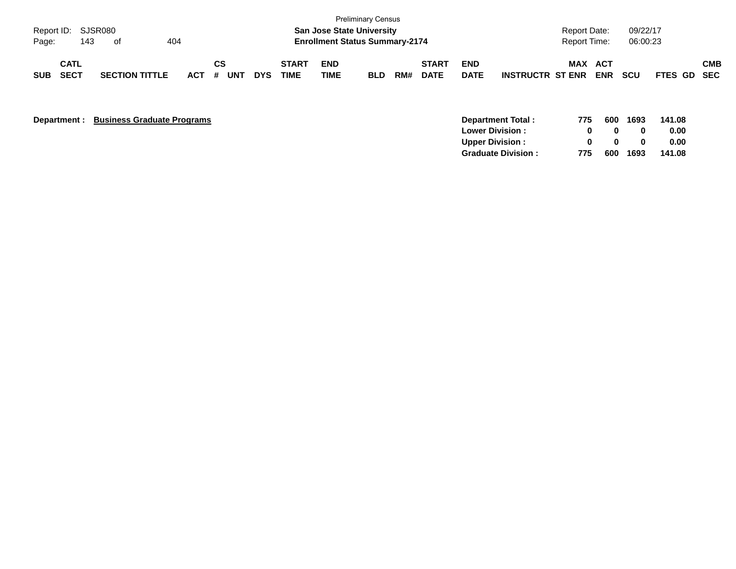Preliminary Census

**San Jose State University**

**Enrollment Status Summary-2174**

Report ID: SJSR080

Report Date: 09/22/17

Report Time: 06:00:23

| SUB | CATL SECT | SECTION TITTLE | ACT | CS # | UNT | DYS | START TIME | END TIME | BLD | RM# | START DATE | END DATE | INSTRUCTR | MAX ST ENR | ACT ENR | SCU | FTES | GD | CMB SEC |
|---|---|---|---|---|---|---|---|---|---|---|---|---|---|---|---|---|---|---|---|

**Department : Business Graduate Programs**

| | MAX ST ENR | ACT ENR | SCU | FTES |
|---|---|---|---|---|
| **Department Total :** | **775** | **600** | **1693** | **141.08** |
| **Lower Division :** | **0** | **0** | **0** | **0.00** |
| **Upper Division :** | **0** | **0** | **0** | **0.00** |
| **Graduate Division :** | **775** | **600** | **1693** | **141.08** |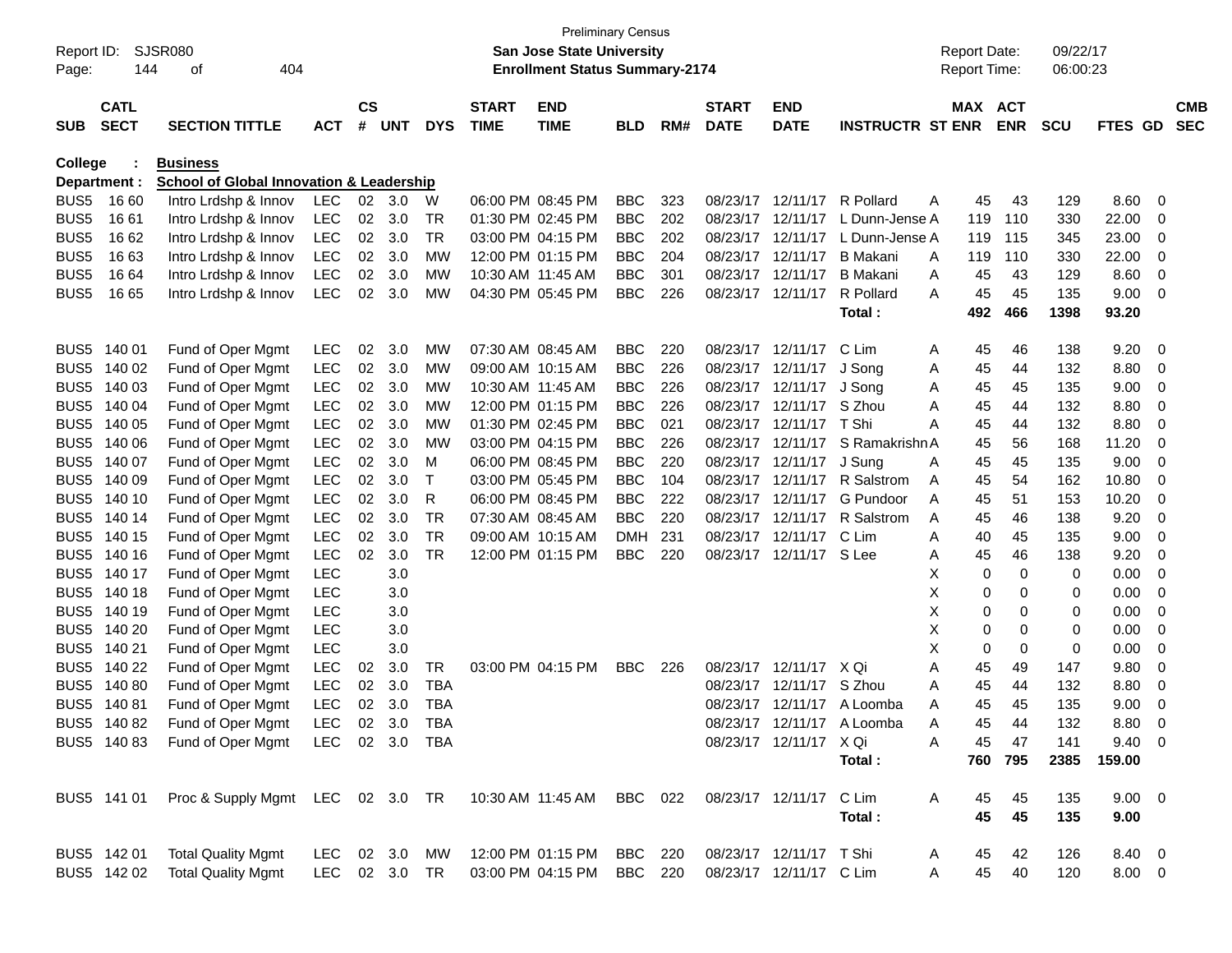Preliminary Census

Report ID: SJSR080 **San Jose State University** Report Date: 09/22/17

Page: 144 of 404 **Enrollment Status Summary-2174** Report Time: 06:00:23

**College : Business**

**Department : School of Global Innovation & Leadership**

| SUB | CATL SECT | SECTION TITTLE | ACT | CS # | UNT | DYS | START TIME | END TIME | BLD | RM# | START DATE | END DATE | INSTRUCTR | ST | MAX ENR | ACT ENR | SCU | FTES | GD | CMB SEC |
|---|---|---|---|---|---|---|---|---|---|---|---|---|---|---|---|---|---|---|---|---|
| BUS5 | 16 60 | Intro Lrdshp & Innov | LEC | 02 | 3.0 | W | 06:00 PM | 08:45 PM | BBC | 323 | 08/23/17 | 12/11/17 | R Pollard | A | 45 | 43 | 129 | 8.60 | 0 | |
| BUS5 | 16 61 | Intro Lrdshp & Innov | LEC | 02 | 3.0 | TR | 01:30 PM | 02:45 PM | BBC | 202 | 08/23/17 | 12/11/17 | L Dunn-Jense | A | 119 | 110 | 330 | 22.00 | 0 | |
| BUS5 | 16 62 | Intro Lrdshp & Innov | LEC | 02 | 3.0 | TR | 03:00 PM | 04:15 PM | BBC | 202 | 08/23/17 | 12/11/17 | L Dunn-Jense | A | 119 | 115 | 345 | 23.00 | 0 | |
| BUS5 | 16 63 | Intro Lrdshp & Innov | LEC | 02 | 3.0 | MW | 12:00 PM | 01:15 PM | BBC | 204 | 08/23/17 | 12/11/17 | B Makani | A | 119 | 110 | 330 | 22.00 | 0 | |
| BUS5 | 16 64 | Intro Lrdshp & Innov | LEC | 02 | 3.0 | MW | 10:30 AM | 11:45 AM | BBC | 301 | 08/23/17 | 12/11/17 | B Makani | A | 45 | 43 | 129 | 8.60 | 0 | |
| BUS5 | 16 65 | Intro Lrdshp & Innov | LEC | 02 | 3.0 | MW | 04:30 PM | 05:45 PM | BBC | 226 | 08/23/17 | 12/11/17 | R Pollard | A | 45 | 45 | 135 | 9.00 | 0 | |
| | | | | | | | | | | | | | **Total :** | | **492** | **466** | **1398** | **93.20** | | |
| BUS5 | 140 01 | Fund of Oper Mgmt | LEC | 02 | 3.0 | MW | 07:30 AM | 08:45 AM | BBC | 220 | 08/23/17 | 12/11/17 | C Lim | A | 45 | 46 | 138 | 9.20 | 0 | |
| BUS5 | 140 02 | Fund of Oper Mgmt | LEC | 02 | 3.0 | MW | 09:00 AM | 10:15 AM | BBC | 226 | 08/23/17 | 12/11/17 | J Song | A | 45 | 44 | 132 | 8.80 | 0 | |
| BUS5 | 140 03 | Fund of Oper Mgmt | LEC | 02 | 3.0 | MW | 10:30 AM | 11:45 AM | BBC | 226 | 08/23/17 | 12/11/17 | J Song | A | 45 | 45 | 135 | 9.00 | 0 | |
| BUS5 | 140 04 | Fund of Oper Mgmt | LEC | 02 | 3.0 | MW | 12:00 PM | 01:15 PM | BBC | 226 | 08/23/17 | 12/11/17 | S Zhou | A | 45 | 44 | 132 | 8.80 | 0 | |
| BUS5 | 140 05 | Fund of Oper Mgmt | LEC | 02 | 3.0 | MW | 01:30 PM | 02:45 PM | BBC | 021 | 08/23/17 | 12/11/17 | T Shi | A | 45 | 44 | 132 | 8.80 | 0 | |
| BUS5 | 140 06 | Fund of Oper Mgmt | LEC | 02 | 3.0 | MW | 03:00 PM | 04:15 PM | BBC | 226 | 08/23/17 | 12/11/17 | S Ramakrishn | A | 45 | 56 | 168 | 11.20 | 0 | |
| BUS5 | 140 07 | Fund of Oper Mgmt | LEC | 02 | 3.0 | M | 06:00 PM | 08:45 PM | BBC | 220 | 08/23/17 | 12/11/17 | J Sung | A | 45 | 45 | 135 | 9.00 | 0 | |
| BUS5 | 140 09 | Fund of Oper Mgmt | LEC | 02 | 3.0 | T | 03:00 PM | 05:45 PM | BBC | 104 | 08/23/17 | 12/11/17 | R Salstrom | A | 45 | 54 | 162 | 10.80 | 0 | |
| BUS5 | 140 10 | Fund of Oper Mgmt | LEC | 02 | 3.0 | R | 06:00 PM | 08:45 PM | BBC | 222 | 08/23/17 | 12/11/17 | G Pundoor | A | 45 | 51 | 153 | 10.20 | 0 | |
| BUS5 | 140 14 | Fund of Oper Mgmt | LEC | 02 | 3.0 | TR | 07:30 AM | 08:45 AM | BBC | 220 | 08/23/17 | 12/11/17 | R Salstrom | A | 45 | 46 | 138 | 9.20 | 0 | |
| BUS5 | 140 15 | Fund of Oper Mgmt | LEC | 02 | 3.0 | TR | 09:00 AM | 10:15 AM | DMH | 231 | 08/23/17 | 12/11/17 | C Lim | A | 40 | 45 | 135 | 9.00 | 0 | |
| BUS5 | 140 16 | Fund of Oper Mgmt | LEC | 02 | 3.0 | TR | 12:00 PM | 01:15 PM | BBC | 220 | 08/23/17 | 12/11/17 | S Lee | A | 45 | 46 | 138 | 9.20 | 0 | |
| BUS5 | 140 17 | Fund of Oper Mgmt | LEC | | 3.0 | | | | | | | | | X | 0 | 0 | 0 | 0.00 | 0 | |
| BUS5 | 140 18 | Fund of Oper Mgmt | LEC | | 3.0 | | | | | | | | | X | 0 | 0 | 0 | 0.00 | 0 | |
| BUS5 | 140 19 | Fund of Oper Mgmt | LEC | | 3.0 | | | | | | | | | X | 0 | 0 | 0 | 0.00 | 0 | |
| BUS5 | 140 20 | Fund of Oper Mgmt | LEC | | 3.0 | | | | | | | | | X | 0 | 0 | 0 | 0.00 | 0 | |
| BUS5 | 140 21 | Fund of Oper Mgmt | LEC | | 3.0 | | | | | | | | | X | 0 | 0 | 0 | 0.00 | 0 | |
| BUS5 | 140 22 | Fund of Oper Mgmt | LEC | 02 | 3.0 | TR | 03:00 PM | 04:15 PM | BBC | 226 | 08/23/17 | 12/11/17 | X Qi | A | 45 | 49 | 147 | 9.80 | 0 | |
| BUS5 | 140 80 | Fund of Oper Mgmt | LEC | 02 | 3.0 | TBA | | | | | 08/23/17 | 12/11/17 | S Zhou | A | 45 | 44 | 132 | 8.80 | 0 | |
| BUS5 | 140 81 | Fund of Oper Mgmt | LEC | 02 | 3.0 | TBA | | | | | 08/23/17 | 12/11/17 | A Loomba | A | 45 | 45 | 135 | 9.00 | 0 | |
| BUS5 | 140 82 | Fund of Oper Mgmt | LEC | 02 | 3.0 | TBA | | | | | 08/23/17 | 12/11/17 | A Loomba | A | 45 | 44 | 132 | 8.80 | 0 | |
| BUS5 | 140 83 | Fund of Oper Mgmt | LEC | 02 | 3.0 | TBA | | | | | 08/23/17 | 12/11/17 | X Qi | A | 45 | 47 | 141 | 9.40 | 0 | |
| | | | | | | | | | | | | | **Total :** | | **760** | **795** | **2385** | **159.00** | | |
| BUS5 | 141 01 | Proc & Supply Mgmt | LEC | 02 | 3.0 | TR | 10:30 AM | 11:45 AM | BBC | 022 | 08/23/17 | 12/11/17 | C Lim | A | 45 | 45 | 135 | 9.00 | 0 | |
| | | | | | | | | | | | | | **Total :** | | **45** | **45** | **135** | **9.00** | | |
| BUS5 | 142 01 | Total Quality Mgmt | LEC | 02 | 3.0 | MW | 12:00 PM | 01:15 PM | BBC | 220 | 08/23/17 | 12/11/17 | T Shi | A | 45 | 42 | 126 | 8.40 | 0 | |
| BUS5 | 142 02 | Total Quality Mgmt | LEC | 02 | 3.0 | TR | 03:00 PM | 04:15 PM | BBC | 220 | 08/23/17 | 12/11/17 | C Lim | A | 45 | 40 | 120 | 8.00 | 0 | |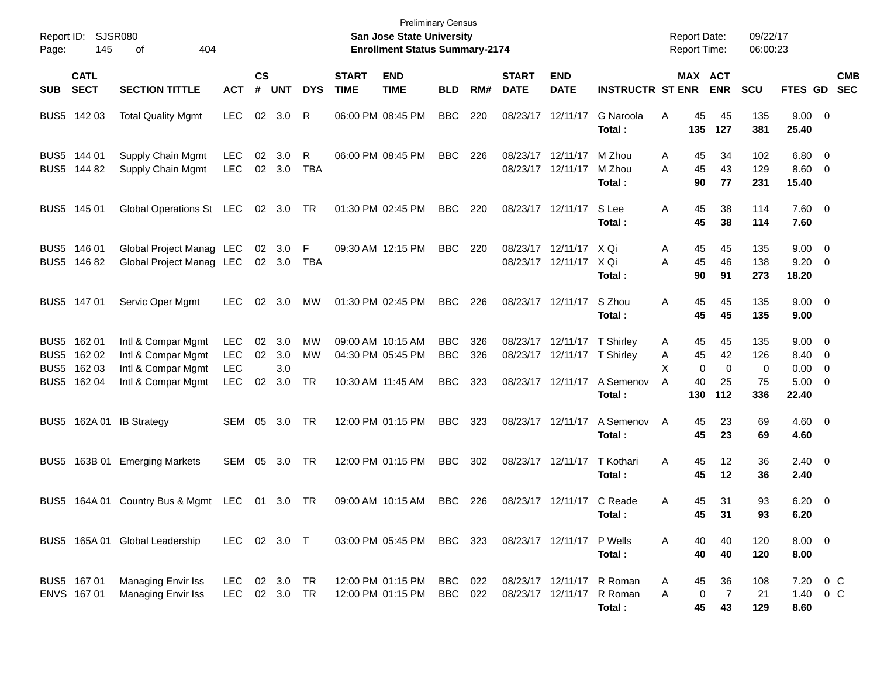Preliminary Census

**San Jose State University**
**Enrollment Status Summary-2174**

Report ID: SJSR080
Report Date: 09/22/17
Report Time: 06:00:23

| SUB | CATL SECT | SECTION TITTLE | ACT | CS # | UNT | DYS | START TIME | END TIME | BLD | RM# | START DATE | END DATE | INSTRUCTR | ST | MAX ENR | ACT ENR | SCU | FTES | GD | CMB SEC |
|---|---|---|---|---|---|---|---|---|---|---|---|---|---|---|---|---|---|---|---|---|
| BUS5 | 142 03 | Total Quality Mgmt | LEC | 02 | 3.0 | R | 06:00 PM | 08:45 PM | BBC | 220 | 08/23/17 | 12/11/17 | G Naroola | A | 45 | 45 | 135 | 9.00 | 0 | |
| | | | | | | | | | | | | | **Total :** | | **135** | **127** | **381** | **25.40** | | |
| BUS5 | 144 01 | Supply Chain Mgmt | LEC | 02 | 3.0 | R | 06:00 PM | 08:45 PM | BBC | 226 | 08/23/17 | 12/11/17 | M Zhou | A | 45 | 34 | 102 | 6.80 | 0 | |
| BUS5 | 144 82 | Supply Chain Mgmt | LEC | 02 | 3.0 | TBA | | | | | 08/23/17 | 12/11/17 | M Zhou | A | 45 | 43 | 129 | 8.60 | 0 | |
| | | | | | | | | | | | | | **Total :** | | **90** | **77** | **231** | **15.40** | | |
| BUS5 | 145 01 | Global Operations St | LEC | 02 | 3.0 | TR | 01:30 PM | 02:45 PM | BBC | 220 | 08/23/17 | 12/11/17 | S Lee | A | 45 | 38 | 114 | 7.60 | 0 | |
| | | | | | | | | | | | | | **Total :** | | **45** | **38** | **114** | **7.60** | | |
| BUS5 | 146 01 | Global Project Manag | LEC | 02 | 3.0 | F | 09:30 AM | 12:15 PM | BBC | 220 | 08/23/17 | 12/11/17 | X Qi | A | 45 | 45 | 135 | 9.00 | 0 | |
| BUS5 | 146 82 | Global Project Manag | LEC | 02 | 3.0 | TBA | | | | | 08/23/17 | 12/11/17 | X Qi | A | 45 | 46 | 138 | 9.20 | 0 | |
| | | | | | | | | | | | | | **Total :** | | **90** | **91** | **273** | **18.20** | | |
| BUS5 | 147 01 | Servic Oper Mgmt | LEC | 02 | 3.0 | MW | 01:30 PM | 02:45 PM | BBC | 226 | 08/23/17 | 12/11/17 | S Zhou | A | 45 | 45 | 135 | 9.00 | 0 | |
| | | | | | | | | | | | | | **Total :** | | **45** | **45** | **135** | **9.00** | | |
| BUS5 | 162 01 | Intl & Compar Mgmt | LEC | 02 | 3.0 | MW | 09:00 AM | 10:15 AM | BBC | 326 | 08/23/17 | 12/11/17 | T Shirley | A | 45 | 45 | 135 | 9.00 | 0 | |
| BUS5 | 162 02 | Intl & Compar Mgmt | LEC | 02 | 3.0 | MW | 04:30 PM | 05:45 PM | BBC | 326 | 08/23/17 | 12/11/17 | T Shirley | A | 45 | 42 | 126 | 8.40 | 0 | |
| BUS5 | 162 03 | Intl & Compar Mgmt | LEC | | 3.0 | | | | | | | | | X | 0 | 0 | 0 | 0.00 | 0 | |
| BUS5 | 162 04 | Intl & Compar Mgmt | LEC | 02 | 3.0 | TR | 10:30 AM | 11:45 AM | BBC | 323 | 08/23/17 | 12/11/17 | A Semenov | A | 40 | 25 | 75 | 5.00 | 0 | |
| | | | | | | | | | | | | | **Total :** | | **130** | **112** | **336** | **22.40** | | |
| BUS5 | 162A 01 | IB Strategy | SEM | 05 | 3.0 | TR | 12:00 PM | 01:15 PM | BBC | 323 | 08/23/17 | 12/11/17 | A Semenov | A | 45 | 23 | 69 | 4.60 | 0 | |
| | | | | | | | | | | | | | **Total :** | | **45** | **23** | **69** | **4.60** | | |
| BUS5 | 163B 01 | Emerging Markets | SEM | 05 | 3.0 | TR | 12:00 PM | 01:15 PM | BBC | 302 | 08/23/17 | 12/11/17 | T Kothari | A | 45 | 12 | 36 | 2.40 | 0 | |
| | | | | | | | | | | | | | **Total :** | | **45** | **12** | **36** | **2.40** | | |
| BUS5 | 164A 01 | Country Bus & Mgmt | LEC | 01 | 3.0 | TR | 09:00 AM | 10:15 AM | BBC | 226 | 08/23/17 | 12/11/17 | C Reade | A | 45 | 31 | 93 | 6.20 | 0 | |
| | | | | | | | | | | | | | **Total :** | | **45** | **31** | **93** | **6.20** | | |
| BUS5 | 165A 01 | Global Leadership | LEC | 02 | 3.0 | T | 03:00 PM | 05:45 PM | BBC | 323 | 08/23/17 | 12/11/17 | P Wells | A | 40 | 40 | 120 | 8.00 | 0 | |
| | | | | | | | | | | | | | **Total :** | | **40** | **40** | **120** | **8.00** | | |
| BUS5 | 167 01 | Managing Envir Iss | LEC | 02 | 3.0 | TR | 12:00 PM | 01:15 PM | BBC | 022 | 08/23/17 | 12/11/17 | R Roman | A | 45 | 36 | 108 | 7.20 | 0 | C |
| ENVS | 167 01 | Managing Envir Iss | LEC | 02 | 3.0 | TR | 12:00 PM | 01:15 PM | BBC | 022 | 08/23/17 | 12/11/17 | R Roman | A | 0 | 7 | 21 | 1.40 | 0 | C |
| | | | | | | | | | | | | | **Total :** | | **45** | **43** | **129** | **8.60** | | |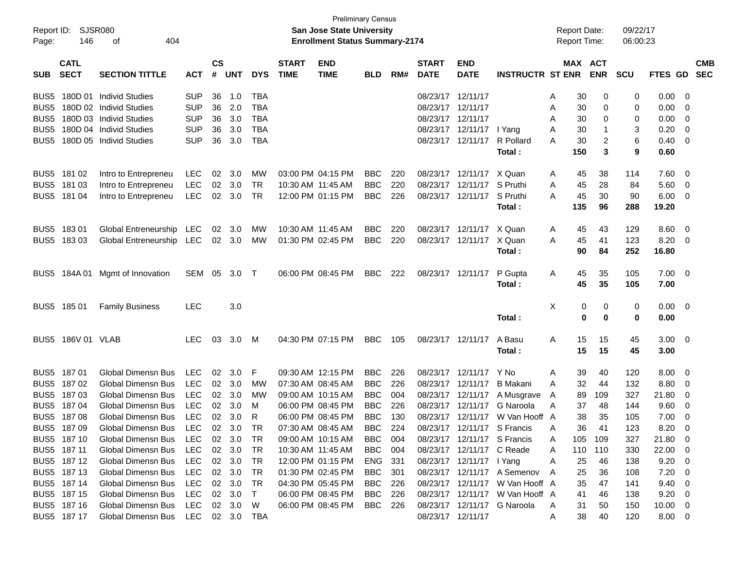Preliminary Census

Report ID: SJSR080 **San Jose State University** Report Date: 09/22/17

Page: 146 of 404 **Enrollment Status Summary-2174** Report Time: 06:00:23

| SUB | CATL SECT | SECTION TITTLE | ACT | CS # | UNT | DYS | START TIME | END TIME | BLD | RM# | START DATE | END DATE | INSTRUCTR | ST | MAX ENR | ACT ENR | SCU | FTES | GD | CMB SEC |
|---|---|---|---|---|---|---|---|---|---|---|---|---|---|---|---|---|---|---|---|---|
| BUS5 | 180D 01 | Individ Studies | SUP | 36 | 1.0 | TBA | | | | | 08/23/17 | 12/11/17 | | A | 30 | 0 | 0 | 0.00 | 0 | |
| BUS5 | 180D 02 | Individ Studies | SUP | 36 | 2.0 | TBA | | | | | 08/23/17 | 12/11/17 | | A | 30 | 0 | 0 | 0.00 | 0 | |
| BUS5 | 180D 03 | Individ Studies | SUP | 36 | 3.0 | TBA | | | | | 08/23/17 | 12/11/17 | | A | 30 | 0 | 0 | 0.00 | 0 | |
| BUS5 | 180D 04 | Individ Studies | SUP | 36 | 3.0 | TBA | | | | | 08/23/17 | 12/11/17 | I Yang | A | 30 | 1 | 3 | 0.20 | 0 | |
| BUS5 | 180D 05 | Individ Studies | SUP | 36 | 3.0 | TBA | | | | | 08/23/17 | 12/11/17 | R Pollard | A | 30 | 2 | 6 | 0.40 | 0 | |
| | | | | | | | | | | | | | **Total :** | | **150** | **3** | **9** | **0.60** | | |
| BUS5 | 181 02 | Intro to Entrepreneu | LEC | 02 | 3.0 | MW | 03:00 PM | 04:15 PM | BBC | 220 | 08/23/17 | 12/11/17 | X Quan | A | 45 | 38 | 114 | 7.60 | 0 | |
| BUS5 | 181 03 | Intro to Entrepreneu | LEC | 02 | 3.0 | TR | 10:30 AM | 11:45 AM | BBC | 220 | 08/23/17 | 12/11/17 | S Pruthi | A | 45 | 28 | 84 | 5.60 | 0 | |
| BUS5 | 181 04 | Intro to Entrepreneu | LEC | 02 | 3.0 | TR | 12:00 PM | 01:15 PM | BBC | 226 | 08/23/17 | 12/11/17 | S Pruthi | A | 45 | 30 | 90 | 6.00 | 0 | |
| | | | | | | | | | | | | | **Total :** | | **135** | **96** | **288** | **19.20** | | |
| BUS5 | 183 01 | Global Entreneurship | LEC | 02 | 3.0 | MW | 10:30 AM | 11:45 AM | BBC | 220 | 08/23/17 | 12/11/17 | X Quan | A | 45 | 43 | 129 | 8.60 | 0 | |
| BUS5 | 183 03 | Global Entreneurship | LEC | 02 | 3.0 | MW | 01:30 PM | 02:45 PM | BBC | 220 | 08/23/17 | 12/11/17 | X Quan | A | 45 | 41 | 123 | 8.20 | 0 | |
| | | | | | | | | | | | | | **Total :** | | **90** | **84** | **252** | **16.80** | | |
| BUS5 | 184A 01 | Mgmt of Innovation | SEM | 05 | 3.0 | T | 06:00 PM | 08:45 PM | BBC | 222 | 08/23/17 | 12/11/17 | P Gupta | A | 45 | 35 | 105 | 7.00 | 0 | |
| | | | | | | | | | | | | | **Total :** | | **45** | **35** | **105** | **7.00** | | |
| BUS5 | 185 01 | Family Business | LEC | | 3.0 | | | | | | | | | X | 0 | 0 | 0 | 0.00 | 0 | |
| | | | | | | | | | | | | | **Total :** | | **0** | **0** | **0** | **0.00** | | |
| BUS5 | 186V 01 | VLAB | LEC | 03 | 3.0 | M | 04:30 PM | 07:15 PM | BBC | 105 | 08/23/17 | 12/11/17 | A Basu | A | 15 | 15 | 45 | 3.00 | 0 | |
| | | | | | | | | | | | | | **Total :** | | **15** | **15** | **45** | **3.00** | | |
| BUS5 | 187 01 | Global Dimensn Bus | LEC | 02 | 3.0 | F | 09:30 AM | 12:15 PM | BBC | 226 | 08/23/17 | 12/11/17 | Y No | A | 39 | 40 | 120 | 8.00 | 0 | |
| BUS5 | 187 02 | Global Dimensn Bus | LEC | 02 | 3.0 | MW | 07:30 AM | 08:45 AM | BBC | 226 | 08/23/17 | 12/11/17 | B Makani | A | 32 | 44 | 132 | 8.80 | 0 | |
| BUS5 | 187 03 | Global Dimensn Bus | LEC | 02 | 3.0 | MW | 09:00 AM | 10:15 AM | BBC | 004 | 08/23/17 | 12/11/17 | A Musgrave | A | 89 | 109 | 327 | 21.80 | 0 | |
| BUS5 | 187 04 | Global Dimensn Bus | LEC | 02 | 3.0 | M | 06:00 PM | 08:45 PM | BBC | 226 | 08/23/17 | 12/11/17 | G Naroola | A | 37 | 48 | 144 | 9.60 | 0 | |
| BUS5 | 187 08 | Global Dimensn Bus | LEC | 02 | 3.0 | R | 06:00 PM | 08:45 PM | BBC | 130 | 08/23/17 | 12/11/17 | W Van Hooff | A | 38 | 35 | 105 | 7.00 | 0 | |
| BUS5 | 187 09 | Global Dimensn Bus | LEC | 02 | 3.0 | TR | 07:30 AM | 08:45 AM | BBC | 224 | 08/23/17 | 12/11/17 | S Francis | A | 36 | 41 | 123 | 8.20 | 0 | |
| BUS5 | 187 10 | Global Dimensn Bus | LEC | 02 | 3.0 | TR | 09:00 AM | 10:15 AM | BBC | 004 | 08/23/17 | 12/11/17 | S Francis | A | 105 | 109 | 327 | 21.80 | 0 | |
| BUS5 | 187 11 | Global Dimensn Bus | LEC | 02 | 3.0 | TR | 10:30 AM | 11:45 AM | BBC | 004 | 08/23/17 | 12/11/17 | C Reade | A | 110 | 110 | 330 | 22.00 | 0 | |
| BUS5 | 187 12 | Global Dimensn Bus | LEC | 02 | 3.0 | TR | 12:00 PM | 01:15 PM | ENG | 331 | 08/23/17 | 12/11/17 | I Yang | A | 25 | 46 | 138 | 9.20 | 0 | |
| BUS5 | 187 13 | Global Dimensn Bus | LEC | 02 | 3.0 | TR | 01:30 PM | 02:45 PM | BBC | 301 | 08/23/17 | 12/11/17 | A Semenov | A | 25 | 36 | 108 | 7.20 | 0 | |
| BUS5 | 187 14 | Global Dimensn Bus | LEC | 02 | 3.0 | TR | 04:30 PM | 05:45 PM | BBC | 226 | 08/23/17 | 12/11/17 | W Van Hooff | A | 35 | 47 | 141 | 9.40 | 0 | |
| BUS5 | 187 15 | Global Dimensn Bus | LEC | 02 | 3.0 | T | 06:00 PM | 08:45 PM | BBC | 226 | 08/23/17 | 12/11/17 | W Van Hooff | A | 41 | 46 | 138 | 9.20 | 0 | |
| BUS5 | 187 16 | Global Dimensn Bus | LEC | 02 | 3.0 | W | 06:00 PM | 08:45 PM | BBC | 226 | 08/23/17 | 12/11/17 | G Naroola | A | 31 | 50 | 150 | 10.00 | 0 | |
| BUS5 | 187 17 | Global Dimensn Bus | LEC | 02 | 3.0 | TBA | | | | | 08/23/17 | 12/11/17 | | A | 38 | 40 | 120 | 8.00 | 0 | |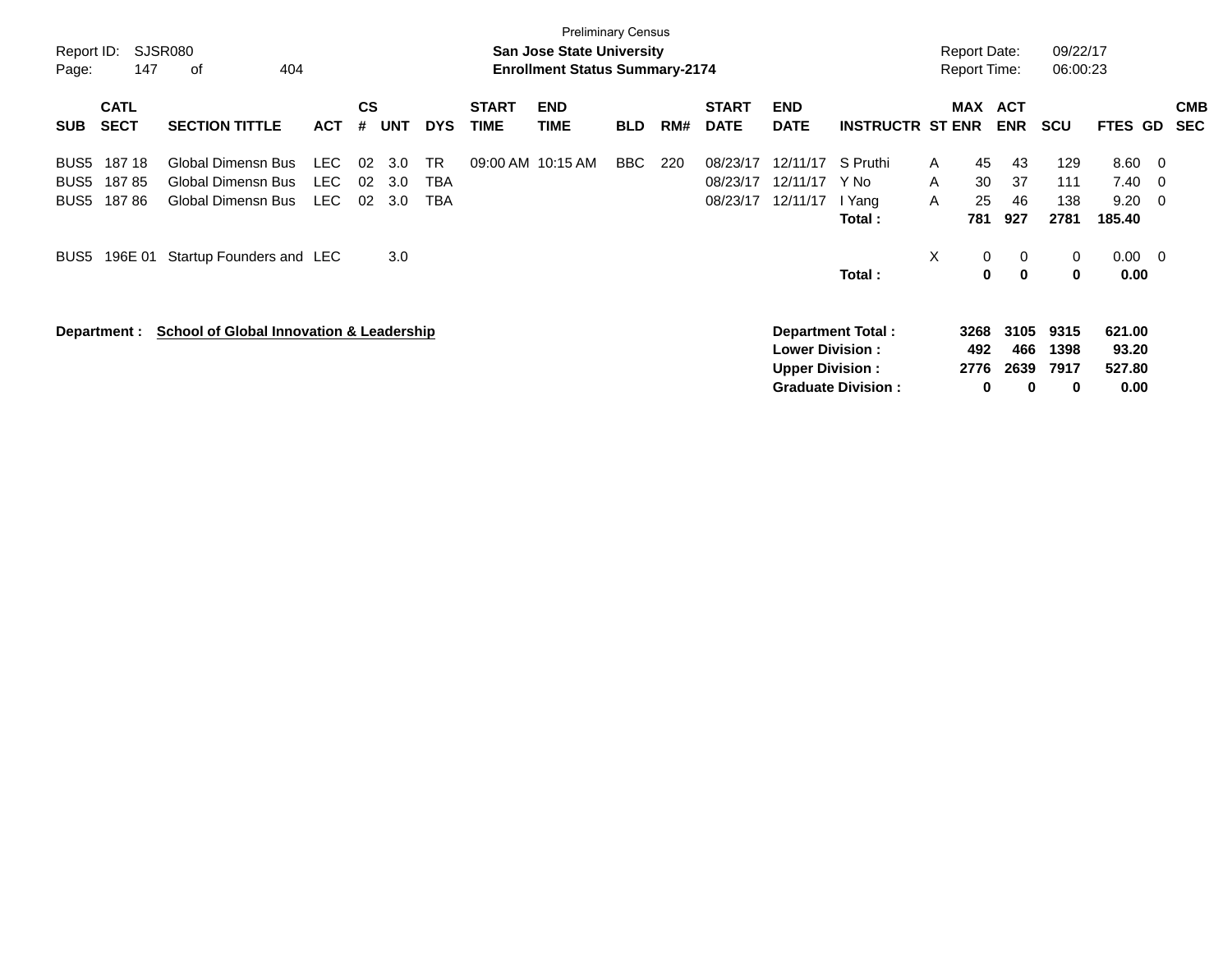Preliminary Census

**San Jose State University**
**Enrollment Status Summary-2174**

Report ID: SJSR080
Page: 147 of 404

Report Date: 09/22/17
Report Time: 06:00:23

| SUB | CATL SECT | SECTION TITTLE | ACT | CS # | UNT | DYS | START TIME | END TIME | BLD | RM# | START DATE | END DATE | INSTRUCTR | ST | MAX ENR | ACT ENR | SCU | FTES | GD | CMB SEC |
|---|---|---|---|---|---|---|---|---|---|---|---|---|---|---|---|---|---|---|---|---|
| BUS5 | 187 18 | Global Dimensn Bus | LEC | 02 | 3.0 | TR | 09:00 AM | 10:15 AM | BBC | 220 | 08/23/17 | 12/11/17 | S Pruthi | A | 45 | 43 | 129 | 8.60 | 0 | |
| BUS5 | 187 85 | Global Dimensn Bus | LEC | 02 | 3.0 | TBA | | | | | 08/23/17 | 12/11/17 | Y No | A | 30 | 37 | 111 | 7.40 | 0 | |
| BUS5 | 187 86 | Global Dimensn Bus | LEC | 02 | 3.0 | TBA | | | | | 08/23/17 | 12/11/17 | I Yang | A | 25 | 46 | 138 | 9.20 | 0 | |
| | | | | | | | | | | | | | **Total :** | | **781** | **927** | **2781** | **185.40** | | |
| BUS5 | 196E 01 | Startup Founders and | LEC | | 3.0 | | | | | | | | | X | 0 | 0 | 0 | 0.00 | 0 | |
| | | | | | | | | | | | | | **Total :** | | **0** | **0** | **0** | **0.00** | | |

**Department :** **School of Global Innovation & Leadership**

| | MAX ENR | ACT ENR | SCU | FTES |
|---|---|---|---|---|
| **Department Total :** | **3268** | **3105** | **9315** | **621.00** |
| **Lower Division :** | **492** | **466** | **1398** | **93.20** |
| **Upper Division :** | **2776** | **2639** | **7917** | **527.80** |
| **Graduate Division :** | **0** | **0** | **0** | **0.00** |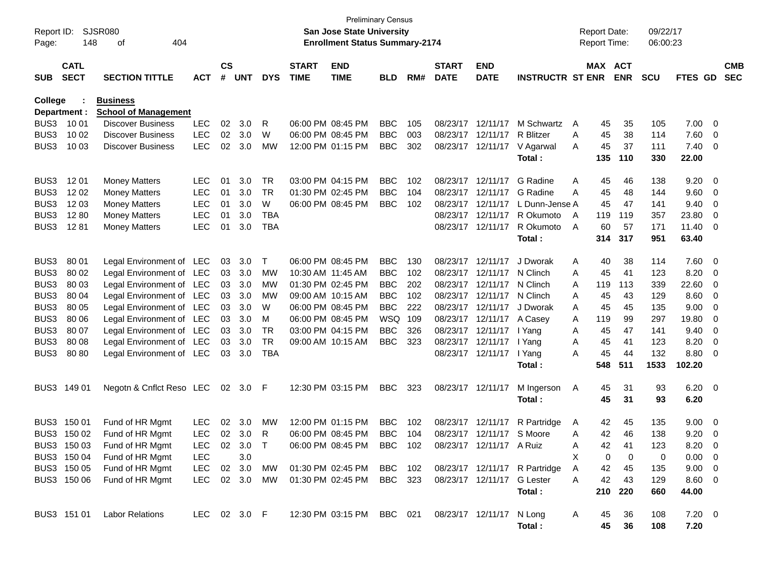Preliminary Census

**San Jose State University**

**Enrollment Status Summary-2174**

Report ID: SJSR080
Page: 148 of 404

Report Date: 09/22/17
Report Time: 06:00:23

**College : Business**

**Department : School of Management**

| SUB | CATL SECT | SECTION TITTLE | ACT | CS # | UNT | DYS | START TIME | END TIME | BLD | RM# | START DATE | END DATE | INSTRUCTR | ST | MAX ENR | ACT ENR | SCU | FTES | GD | CMB SEC |
|---|---|---|---|---|---|---|---|---|---|---|---|---|---|---|---|---|---|---|---|---|
| BUS3 | 10 01 | Discover Business | LEC | 02 | 3.0 | R | 06:00 PM | 08:45 PM | BBC | 105 | 08/23/17 | 12/11/17 | M Schwartz | A | 45 | 35 | 105 | 7.00 | 0 | |
| BUS3 | 10 02 | Discover Business | LEC | 02 | 3.0 | W | 06:00 PM | 08:45 PM | BBC | 003 | 08/23/17 | 12/11/17 | R Blitzer | A | 45 | 38 | 114 | 7.60 | 0 | |
| BUS3 | 10 03 | Discover Business | LEC | 02 | 3.0 | MW | 12:00 PM | 01:15 PM | BBC | 302 | 08/23/17 | 12/11/17 | V Agarwal | A | 45 | 37 | 111 | 7.40 | 0 | |
| | | | | | | | | | | | | | **Total :** | | **135** | **110** | **330** | **22.00** | | |
| BUS3 | 12 01 | Money Matters | LEC | 01 | 3.0 | TR | 03:00 PM | 04:15 PM | BBC | 102 | 08/23/17 | 12/11/17 | G Radine | A | 45 | 46 | 138 | 9.20 | 0 | |
| BUS3 | 12 02 | Money Matters | LEC | 01 | 3.0 | TR | 01:30 PM | 02:45 PM | BBC | 104 | 08/23/17 | 12/11/17 | G Radine | A | 45 | 48 | 144 | 9.60 | 0 | |
| BUS3 | 12 03 | Money Matters | LEC | 01 | 3.0 | W | 06:00 PM | 08:45 PM | BBC | 102 | 08/23/17 | 12/11/17 | L Dunn-Jense | A | 45 | 47 | 141 | 9.40 | 0 | |
| BUS3 | 12 80 | Money Matters | LEC | 01 | 3.0 | TBA | | | | | 08/23/17 | 12/11/17 | R Okumoto | A | 119 | 119 | 357 | 23.80 | 0 | |
| BUS3 | 12 81 | Money Matters | LEC | 01 | 3.0 | TBA | | | | | 08/23/17 | 12/11/17 | R Okumoto | A | 60 | 57 | 171 | 11.40 | 0 | |
| | | | | | | | | | | | | | **Total :** | | **314** | **317** | **951** | **63.40** | | |
| BUS3 | 80 01 | Legal Environment of | LEC | 03 | 3.0 | T | 06:00 PM | 08:45 PM | BBC | 130 | 08/23/17 | 12/11/17 | J Dworak | A | 40 | 38 | 114 | 7.60 | 0 | |
| BUS3 | 80 02 | Legal Environment of | LEC | 03 | 3.0 | MW | 10:30 AM | 11:45 AM | BBC | 102 | 08/23/17 | 12/11/17 | N Clinch | A | 45 | 41 | 123 | 8.20 | 0 | |
| BUS3 | 80 03 | Legal Environment of | LEC | 03 | 3.0 | MW | 01:30 PM | 02:45 PM | BBC | 202 | 08/23/17 | 12/11/17 | N Clinch | A | 119 | 113 | 339 | 22.60 | 0 | |
| BUS3 | 80 04 | Legal Environment of | LEC | 03 | 3.0 | MW | 09:00 AM | 10:15 AM | BBC | 102 | 08/23/17 | 12/11/17 | N Clinch | A | 45 | 43 | 129 | 8.60 | 0 | |
| BUS3 | 80 05 | Legal Environment of | LEC | 03 | 3.0 | W | 06:00 PM | 08:45 PM | BBC | 222 | 08/23/17 | 12/11/17 | J Dworak | A | 45 | 45 | 135 | 9.00 | 0 | |
| BUS3 | 80 06 | Legal Environment of | LEC | 03 | 3.0 | M | 06:00 PM | 08:45 PM | WSQ | 109 | 08/23/17 | 12/11/17 | A Casey | A | 119 | 99 | 297 | 19.80 | 0 | |
| BUS3 | 80 07 | Legal Environment of | LEC | 03 | 3.0 | TR | 03:00 PM | 04:15 PM | BBC | 326 | 08/23/17 | 12/11/17 | I Yang | A | 45 | 47 | 141 | 9.40 | 0 | |
| BUS3 | 80 08 | Legal Environment of | LEC | 03 | 3.0 | TR | 09:00 AM | 10:15 AM | BBC | 323 | 08/23/17 | 12/11/17 | I Yang | A | 45 | 41 | 123 | 8.20 | 0 | |
| BUS3 | 80 80 | Legal Environment of | LEC | 03 | 3.0 | TBA | | | | | 08/23/17 | 12/11/17 | I Yang | A | 45 | 44 | 132 | 8.80 | 0 | |
| | | | | | | | | | | | | | **Total :** | | **548** | **511** | **1533** | **102.20** | | |
| BUS3 | 149 01 | Negotn & Cnflct Reso | LEC | 02 | 3.0 | F | 12:30 PM | 03:15 PM | BBC | 323 | 08/23/17 | 12/11/17 | M Ingerson | A | 45 | 31 | 93 | 6.20 | 0 | |
| | | | | | | | | | | | | | **Total :** | | **45** | **31** | **93** | **6.20** | | |
| BUS3 | 150 01 | Fund of HR Mgmt | LEC | 02 | 3.0 | MW | 12:00 PM | 01:15 PM | BBC | 102 | 08/23/17 | 12/11/17 | R Partridge | A | 42 | 45 | 135 | 9.00 | 0 | |
| BUS3 | 150 02 | Fund of HR Mgmt | LEC | 02 | 3.0 | R | 06:00 PM | 08:45 PM | BBC | 104 | 08/23/17 | 12/11/17 | S Moore | A | 42 | 46 | 138 | 9.20 | 0 | |
| BUS3 | 150 03 | Fund of HR Mgmt | LEC | 02 | 3.0 | T | 06:00 PM | 08:45 PM | BBC | 102 | 08/23/17 | 12/11/17 | A Ruiz | A | 42 | 41 | 123 | 8.20 | 0 | |
| BUS3 | 150 04 | Fund of HR Mgmt | LEC | | 3.0 | | | | | | | | | X | 0 | 0 | 0 | 0.00 | 0 | |
| BUS3 | 150 05 | Fund of HR Mgmt | LEC | 02 | 3.0 | MW | 01:30 PM | 02:45 PM | BBC | 102 | 08/23/17 | 12/11/17 | R Partridge | A | 42 | 45 | 135 | 9.00 | 0 | |
| BUS3 | 150 06 | Fund of HR Mgmt | LEC | 02 | 3.0 | MW | 01:30 PM | 02:45 PM | BBC | 323 | 08/23/17 | 12/11/17 | G Lester | A | 42 | 43 | 129 | 8.60 | 0 | |
| | | | | | | | | | | | | | **Total :** | | **210** | **220** | **660** | **44.00** | | |
| BUS3 | 151 01 | Labor Relations | LEC | 02 | 3.0 | F | 12:30 PM | 03:15 PM | BBC | 021 | 08/23/17 | 12/11/17 | N Long | A | 45 | 36 | 108 | 7.20 | 0 | |
| | | | | | | | | | | | | | **Total :** | | **45** | **36** | **108** | **7.20** | | |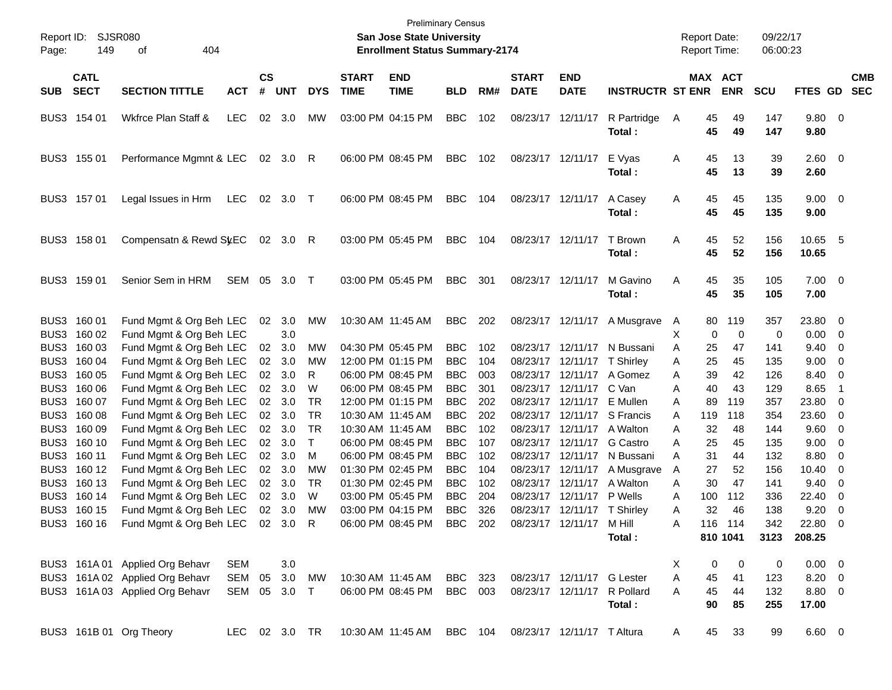Preliminary Census

Report ID: SJSR080
Page: 149 of 404

**San Jose State University**
**Enrollment Status Summary-2174**

Report Date: 09/22/17
Report Time: 06:00:23

| SUB | CATL SECT | SECTION TITTLE | ACT | CS # | UNT | DYS | START TIME | END TIME | BLD | RM# | START DATE | END DATE | INSTRUCTR | ST | MAX ENR | ACT ENR | SCU | FTES | GD | CMB SEC |
|---|---|---|---|---|---|---|---|---|---|---|---|---|---|---|---|---|---|---|---|---|
| BUS3 | 154 01 | Wkfrce Plan Staff & | LEC | 02 | 3.0 | MW | 03:00 PM | 04:15 PM | BBC | 102 | 08/23/17 | 12/11/17 | R Partridge | A | 45 | 49 | 147 | 9.80 | 0 | |
| | | | | | | | | | | | | | **Total :** | | **45** | **49** | **147** | **9.80** | | |
| BUS3 | 155 01 | Performance Mgmnt & | LEC | 02 | 3.0 | R | 06:00 PM | 08:45 PM | BBC | 102 | 08/23/17 | 12/11/17 | E Vyas | A | 45 | 13 | 39 | 2.60 | 0 | |
| | | | | | | | | | | | | | **Total :** | | **45** | **13** | **39** | **2.60** | | |
| BUS3 | 157 01 | Legal Issues in Hrm | LEC | 02 | 3.0 | T | 06:00 PM | 08:45 PM | BBC | 104 | 08/23/17 | 12/11/17 | A Casey | A | 45 | 45 | 135 | 9.00 | 0 | |
| | | | | | | | | | | | | | **Total :** | | **45** | **45** | **135** | **9.00** | | |
| BUS3 | 158 01 | Compensatn & Rewd Sy | LEC | 02 | 3.0 | R | 03:00 PM | 05:45 PM | BBC | 104 | 08/23/17 | 12/11/17 | T Brown | A | 45 | 52 | 156 | 10.65 | 5 | |
| | | | | | | | | | | | | | **Total :** | | **45** | **52** | **156** | **10.65** | | |
| BUS3 | 159 01 | Senior Sem in HRM | SEM | 05 | 3.0 | T | 03:00 PM | 05:45 PM | BBC | 301 | 08/23/17 | 12/11/17 | M Gavino | A | 45 | 35 | 105 | 7.00 | 0 | |
| | | | | | | | | | | | | | **Total :** | | **45** | **35** | **105** | **7.00** | | |
| BUS3 | 160 01 | Fund Mgmt & Org Beh | LEC | 02 | 3.0 | MW | 10:30 AM | 11:45 AM | BBC | 202 | 08/23/17 | 12/11/17 | A Musgrave | A | 80 | 119 | 357 | 23.80 | 0 | |
| BUS3 | 160 02 | Fund Mgmt & Org Beh | LEC | | 3.0 | | | | | | | | | X | 0 | 0 | 0 | 0.00 | 0 | |
| BUS3 | 160 03 | Fund Mgmt & Org Beh | LEC | 02 | 3.0 | MW | 04:30 PM | 05:45 PM | BBC | 102 | 08/23/17 | 12/11/17 | N Bussani | A | 25 | 47 | 141 | 9.40 | 0 | |
| BUS3 | 160 04 | Fund Mgmt & Org Beh | LEC | 02 | 3.0 | MW | 12:00 PM | 01:15 PM | BBC | 104 | 08/23/17 | 12/11/17 | T Shirley | A | 25 | 45 | 135 | 9.00 | 0 | |
| BUS3 | 160 05 | Fund Mgmt & Org Beh | LEC | 02 | 3.0 | R | 06:00 PM | 08:45 PM | BBC | 003 | 08/23/17 | 12/11/17 | A Gomez | A | 39 | 42 | 126 | 8.40 | 0 | |
| BUS3 | 160 06 | Fund Mgmt & Org Beh | LEC | 02 | 3.0 | W | 06:00 PM | 08:45 PM | BBC | 301 | 08/23/17 | 12/11/17 | C Van | A | 40 | 43 | 129 | 8.65 | 1 | |
| BUS3 | 160 07 | Fund Mgmt & Org Beh | LEC | 02 | 3.0 | TR | 12:00 PM | 01:15 PM | BBC | 202 | 08/23/17 | 12/11/17 | E Mullen | A | 89 | 119 | 357 | 23.80 | 0 | |
| BUS3 | 160 08 | Fund Mgmt & Org Beh | LEC | 02 | 3.0 | TR | 10:30 AM | 11:45 AM | BBC | 202 | 08/23/17 | 12/11/17 | S Francis | A | 119 | 118 | 354 | 23.60 | 0 | |
| BUS3 | 160 09 | Fund Mgmt & Org Beh | LEC | 02 | 3.0 | TR | 10:30 AM | 11:45 AM | BBC | 102 | 08/23/17 | 12/11/17 | A Walton | A | 32 | 48 | 144 | 9.60 | 0 | |
| BUS3 | 160 10 | Fund Mgmt & Org Beh | LEC | 02 | 3.0 | T | 06:00 PM | 08:45 PM | BBC | 107 | 08/23/17 | 12/11/17 | G Castro | A | 25 | 45 | 135 | 9.00 | 0 | |
| BUS3 | 160 11 | Fund Mgmt & Org Beh | LEC | 02 | 3.0 | M | 06:00 PM | 08:45 PM | BBC | 102 | 08/23/17 | 12/11/17 | N Bussani | A | 31 | 44 | 132 | 8.80 | 0 | |
| BUS3 | 160 12 | Fund Mgmt & Org Beh | LEC | 02 | 3.0 | MW | 01:30 PM | 02:45 PM | BBC | 104 | 08/23/17 | 12/11/17 | A Musgrave | A | 27 | 52 | 156 | 10.40 | 0 | |
| BUS3 | 160 13 | Fund Mgmt & Org Beh | LEC | 02 | 3.0 | TR | 01:30 PM | 02:45 PM | BBC | 102 | 08/23/17 | 12/11/17 | A Walton | A | 30 | 47 | 141 | 9.40 | 0 | |
| BUS3 | 160 14 | Fund Mgmt & Org Beh | LEC | 02 | 3.0 | W | 03:00 PM | 05:45 PM | BBC | 204 | 08/23/17 | 12/11/17 | P Wells | A | 100 | 112 | 336 | 22.40 | 0 | |
| BUS3 | 160 15 | Fund Mgmt & Org Beh | LEC | 02 | 3.0 | MW | 03:00 PM | 04:15 PM | BBC | 326 | 08/23/17 | 12/11/17 | T Shirley | A | 32 | 46 | 138 | 9.20 | 0 | |
| BUS3 | 160 16 | Fund Mgmt & Org Beh | LEC | 02 | 3.0 | R | 06:00 PM | 08:45 PM | BBC | 202 | 08/23/17 | 12/11/17 | M Hill | A | 116 | 114 | 342 | 22.80 | 0 | |
| | | | | | | | | | | | | | **Total :** | | **810** | **1041** | **3123** | **208.25** | | |
| BUS3 | 161A 01 | Applied Org Behavr | SEM | | 3.0 | | | | | | | | | X | 0 | 0 | 0 | 0.00 | 0 | |
| BUS3 | 161A 02 | Applied Org Behavr | SEM | 05 | 3.0 | MW | 10:30 AM | 11:45 AM | BBC | 323 | 08/23/17 | 12/11/17 | G Lester | A | 45 | 41 | 123 | 8.20 | 0 | |
| BUS3 | 161A 03 | Applied Org Behavr | SEM | 05 | 3.0 | T | 06:00 PM | 08:45 PM | BBC | 003 | 08/23/17 | 12/11/17 | R Pollard | A | 45 | 44 | 132 | 8.80 | 0 | |
| | | | | | | | | | | | | | **Total :** | | **90** | **85** | **255** | **17.00** | | |
| BUS3 | 161B 01 | Org Theory | LEC | 02 | 3.0 | TR | 10:30 AM | 11:45 AM | BBC | 104 | 08/23/17 | 12/11/17 | T Altura | A | 45 | 33 | 99 | 6.60 | 0 | |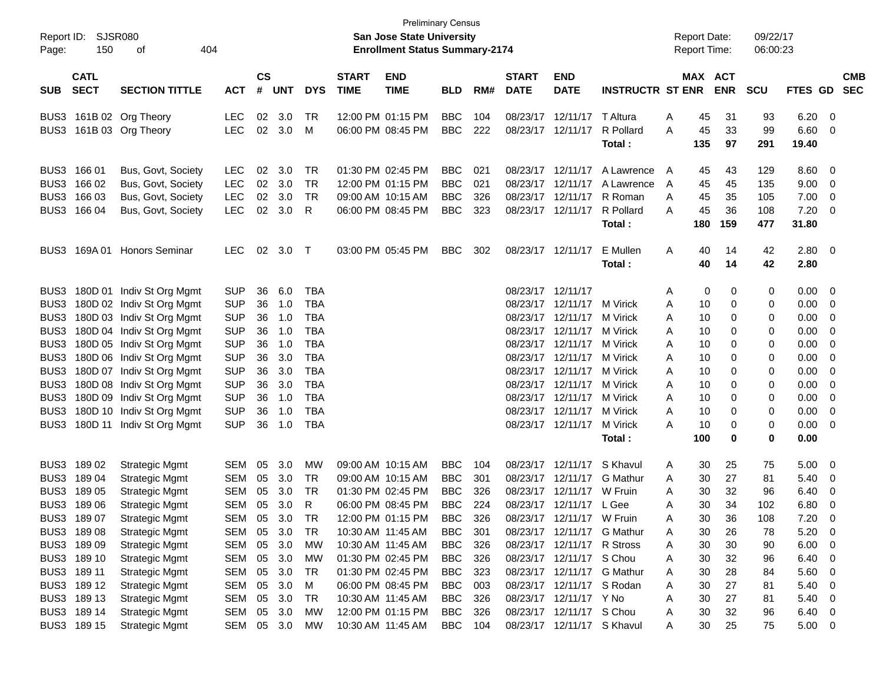Preliminary Census

Report ID: SJSR080

**San Jose State University**

**Enrollment Status Summary-2174**

Report Date: 09/22/17
Report Time: 06:00:23

| SUB | CATL SECT | SECTION TITTLE | ACT | CS # | UNT | DYS | START TIME | END TIME | BLD | RM# | START DATE | END DATE | INSTRUCTR | ST | MAX ENR | ACT ENR | SCU | FTES | GD | CMB SEC |
|---|---|---|---|---|---|---|---|---|---|---|---|---|---|---|---|---|---|---|---|---|
| BUS3 | 161B 02 | Org Theory | LEC | 02 | 3.0 | TR | 12:00 PM | 01:15 PM | BBC | 104 | 08/23/17 | 12/11/17 | T Altura | A | 45 | 31 | 93 | 6.20 | 0 | |
| BUS3 | 161B 03 | Org Theory | LEC | 02 | 3.0 | M | 06:00 PM | 08:45 PM | BBC | 222 | 08/23/17 | 12/11/17 | R Pollard | A | 45 | 33 | 99 | 6.60 | 0 | |
| | | | | | | | | | | | | | **Total :** | | **135** | **97** | **291** | **19.40** | | |
| BUS3 | 166 01 | Bus, Govt, Society | LEC | 02 | 3.0 | TR | 01:30 PM | 02:45 PM | BBC | 021 | 08/23/17 | 12/11/17 | A Lawrence | A | 45 | 43 | 129 | 8.60 | 0 | |
| BUS3 | 166 02 | Bus, Govt, Society | LEC | 02 | 3.0 | TR | 12:00 PM | 01:15 PM | BBC | 021 | 08/23/17 | 12/11/17 | A Lawrence | A | 45 | 45 | 135 | 9.00 | 0 | |
| BUS3 | 166 03 | Bus, Govt, Society | LEC | 02 | 3.0 | TR | 09:00 AM | 10:15 AM | BBC | 326 | 08/23/17 | 12/11/17 | R Roman | A | 45 | 35 | 105 | 7.00 | 0 | |
| BUS3 | 166 04 | Bus, Govt, Society | LEC | 02 | 3.0 | R | 06:00 PM | 08:45 PM | BBC | 323 | 08/23/17 | 12/11/17 | R Pollard | A | 45 | 36 | 108 | 7.20 | 0 | |
| | | | | | | | | | | | | | **Total :** | | **180** | **159** | **477** | **31.80** | | |
| BUS3 | 169A 01 | Honors Seminar | LEC | 02 | 3.0 | T | 03:00 PM | 05:45 PM | BBC | 302 | 08/23/17 | 12/11/17 | E Mullen | A | 40 | 14 | 42 | 2.80 | 0 | |
| | | | | | | | | | | | | | **Total :** | | **40** | **14** | **42** | **2.80** | | |
| BUS3 | 180D 01 | Indiv St Org Mgmt | SUP | 36 | 6.0 | TBA | | | | | 08/23/17 | 12/11/17 | | A | 0 | 0 | 0 | 0.00 | 0 | |
| BUS3 | 180D 02 | Indiv St Org Mgmt | SUP | 36 | 1.0 | TBA | | | | | 08/23/17 | 12/11/17 | M Virick | A | 10 | 0 | 0 | 0.00 | 0 | |
| BUS3 | 180D 03 | Indiv St Org Mgmt | SUP | 36 | 1.0 | TBA | | | | | 08/23/17 | 12/11/17 | M Virick | A | 10 | 0 | 0 | 0.00 | 0 | |
| BUS3 | 180D 04 | Indiv St Org Mgmt | SUP | 36 | 1.0 | TBA | | | | | 08/23/17 | 12/11/17 | M Virick | A | 10 | 0 | 0 | 0.00 | 0 | |
| BUS3 | 180D 05 | Indiv St Org Mgmt | SUP | 36 | 1.0 | TBA | | | | | 08/23/17 | 12/11/17 | M Virick | A | 10 | 0 | 0 | 0.00 | 0 | |
| BUS3 | 180D 06 | Indiv St Org Mgmt | SUP | 36 | 3.0 | TBA | | | | | 08/23/17 | 12/11/17 | M Virick | A | 10 | 0 | 0 | 0.00 | 0 | |
| BUS3 | 180D 07 | Indiv St Org Mgmt | SUP | 36 | 3.0 | TBA | | | | | 08/23/17 | 12/11/17 | M Virick | A | 10 | 0 | 0 | 0.00 | 0 | |
| BUS3 | 180D 08 | Indiv St Org Mgmt | SUP | 36 | 3.0 | TBA | | | | | 08/23/17 | 12/11/17 | M Virick | A | 10 | 0 | 0 | 0.00 | 0 | |
| BUS3 | 180D 09 | Indiv St Org Mgmt | SUP | 36 | 1.0 | TBA | | | | | 08/23/17 | 12/11/17 | M Virick | A | 10 | 0 | 0 | 0.00 | 0 | |
| BUS3 | 180D 10 | Indiv St Org Mgmt | SUP | 36 | 1.0 | TBA | | | | | 08/23/17 | 12/11/17 | M Virick | A | 10 | 0 | 0 | 0.00 | 0 | |
| BUS3 | 180D 11 | Indiv St Org Mgmt | SUP | 36 | 1.0 | TBA | | | | | 08/23/17 | 12/11/17 | M Virick | A | 10 | 0 | 0 | 0.00 | 0 | |
| | | | | | | | | | | | | | **Total :** | | **100** | **0** | **0** | **0.00** | | |
| BUS3 | 189 02 | Strategic Mgmt | SEM | 05 | 3.0 | MW | 09:00 AM | 10:15 AM | BBC | 104 | 08/23/17 | 12/11/17 | S Khavul | A | 30 | 25 | 75 | 5.00 | 0 | |
| BUS3 | 189 04 | Strategic Mgmt | SEM | 05 | 3.0 | TR | 09:00 AM | 10:15 AM | BBC | 301 | 08/23/17 | 12/11/17 | G Mathur | A | 30 | 27 | 81 | 5.40 | 0 | |
| BUS3 | 189 05 | Strategic Mgmt | SEM | 05 | 3.0 | TR | 01:30 PM | 02:45 PM | BBC | 326 | 08/23/17 | 12/11/17 | W Fruin | A | 30 | 32 | 96 | 6.40 | 0 | |
| BUS3 | 189 06 | Strategic Mgmt | SEM | 05 | 3.0 | R | 06:00 PM | 08:45 PM | BBC | 224 | 08/23/17 | 12/11/17 | L Gee | A | 30 | 34 | 102 | 6.80 | 0 | |
| BUS3 | 189 07 | Strategic Mgmt | SEM | 05 | 3.0 | TR | 12:00 PM | 01:15 PM | BBC | 326 | 08/23/17 | 12/11/17 | W Fruin | A | 30 | 36 | 108 | 7.20 | 0 | |
| BUS3 | 189 08 | Strategic Mgmt | SEM | 05 | 3.0 | TR | 10:30 AM | 11:45 AM | BBC | 301 | 08/23/17 | 12/11/17 | G Mathur | A | 30 | 26 | 78 | 5.20 | 0 | |
| BUS3 | 189 09 | Strategic Mgmt | SEM | 05 | 3.0 | MW | 10:30 AM | 11:45 AM | BBC | 326 | 08/23/17 | 12/11/17 | R Stross | A | 30 | 30 | 90 | 6.00 | 0 | |
| BUS3 | 189 10 | Strategic Mgmt | SEM | 05 | 3.0 | MW | 01:30 PM | 02:45 PM | BBC | 326 | 08/23/17 | 12/11/17 | S Chou | A | 30 | 32 | 96 | 6.40 | 0 | |
| BUS3 | 189 11 | Strategic Mgmt | SEM | 05 | 3.0 | TR | 01:30 PM | 02:45 PM | BBC | 323 | 08/23/17 | 12/11/17 | G Mathur | A | 30 | 28 | 84 | 5.60 | 0 | |
| BUS3 | 189 12 | Strategic Mgmt | SEM | 05 | 3.0 | M | 06:00 PM | 08:45 PM | BBC | 003 | 08/23/17 | 12/11/17 | S Rodan | A | 30 | 27 | 81 | 5.40 | 0 | |
| BUS3 | 189 13 | Strategic Mgmt | SEM | 05 | 3.0 | TR | 10:30 AM | 11:45 AM | BBC | 326 | 08/23/17 | 12/11/17 | Y No | A | 30 | 27 | 81 | 5.40 | 0 | |
| BUS3 | 189 14 | Strategic Mgmt | SEM | 05 | 3.0 | MW | 12:00 PM | 01:15 PM | BBC | 326 | 08/23/17 | 12/11/17 | S Chou | A | 30 | 32 | 96 | 6.40 | 0 | |
| BUS3 | 189 15 | Strategic Mgmt | SEM | 05 | 3.0 | MW | 10:30 AM | 11:45 AM | BBC | 104 | 08/23/17 | 12/11/17 | S Khavul | A | 30 | 25 | 75 | 5.00 | 0 | |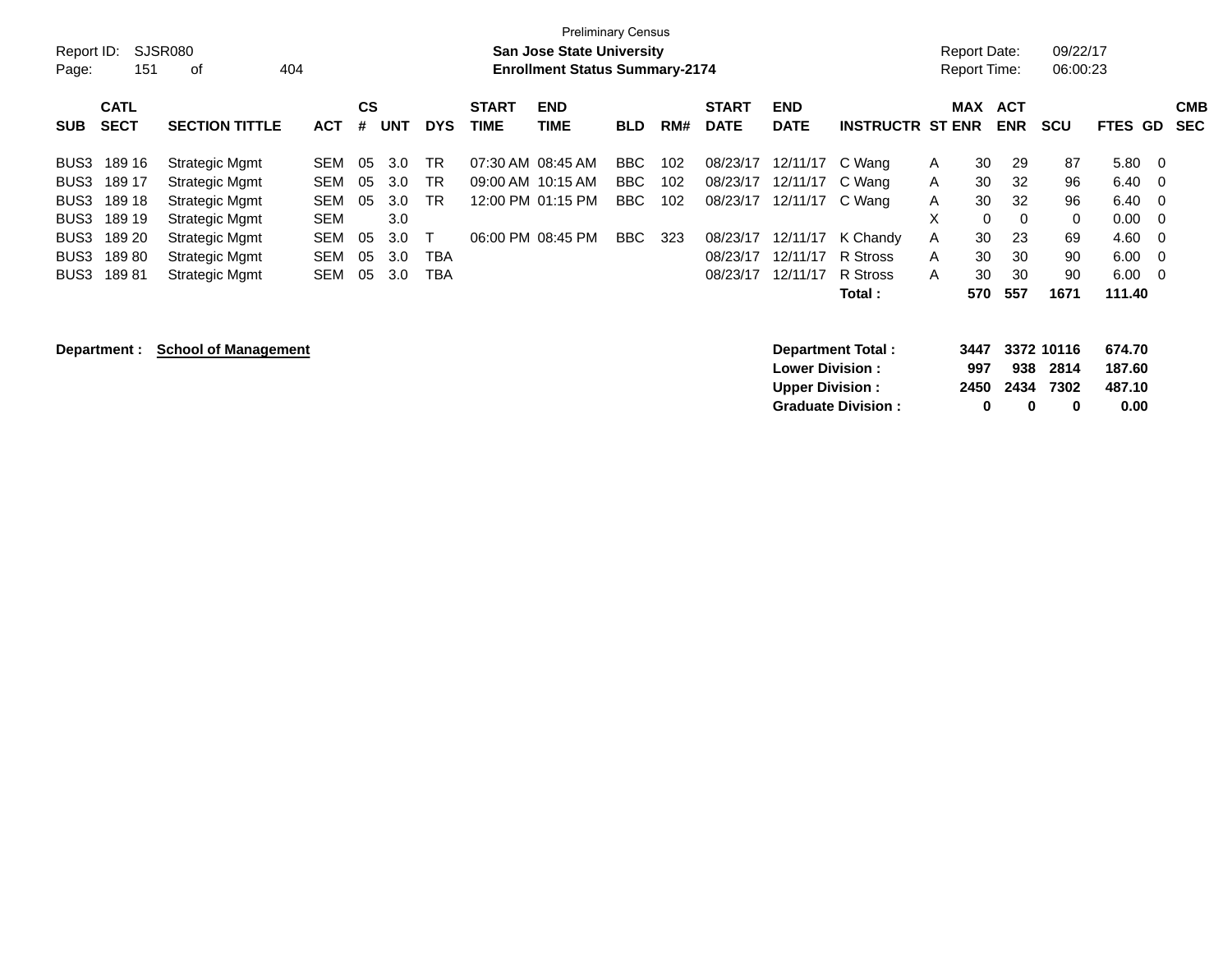Preliminary Census

Report ID: SJSR080

**San Jose State University**

**Enrollment Status Summary-2174**

Report Date: 09/22/17

Report Time: 06:00:23

| SUB | CATL SECT | SECTION TITTLE | ACT | CS # | UNT | DYS | START TIME | END TIME | BLD | RM# | START DATE | END DATE | INSTRUCTR | ST | MAX ENR | ACT ENR | SCU | FTES | GD | CMB SEC |
|---|---|---|---|---|---|---|---|---|---|---|---|---|---|---|---|---|---|---|---|---|
| BUS3 | 189 16 | Strategic Mgmt | SEM | 05 | 3.0 | TR | 07:30 AM | 08:45 AM | BBC | 102 | 08/23/17 | 12/11/17 | C Wang | A | 30 | 29 | 87 | 5.80 | 0 | |
| BUS3 | 189 17 | Strategic Mgmt | SEM | 05 | 3.0 | TR | 09:00 AM | 10:15 AM | BBC | 102 | 08/23/17 | 12/11/17 | C Wang | A | 30 | 32 | 96 | 6.40 | 0 | |
| BUS3 | 189 18 | Strategic Mgmt | SEM | 05 | 3.0 | TR | 12:00 PM | 01:15 PM | BBC | 102 | 08/23/17 | 12/11/17 | C Wang | A | 30 | 32 | 96 | 6.40 | 0 | |
| BUS3 | 189 19 | Strategic Mgmt | SEM | | 3.0 | | | | | | | | | X | 0 | 0 | 0 | 0.00 | 0 | |
| BUS3 | 189 20 | Strategic Mgmt | SEM | 05 | 3.0 | T | 06:00 PM | 08:45 PM | BBC | 323 | 08/23/17 | 12/11/17 | K Chandy | A | 30 | 23 | 69 | 4.60 | 0 | |
| BUS3 | 189 80 | Strategic Mgmt | SEM | 05 | 3.0 | TBA | | | | | 08/23/17 | 12/11/17 | R Stross | A | 30 | 30 | 90 | 6.00 | 0 | |
| BUS3 | 189 81 | Strategic Mgmt | SEM | 05 | 3.0 | TBA | | | | | 08/23/17 | 12/11/17 | R Stross | A | 30 | 30 | 90 | 6.00 | 0 | |
| | | | | | | | | | | | | | **Total :** | | **570** | **557** | **1671** | **111.40** | | |

**Department :** **School of Management**

| | MAX ENR | ACT ENR | SCU | FTES |
|---|---|---|---|---|
| **Department Total :** | **3447** | **3372** | **10116** | **674.70** |
| **Lower Division :** | **997** | **938** | **2814** | **187.60** |
| **Upper Division :** | **2450** | **2434** | **7302** | **487.10** |
| **Graduate Division :** | **0** | **0** | **0** | **0.00** |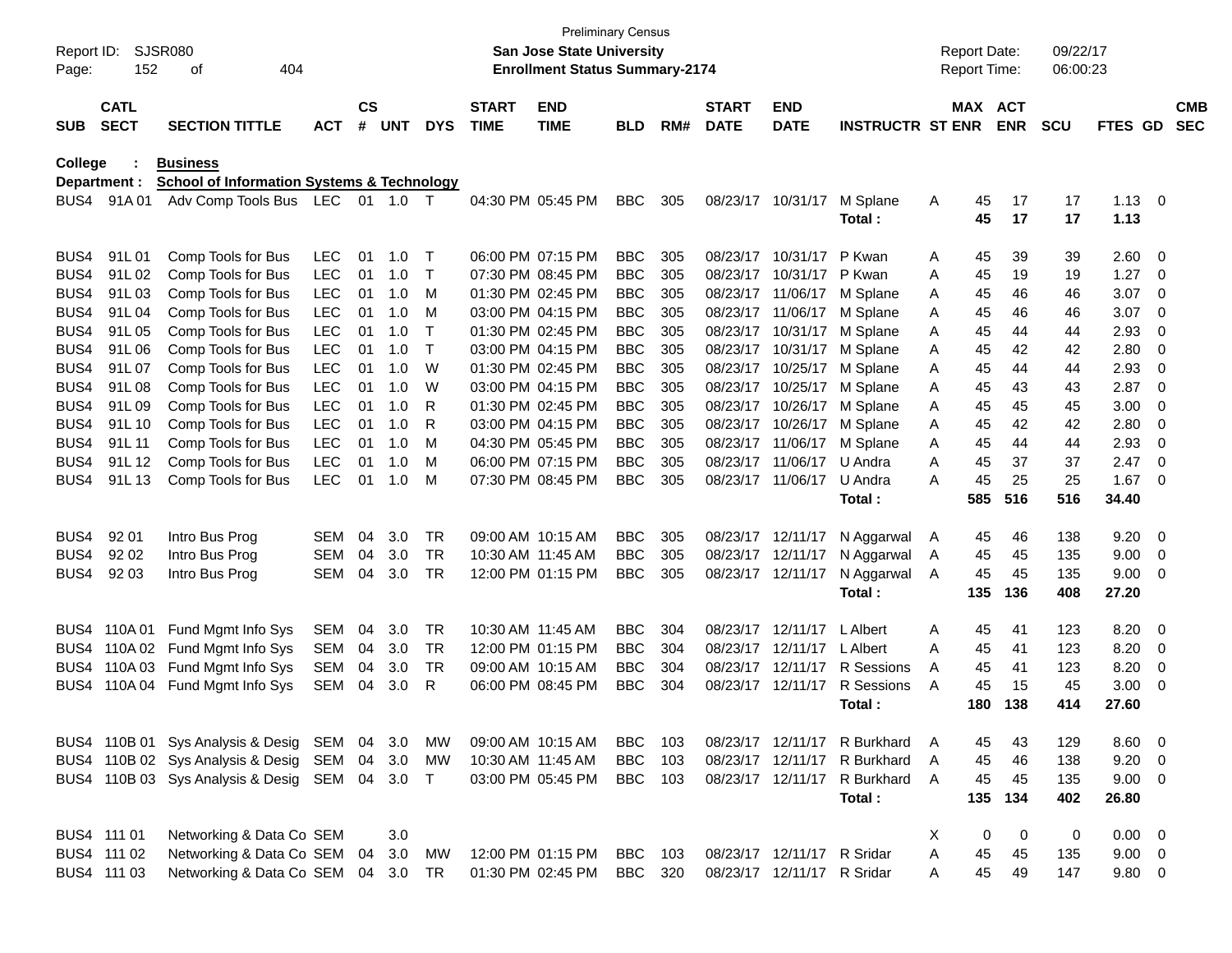Preliminary Census

**San Jose State University**

**Enrollment Status Summary-2174**

Report ID: SJSR080
Report Date: 09/22/17
Report Time: 06:00:23

**College : Business**

**Department : School of Information Systems & Technology**

| SUB | CATL SECT | SECTION TITTLE | ACT | CS # | UNT | DYS | START TIME | END TIME | BLD | RM# | START DATE | END DATE | INSTRUCTR | ST | MAX ENR | ACT ENR | SCU | FTES | GD | CMB SEC |
|---|---|---|---|---|---|---|---|---|---|---|---|---|---|---|---|---|---|---|---|---|
| BUS4 | 91A 01 | Adv Comp Tools Bus | LEC | 01 | 1.0 | T | 04:30 PM | 05:45 PM | BBC | 305 | 08/23/17 | 10/31/17 | M Splane | A | 45 | 17 | 17 | 1.13 | 0 | |
| | | | | | | | | | | | | | **Total :** | | **45** | **17** | **17** | **1.13** | | |
| BUS4 | 91L 01 | Comp Tools for Bus | LEC | 01 | 1.0 | T | 06:00 PM | 07:15 PM | BBC | 305 | 08/23/17 | 10/31/17 | P Kwan | A | 45 | 39 | 39 | 2.60 | 0 | |
| BUS4 | 91L 02 | Comp Tools for Bus | LEC | 01 | 1.0 | T | 07:30 PM | 08:45 PM | BBC | 305 | 08/23/17 | 10/31/17 | P Kwan | A | 45 | 19 | 19 | 1.27 | 0 | |
| BUS4 | 91L 03 | Comp Tools for Bus | LEC | 01 | 1.0 | M | 01:30 PM | 02:45 PM | BBC | 305 | 08/23/17 | 11/06/17 | M Splane | A | 45 | 46 | 46 | 3.07 | 0 | |
| BUS4 | 91L 04 | Comp Tools for Bus | LEC | 01 | 1.0 | M | 03:00 PM | 04:15 PM | BBC | 305 | 08/23/17 | 11/06/17 | M Splane | A | 45 | 46 | 46 | 3.07 | 0 | |
| BUS4 | 91L 05 | Comp Tools for Bus | LEC | 01 | 1.0 | T | 01:30 PM | 02:45 PM | BBC | 305 | 08/23/17 | 10/31/17 | M Splane | A | 45 | 44 | 44 | 2.93 | 0 | |
| BUS4 | 91L 06 | Comp Tools for Bus | LEC | 01 | 1.0 | T | 03:00 PM | 04:15 PM | BBC | 305 | 08/23/17 | 10/31/17 | M Splane | A | 45 | 42 | 42 | 2.80 | 0 | |
| BUS4 | 91L 07 | Comp Tools for Bus | LEC | 01 | 1.0 | W | 01:30 PM | 02:45 PM | BBC | 305 | 08/23/17 | 10/25/17 | M Splane | A | 45 | 44 | 44 | 2.93 | 0 | |
| BUS4 | 91L 08 | Comp Tools for Bus | LEC | 01 | 1.0 | W | 03:00 PM | 04:15 PM | BBC | 305 | 08/23/17 | 10/25/17 | M Splane | A | 45 | 43 | 43 | 2.87 | 0 | |
| BUS4 | 91L 09 | Comp Tools for Bus | LEC | 01 | 1.0 | R | 01:30 PM | 02:45 PM | BBC | 305 | 08/23/17 | 10/26/17 | M Splane | A | 45 | 45 | 45 | 3.00 | 0 | |
| BUS4 | 91L 10 | Comp Tools for Bus | LEC | 01 | 1.0 | R | 03:00 PM | 04:15 PM | BBC | 305 | 08/23/17 | 10/26/17 | M Splane | A | 45 | 42 | 42 | 2.80 | 0 | |
| BUS4 | 91L 11 | Comp Tools for Bus | LEC | 01 | 1.0 | M | 04:30 PM | 05:45 PM | BBC | 305 | 08/23/17 | 11/06/17 | M Splane | A | 45 | 44 | 44 | 2.93 | 0 | |
| BUS4 | 91L 12 | Comp Tools for Bus | LEC | 01 | 1.0 | M | 06:00 PM | 07:15 PM | BBC | 305 | 08/23/17 | 11/06/17 | U Andra | A | 45 | 37 | 37 | 2.47 | 0 | |
| BUS4 | 91L 13 | Comp Tools for Bus | LEC | 01 | 1.0 | M | 07:30 PM | 08:45 PM | BBC | 305 | 08/23/17 | 11/06/17 | U Andra | A | 45 | 25 | 25 | 1.67 | 0 | |
| | | | | | | | | | | | | | **Total :** | | **585** | **516** | **516** | **34.40** | | |
| BUS4 | 92 01 | Intro Bus Prog | SEM | 04 | 3.0 | TR | 09:00 AM | 10:15 AM | BBC | 305 | 08/23/17 | 12/11/17 | N Aggarwal | A | 45 | 46 | 138 | 9.20 | 0 | |
| BUS4 | 92 02 | Intro Bus Prog | SEM | 04 | 3.0 | TR | 10:30 AM | 11:45 AM | BBC | 305 | 08/23/17 | 12/11/17 | N Aggarwal | A | 45 | 45 | 135 | 9.00 | 0 | |
| BUS4 | 92 03 | Intro Bus Prog | SEM | 04 | 3.0 | TR | 12:00 PM | 01:15 PM | BBC | 305 | 08/23/17 | 12/11/17 | N Aggarwal | A | 45 | 45 | 135 | 9.00 | 0 | |
| | | | | | | | | | | | | | **Total :** | | **135** | **136** | **408** | **27.20** | | |
| BUS4 | 110A 01 | Fund Mgmt Info Sys | SEM | 04 | 3.0 | TR | 10:30 AM | 11:45 AM | BBC | 304 | 08/23/17 | 12/11/17 | L Albert | A | 45 | 41 | 123 | 8.20 | 0 | |
| BUS4 | 110A 02 | Fund Mgmt Info Sys | SEM | 04 | 3.0 | TR | 12:00 PM | 01:15 PM | BBC | 304 | 08/23/17 | 12/11/17 | L Albert | A | 45 | 41 | 123 | 8.20 | 0 | |
| BUS4 | 110A 03 | Fund Mgmt Info Sys | SEM | 04 | 3.0 | TR | 09:00 AM | 10:15 AM | BBC | 304 | 08/23/17 | 12/11/17 | R Sessions | A | 45 | 41 | 123 | 8.20 | 0 | |
| BUS4 | 110A 04 | Fund Mgmt Info Sys | SEM | 04 | 3.0 | R | 06:00 PM | 08:45 PM | BBC | 304 | 08/23/17 | 12/11/17 | R Sessions | A | 45 | 15 | 45 | 3.00 | 0 | |
| | | | | | | | | | | | | | **Total :** | | **180** | **138** | **414** | **27.60** | | |
| BUS4 | 110B 01 | Sys Analysis & Desig | SEM | 04 | 3.0 | MW | 09:00 AM | 10:15 AM | BBC | 103 | 08/23/17 | 12/11/17 | R Burkhard | A | 45 | 43 | 129 | 8.60 | 0 | |
| BUS4 | 110B 02 | Sys Analysis & Desig | SEM | 04 | 3.0 | MW | 10:30 AM | 11:45 AM | BBC | 103 | 08/23/17 | 12/11/17 | R Burkhard | A | 45 | 46 | 138 | 9.20 | 0 | |
| BUS4 | 110B 03 | Sys Analysis & Desig | SEM | 04 | 3.0 | T | 03:00 PM | 05:45 PM | BBC | 103 | 08/23/17 | 12/11/17 | R Burkhard | A | 45 | 45 | 135 | 9.00 | 0 | |
| | | | | | | | | | | | | | **Total :** | | **135** | **134** | **402** | **26.80** | | |
| BUS4 | 111 01 | Networking & Data Co | SEM | | 3.0 | | | | | | | | | X | 0 | 0 | 0 | 0.00 | 0 | |
| BUS4 | 111 02 | Networking & Data Co | SEM | 04 | 3.0 | MW | 12:00 PM | 01:15 PM | BBC | 103 | 08/23/17 | 12/11/17 | R Sridar | A | 45 | 45 | 135 | 9.00 | 0 | |
| BUS4 | 111 03 | Networking & Data Co | SEM | 04 | 3.0 | TR | 01:30 PM | 02:45 PM | BBC | 320 | 08/23/17 | 12/11/17 | R Sridar | A | 45 | 49 | 147 | 9.80 | 0 | |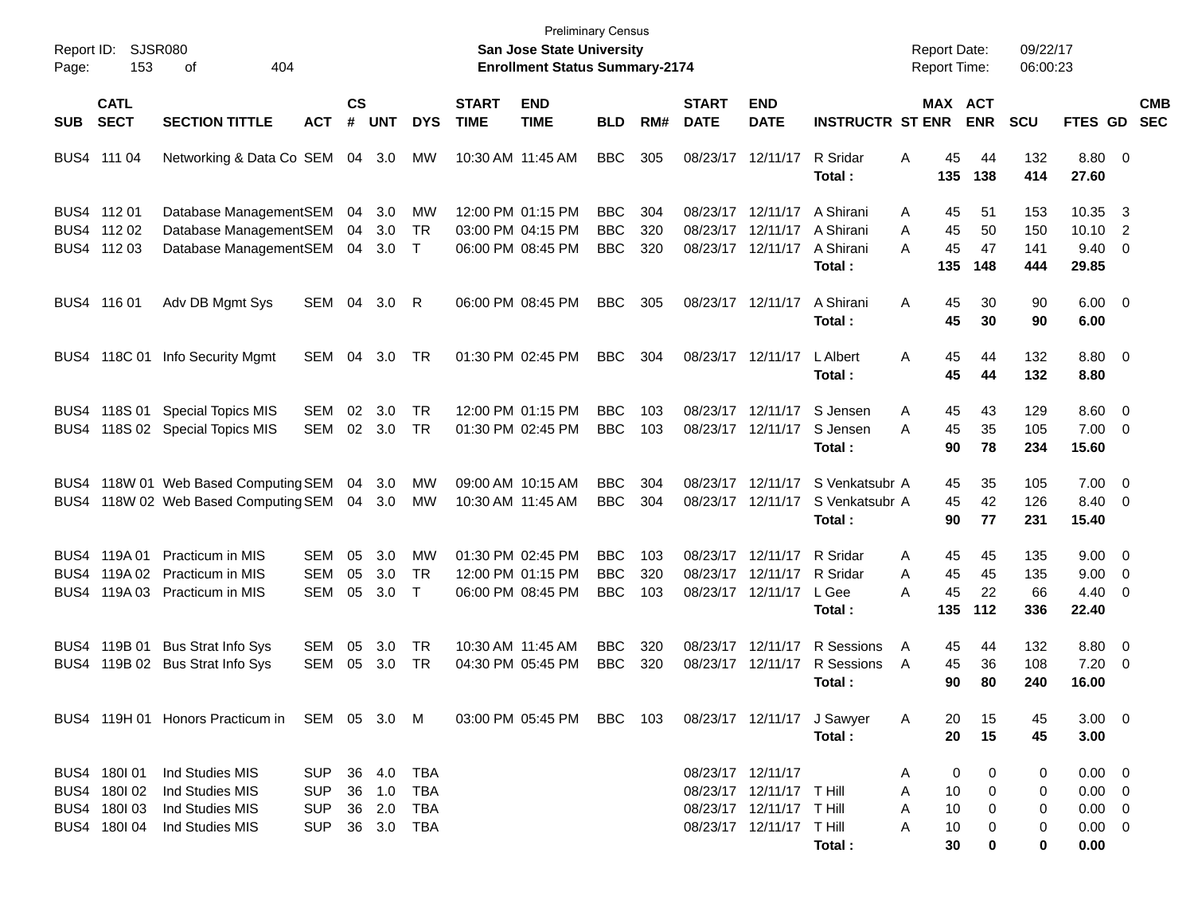Preliminary Census

**San Jose State University**

**Enrollment Status Summary-2174**

Report ID: SJSR080
Report Date: 09/22/17
Report Time: 06:00:23

| SUB | CATL SECT | SECTION TITTLE | ACT | CS # | UNT | DYS | START TIME | END TIME | BLD | RM# | START DATE | END DATE | INSTRUCTR | ST | MAX ENR | ACT ENR | SCU | FTES | GD | CMB SEC |
|---|---|---|---|---|---|---|---|---|---|---|---|---|---|---|---|---|---|---|---|---|
| BUS4 | 111 04 | Networking & Data Co | SEM | 04 | 3.0 | MW | 10:30 AM | 11:45 AM | BBC | 305 | 08/23/17 | 12/11/17 | R Sridar | A | 45 | 44 | 132 | 8.80 | 0 | |
| | | | | | | | | | | | | | **Total :** | | **135** | **138** | **414** | **27.60** | | |
| BUS4 | 112 01 | Database Management | SEM | 04 | 3.0 | MW | 12:00 PM | 01:15 PM | BBC | 304 | 08/23/17 | 12/11/17 | A Shirani | A | 45 | 51 | 153 | 10.35 | 3 | |
| BUS4 | 112 02 | Database Management | SEM | 04 | 3.0 | TR | 03:00 PM | 04:15 PM | BBC | 320 | 08/23/17 | 12/11/17 | A Shirani | A | 45 | 50 | 150 | 10.10 | 2 | |
| BUS4 | 112 03 | Database Management | SEM | 04 | 3.0 | T | 06:00 PM | 08:45 PM | BBC | 320 | 08/23/17 | 12/11/17 | A Shirani | A | 45 | 47 | 141 | 9.40 | 0 | |
| | | | | | | | | | | | | | **Total :** | | **135** | **148** | **444** | **29.85** | | |
| BUS4 | 116 01 | Adv DB Mgmt Sys | SEM | 04 | 3.0 | R | 06:00 PM | 08:45 PM | BBC | 305 | 08/23/17 | 12/11/17 | A Shirani | A | 45 | 30 | 90 | 6.00 | 0 | |
| | | | | | | | | | | | | | **Total :** | | **45** | **30** | **90** | **6.00** | | |
| BUS4 | 118C 01 | Info Security Mgmt | SEM | 04 | 3.0 | TR | 01:30 PM | 02:45 PM | BBC | 304 | 08/23/17 | 12/11/17 | L Albert | A | 45 | 44 | 132 | 8.80 | 0 | |
| | | | | | | | | | | | | | **Total :** | | **45** | **44** | **132** | **8.80** | | |
| BUS4 | 118S 01 | Special Topics MIS | SEM | 02 | 3.0 | TR | 12:00 PM | 01:15 PM | BBC | 103 | 08/23/17 | 12/11/17 | S Jensen | A | 45 | 43 | 129 | 8.60 | 0 | |
| BUS4 | 118S 02 | Special Topics MIS | SEM | 02 | 3.0 | TR | 01:30 PM | 02:45 PM | BBC | 103 | 08/23/17 | 12/11/17 | S Jensen | A | 45 | 35 | 105 | 7.00 | 0 | |
| | | | | | | | | | | | | | **Total :** | | **90** | **78** | **234** | **15.60** | | |
| BUS4 | 118W 01 | Web Based Computing | SEM | 04 | 3.0 | MW | 09:00 AM | 10:15 AM | BBC | 304 | 08/23/17 | 12/11/17 | S Venkatsubr | A | 45 | 35 | 105 | 7.00 | 0 | |
| BUS4 | 118W 02 | Web Based Computing | SEM | 04 | 3.0 | MW | 10:30 AM | 11:45 AM | BBC | 304 | 08/23/17 | 12/11/17 | S Venkatsubr | A | 45 | 42 | 126 | 8.40 | 0 | |
| | | | | | | | | | | | | | **Total :** | | **90** | **77** | **231** | **15.40** | | |
| BUS4 | 119A 01 | Practicum in MIS | SEM | 05 | 3.0 | MW | 01:30 PM | 02:45 PM | BBC | 103 | 08/23/17 | 12/11/17 | R Sridar | A | 45 | 45 | 135 | 9.00 | 0 | |
| BUS4 | 119A 02 | Practicum in MIS | SEM | 05 | 3.0 | TR | 12:00 PM | 01:15 PM | BBC | 320 | 08/23/17 | 12/11/17 | R Sridar | A | 45 | 45 | 135 | 9.00 | 0 | |
| BUS4 | 119A 03 | Practicum in MIS | SEM | 05 | 3.0 | T | 06:00 PM | 08:45 PM | BBC | 103 | 08/23/17 | 12/11/17 | L Gee | A | 45 | 22 | 66 | 4.40 | 0 | |
| | | | | | | | | | | | | | **Total :** | | **135** | **112** | **336** | **22.40** | | |
| BUS4 | 119B 01 | Bus Strat Info Sys | SEM | 05 | 3.0 | TR | 10:30 AM | 11:45 AM | BBC | 320 | 08/23/17 | 12/11/17 | R Sessions | A | 45 | 44 | 132 | 8.80 | 0 | |
| BUS4 | 119B 02 | Bus Strat Info Sys | SEM | 05 | 3.0 | TR | 04:30 PM | 05:45 PM | BBC | 320 | 08/23/17 | 12/11/17 | R Sessions | A | 45 | 36 | 108 | 7.20 | 0 | |
| | | | | | | | | | | | | | **Total :** | | **90** | **80** | **240** | **16.00** | | |
| BUS4 | 119H 01 | Honors Practicum in | SEM | 05 | 3.0 | M | 03:00 PM | 05:45 PM | BBC | 103 | 08/23/17 | 12/11/17 | J Sawyer | A | 20 | 15 | 45 | 3.00 | 0 | |
| | | | | | | | | | | | | | **Total :** | | **20** | **15** | **45** | **3.00** | | |
| BUS4 | 180I 01 | Ind Studies MIS | SUP | 36 | 4.0 | TBA | | | | | 08/23/17 | 12/11/17 | | A | 0 | 0 | 0 | 0.00 | 0 | |
| BUS4 | 180I 02 | Ind Studies MIS | SUP | 36 | 1.0 | TBA | | | | | 08/23/17 | 12/11/17 | T Hill | A | 10 | 0 | 0 | 0.00 | 0 | |
| BUS4 | 180I 03 | Ind Studies MIS | SUP | 36 | 2.0 | TBA | | | | | 08/23/17 | 12/11/17 | T Hill | A | 10 | 0 | 0 | 0.00 | 0 | |
| BUS4 | 180I 04 | Ind Studies MIS | SUP | 36 | 3.0 | TBA | | | | | 08/23/17 | 12/11/17 | T Hill | A | 10 | 0 | 0 | 0.00 | 0 | |
| | | | | | | | | | | | | | **Total :** | | **30** | **0** | **0** | **0.00** | | |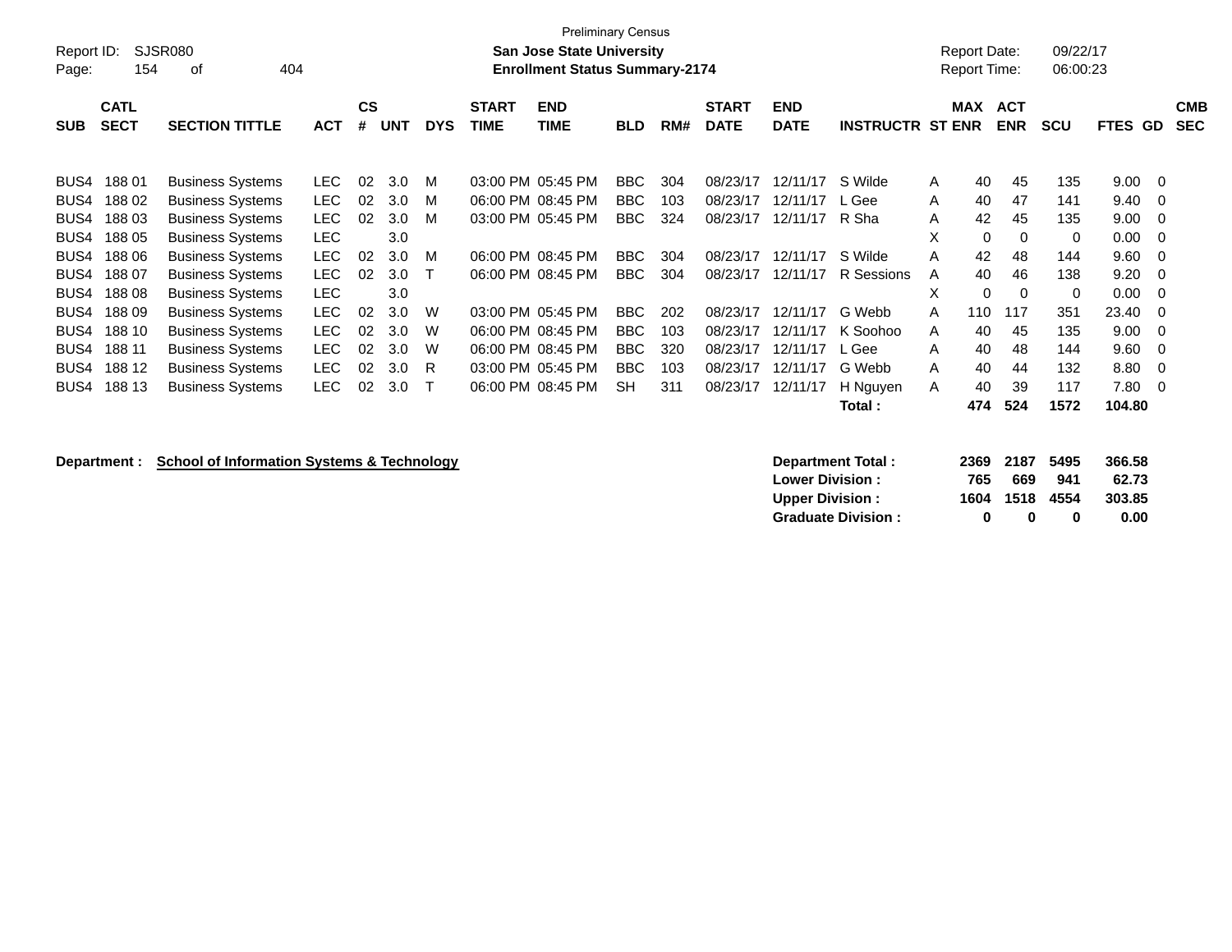Preliminary Census

Report ID: SJSR080

**San Jose State University**

**Enrollment Status Summary-2174**

Report Date: 09/22/17

Report Time: 06:00:23

| SUB | CATL SECT | SECTION TITTLE | ACT | CS # | UNT | DYS | START TIME | END TIME | BLD | RM# | START DATE | END DATE | INSTRUCTR | ST | MAX ENR | ACT ENR | SCU | FTES | GD | CMB SEC |
|---|---|---|---|---|---|---|---|---|---|---|---|---|---|---|---|---|---|---|---|---|
| BUS4 | 188 01 | Business Systems | LEC | 02 | 3.0 | M | 03:00 PM | 05:45 PM | BBC | 304 | 08/23/17 | 12/11/17 | S Wilde | A | 40 | 45 | 135 | 9.00 | 0 | |
| BUS4 | 188 02 | Business Systems | LEC | 02 | 3.0 | M | 06:00 PM | 08:45 PM | BBC | 103 | 08/23/17 | 12/11/17 | L Gee | A | 40 | 47 | 141 | 9.40 | 0 | |
| BUS4 | 188 03 | Business Systems | LEC | 02 | 3.0 | M | 03:00 PM | 05:45 PM | BBC | 324 | 08/23/17 | 12/11/17 | R Sha | A | 42 | 45 | 135 | 9.00 | 0 | |
| BUS4 | 188 05 | Business Systems | LEC | | 3.0 | | | | | | | | | X | 0 | 0 | 0 | 0.00 | 0 | |
| BUS4 | 188 06 | Business Systems | LEC | 02 | 3.0 | M | 06:00 PM | 08:45 PM | BBC | 304 | 08/23/17 | 12/11/17 | S Wilde | A | 42 | 48 | 144 | 9.60 | 0 | |
| BUS4 | 188 07 | Business Systems | LEC | 02 | 3.0 | T | 06:00 PM | 08:45 PM | BBC | 304 | 08/23/17 | 12/11/17 | R Sessions | A | 40 | 46 | 138 | 9.20 | 0 | |
| BUS4 | 188 08 | Business Systems | LEC | | 3.0 | | | | | | | | | X | 0 | 0 | 0 | 0.00 | 0 | |
| BUS4 | 188 09 | Business Systems | LEC | 02 | 3.0 | W | 03:00 PM | 05:45 PM | BBC | 202 | 08/23/17 | 12/11/17 | G Webb | A | 110 | 117 | 351 | 23.40 | 0 | |
| BUS4 | 188 10 | Business Systems | LEC | 02 | 3.0 | W | 06:00 PM | 08:45 PM | BBC | 103 | 08/23/17 | 12/11/17 | K Soohoo | A | 40 | 45 | 135 | 9.00 | 0 | |
| BUS4 | 188 11 | Business Systems | LEC | 02 | 3.0 | W | 06:00 PM | 08:45 PM | BBC | 320 | 08/23/17 | 12/11/17 | L Gee | A | 40 | 48 | 144 | 9.60 | 0 | |
| BUS4 | 188 12 | Business Systems | LEC | 02 | 3.0 | R | 03:00 PM | 05:45 PM | BBC | 103 | 08/23/17 | 12/11/17 | G Webb | A | 40 | 44 | 132 | 8.80 | 0 | |
| BUS4 | 188 13 | Business Systems | LEC | 02 | 3.0 | T | 06:00 PM | 08:45 PM | SH | 311 | 08/23/17 | 12/11/17 | H Nguyen | A | 40 | 39 | 117 | 7.80 | 0 | |
| | | | | | | | | | | | | | **Total :** | | **474** | **524** | **1572** | **104.80** | | |

**Department :** **School of Information Systems & Technology**

| | MAX ENR | ACT ENR | SCU | FTES |
|---|---|---|---|---|
| **Department Total :** | **2369** | **2187** | **5495** | **366.58** |
| **Lower Division :** | **765** | **669** | **941** | **62.73** |
| **Upper Division :** | **1604** | **1518** | **4554** | **303.85** |
| **Graduate Division :** | **0** | **0** | **0** | **0.00** |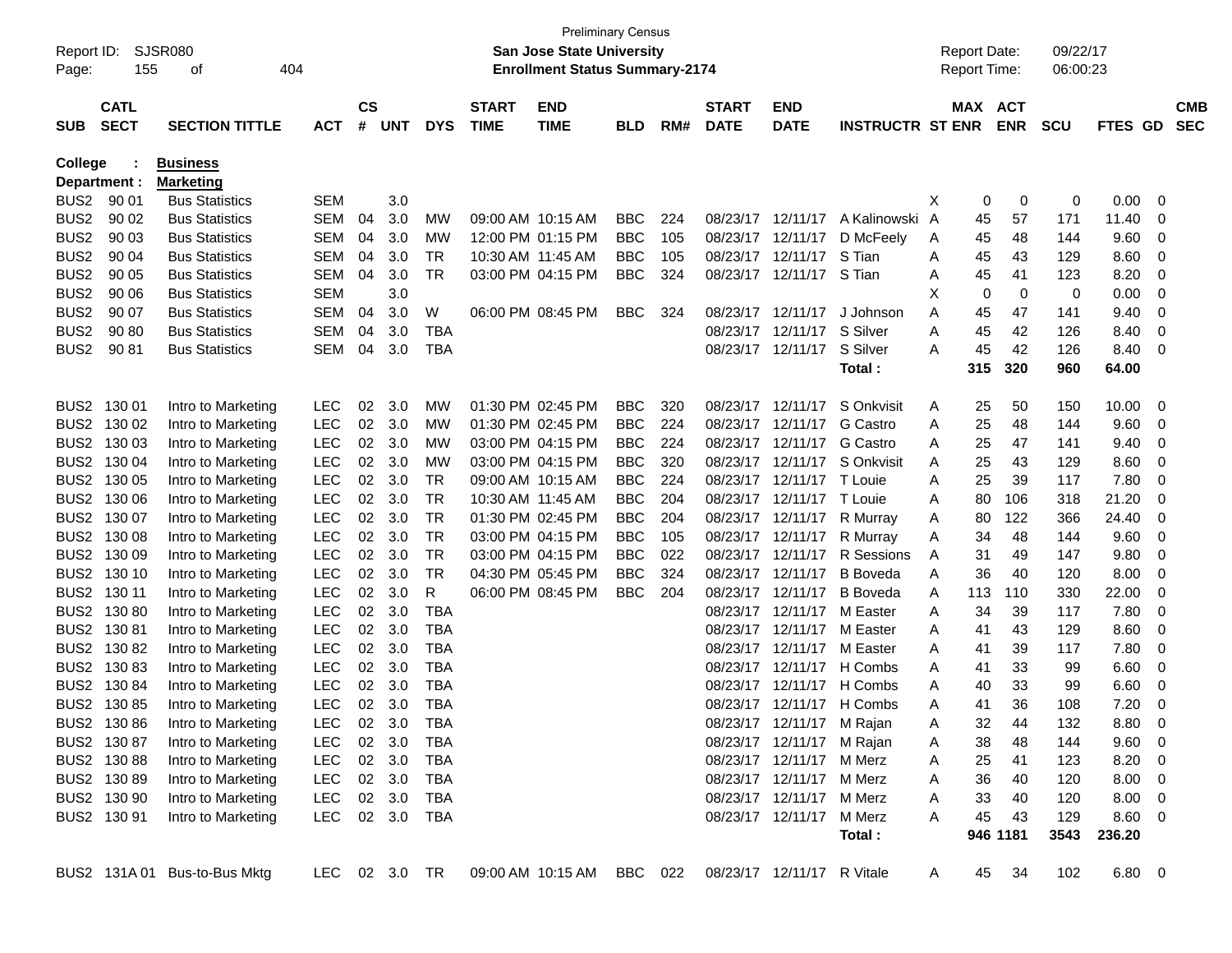Preliminary Census

Report ID: SJSR080 | San Jose State University | Report Date: 09/22/17

Page: 155 of 404 | Enrollment Status Summary-2174 | Report Time: 06:00:23

**College : Business**

**Department : Marketing**

| SUB | CATL SECT | SECTION TITTLE | ACT | CS # | UNT | DYS | START TIME | END TIME | BLD | RM# | START DATE | END DATE | INSTRUCTR | ST | MAX ENR | ACT ENR | SCU | FTES | GD | CMB SEC |
|---|---|---|---|---|---|---|---|---|---|---|---|---|---|---|---|---|---|---|---|---|
| BUS2 | 90 01 | Bus Statistics | SEM | | 3.0 | | | | | | | | | X | 0 | 0 | 0 | 0.00 | 0 | |
| BUS2 | 90 02 | Bus Statistics | SEM | 04 | 3.0 | MW | 09:00 AM | 10:15 AM | BBC | 224 | 08/23/17 | 12/11/17 | A Kalinowski | A | 45 | 57 | 171 | 11.40 | 0 | |
| BUS2 | 90 03 | Bus Statistics | SEM | 04 | 3.0 | MW | 12:00 PM | 01:15 PM | BBC | 105 | 08/23/17 | 12/11/17 | D McFeely | A | 45 | 48 | 144 | 9.60 | 0 | |
| BUS2 | 90 04 | Bus Statistics | SEM | 04 | 3.0 | TR | 10:30 AM | 11:45 AM | BBC | 105 | 08/23/17 | 12/11/17 | S Tian | A | 45 | 43 | 129 | 8.60 | 0 | |
| BUS2 | 90 05 | Bus Statistics | SEM | 04 | 3.0 | TR | 03:00 PM | 04:15 PM | BBC | 324 | 08/23/17 | 12/11/17 | S Tian | A | 45 | 41 | 123 | 8.20 | 0 | |
| BUS2 | 90 06 | Bus Statistics | SEM | | 3.0 | | | | | | | | | X | 0 | 0 | 0 | 0.00 | 0 | |
| BUS2 | 90 07 | Bus Statistics | SEM | 04 | 3.0 | W | 06:00 PM | 08:45 PM | BBC | 324 | 08/23/17 | 12/11/17 | J Johnson | A | 45 | 47 | 141 | 9.40 | 0 | |
| BUS2 | 90 80 | Bus Statistics | SEM | 04 | 3.0 | TBA | | | | | 08/23/17 | 12/11/17 | S Silver | A | 45 | 42 | 126 | 8.40 | 0 | |
| BUS2 | 90 81 | Bus Statistics | SEM | 04 | 3.0 | TBA | | | | | 08/23/17 | 12/11/17 | S Silver | A | 45 | 42 | 126 | 8.40 | 0 | |
| | | | | | | | | | | | | | **Total :** | | **315** | **320** | **960** | **64.00** | | |
| BUS2 | 130 01 | Intro to Marketing | LEC | 02 | 3.0 | MW | 01:30 PM | 02:45 PM | BBC | 320 | 08/23/17 | 12/11/17 | S Onkvisit | A | 25 | 50 | 150 | 10.00 | 0 | |
| BUS2 | 130 02 | Intro to Marketing | LEC | 02 | 3.0 | MW | 01:30 PM | 02:45 PM | BBC | 224 | 08/23/17 | 12/11/17 | G Castro | A | 25 | 48 | 144 | 9.60 | 0 | |
| BUS2 | 130 03 | Intro to Marketing | LEC | 02 | 3.0 | MW | 03:00 PM | 04:15 PM | BBC | 224 | 08/23/17 | 12/11/17 | G Castro | A | 25 | 47 | 141 | 9.40 | 0 | |
| BUS2 | 130 04 | Intro to Marketing | LEC | 02 | 3.0 | MW | 03:00 PM | 04:15 PM | BBC | 320 | 08/23/17 | 12/11/17 | S Onkvisit | A | 25 | 43 | 129 | 8.60 | 0 | |
| BUS2 | 130 05 | Intro to Marketing | LEC | 02 | 3.0 | TR | 09:00 AM | 10:15 AM | BBC | 224 | 08/23/17 | 12/11/17 | T Louie | A | 25 | 39 | 117 | 7.80 | 0 | |
| BUS2 | 130 06 | Intro to Marketing | LEC | 02 | 3.0 | TR | 10:30 AM | 11:45 AM | BBC | 204 | 08/23/17 | 12/11/17 | T Louie | A | 80 | 106 | 318 | 21.20 | 0 | |
| BUS2 | 130 07 | Intro to Marketing | LEC | 02 | 3.0 | TR | 01:30 PM | 02:45 PM | BBC | 204 | 08/23/17 | 12/11/17 | R Murray | A | 80 | 122 | 366 | 24.40 | 0 | |
| BUS2 | 130 08 | Intro to Marketing | LEC | 02 | 3.0 | TR | 03:00 PM | 04:15 PM | BBC | 105 | 08/23/17 | 12/11/17 | R Murray | A | 34 | 48 | 144 | 9.60 | 0 | |
| BUS2 | 130 09 | Intro to Marketing | LEC | 02 | 3.0 | TR | 03:00 PM | 04:15 PM | BBC | 022 | 08/23/17 | 12/11/17 | R Sessions | A | 31 | 49 | 147 | 9.80 | 0 | |
| BUS2 | 130 10 | Intro to Marketing | LEC | 02 | 3.0 | TR | 04:30 PM | 05:45 PM | BBC | 324 | 08/23/17 | 12/11/17 | B Boveda | A | 36 | 40 | 120 | 8.00 | 0 | |
| BUS2 | 130 11 | Intro to Marketing | LEC | 02 | 3.0 | R | 06:00 PM | 08:45 PM | BBC | 204 | 08/23/17 | 12/11/17 | B Boveda | A | 113 | 110 | 330 | 22.00 | 0 | |
| BUS2 | 130 80 | Intro to Marketing | LEC | 02 | 3.0 | TBA | | | | | 08/23/17 | 12/11/17 | M Easter | A | 34 | 39 | 117 | 7.80 | 0 | |
| BUS2 | 130 81 | Intro to Marketing | LEC | 02 | 3.0 | TBA | | | | | 08/23/17 | 12/11/17 | M Easter | A | 41 | 43 | 129 | 8.60 | 0 | |
| BUS2 | 130 82 | Intro to Marketing | LEC | 02 | 3.0 | TBA | | | | | 08/23/17 | 12/11/17 | M Easter | A | 41 | 39 | 117 | 7.80 | 0 | |
| BUS2 | 130 83 | Intro to Marketing | LEC | 02 | 3.0 | TBA | | | | | 08/23/17 | 12/11/17 | H Combs | A | 41 | 33 | 99 | 6.60 | 0 | |
| BUS2 | 130 84 | Intro to Marketing | LEC | 02 | 3.0 | TBA | | | | | 08/23/17 | 12/11/17 | H Combs | A | 40 | 33 | 99 | 6.60 | 0 | |
| BUS2 | 130 85 | Intro to Marketing | LEC | 02 | 3.0 | TBA | | | | | 08/23/17 | 12/11/17 | H Combs | A | 41 | 36 | 108 | 7.20 | 0 | |
| BUS2 | 130 86 | Intro to Marketing | LEC | 02 | 3.0 | TBA | | | | | 08/23/17 | 12/11/17 | M Rajan | A | 32 | 44 | 132 | 8.80 | 0 | |
| BUS2 | 130 87 | Intro to Marketing | LEC | 02 | 3.0 | TBA | | | | | 08/23/17 | 12/11/17 | M Rajan | A | 38 | 48 | 144 | 9.60 | 0 | |
| BUS2 | 130 88 | Intro to Marketing | LEC | 02 | 3.0 | TBA | | | | | 08/23/17 | 12/11/17 | M Merz | A | 25 | 41 | 123 | 8.20 | 0 | |
| BUS2 | 130 89 | Intro to Marketing | LEC | 02 | 3.0 | TBA | | | | | 08/23/17 | 12/11/17 | M Merz | A | 36 | 40 | 120 | 8.00 | 0 | |
| BUS2 | 130 90 | Intro to Marketing | LEC | 02 | 3.0 | TBA | | | | | 08/23/17 | 12/11/17 | M Merz | A | 33 | 40 | 120 | 8.00 | 0 | |
| BUS2 | 130 91 | Intro to Marketing | LEC | 02 | 3.0 | TBA | | | | | 08/23/17 | 12/11/17 | M Merz | A | 45 | 43 | 129 | 8.60 | 0 | |
| | | | | | | | | | | | | | **Total :** | | **946** | **1181** | **3543** | **236.20** | | |
| BUS2 | 131A 01 | Bus-to-Bus Mktg | LEC | 02 | 3.0 | TR | 09:00 AM | 10:15 AM | BBC | 022 | 08/23/17 | 12/11/17 | R Vitale | A | 45 | 34 | 102 | 6.80 | 0 | |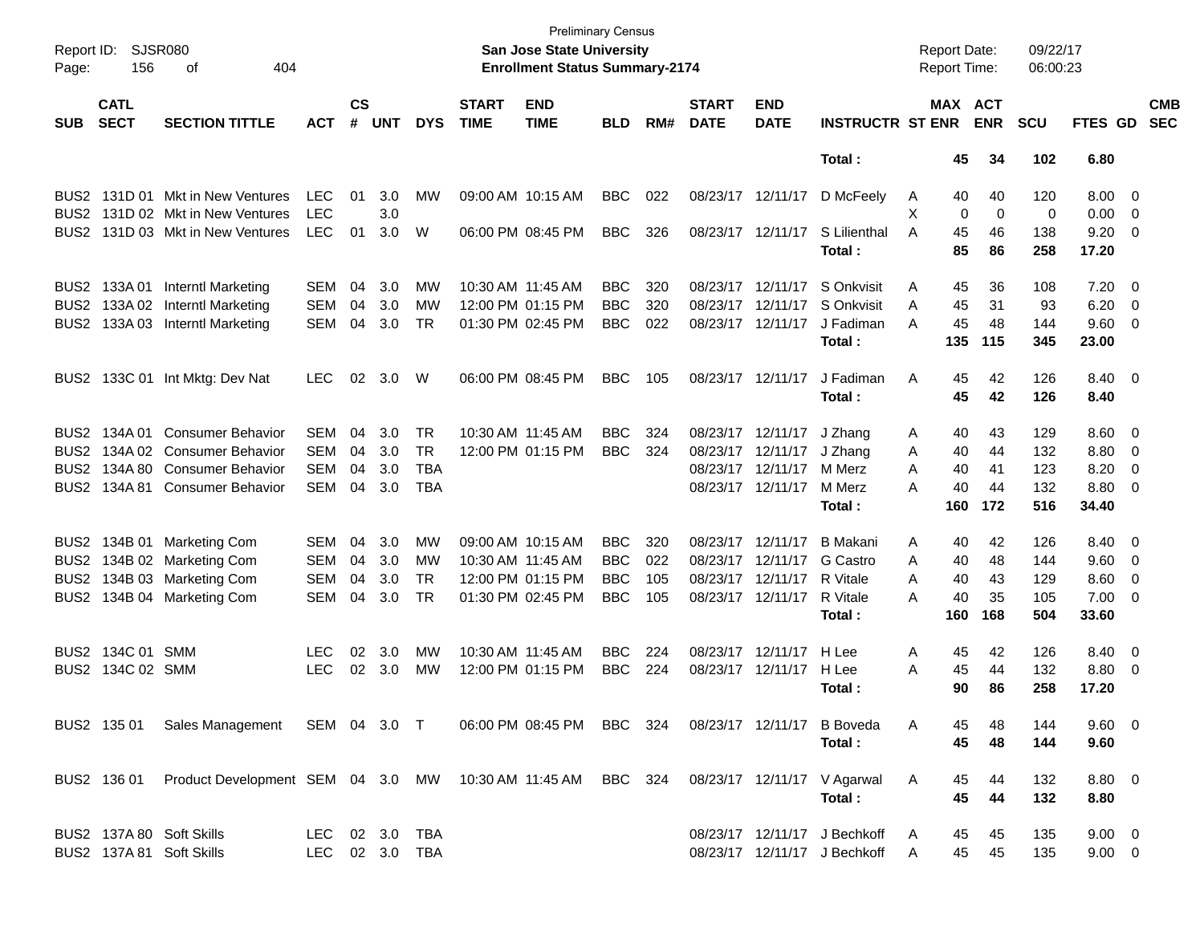Preliminary Census

**San Jose State University**

**Enrollment Status Summary-2174**

Report ID: SJSR080
Page: 156 of 404

Report Date: 09/22/17
Report Time: 06:00:23

| SUB | CATL SECT | SECTION TITTLE | ACT | CS # | UNT | DYS | START TIME | END TIME | BLD | RM# | START DATE | END DATE | INSTRUCTR | ST | MAX ENR | ACT ENR | SCU | FTES | GD | CMB SEC |
|---|---|---|---|---|---|---|---|---|---|---|---|---|---|---|---|---|---|---|---|---|
| | | | | | | | | | | | | | **Total :** | | **45** | **34** | **102** | **6.80** | | |
| BUS2 | 131D 01 | Mkt in New Ventures | LEC | 01 | 3.0 | MW | 09:00 AM | 10:15 AM | BBC | 022 | 08/23/17 | 12/11/17 | D McFeely | A | 40 | 40 | 120 | 8.00 | 0 | |
| BUS2 | 131D 02 | Mkt in New Ventures | LEC | | 3.0 | | | | | | | | | X | 0 | 0 | 0 | 0.00 | 0 | |
| BUS2 | 131D 03 | Mkt in New Ventures | LEC | 01 | 3.0 | W | 06:00 PM | 08:45 PM | BBC | 326 | 08/23/17 | 12/11/17 | S Lilienthal | A | 45 | 46 | 138 | 9.20 | 0 | |
| | | | | | | | | | | | | | **Total :** | | **85** | **86** | **258** | **17.20** | | |
| BUS2 | 133A 01 | Interntl Marketing | SEM | 04 | 3.0 | MW | 10:30 AM | 11:45 AM | BBC | 320 | 08/23/17 | 12/11/17 | S Onkvisit | A | 45 | 36 | 108 | 7.20 | 0 | |
| BUS2 | 133A 02 | Interntl Marketing | SEM | 04 | 3.0 | MW | 12:00 PM | 01:15 PM | BBC | 320 | 08/23/17 | 12/11/17 | S Onkvisit | A | 45 | 31 | 93 | 6.20 | 0 | |
| BUS2 | 133A 03 | Interntl Marketing | SEM | 04 | 3.0 | TR | 01:30 PM | 02:45 PM | BBC | 022 | 08/23/17 | 12/11/17 | J Fadiman | A | 45 | 48 | 144 | 9.60 | 0 | |
| | | | | | | | | | | | | | **Total :** | | **135** | **115** | **345** | **23.00** | | |
| BUS2 | 133C 01 | Int Mktg: Dev Nat | LEC | 02 | 3.0 | W | 06:00 PM | 08:45 PM | BBC | 105 | 08/23/17 | 12/11/17 | J Fadiman | A | 45 | 42 | 126 | 8.40 | 0 | |
| | | | | | | | | | | | | | **Total :** | | **45** | **42** | **126** | **8.40** | | |
| BUS2 | 134A 01 | Consumer Behavior | SEM | 04 | 3.0 | TR | 10:30 AM | 11:45 AM | BBC | 324 | 08/23/17 | 12/11/17 | J Zhang | A | 40 | 43 | 129 | 8.60 | 0 | |
| BUS2 | 134A 02 | Consumer Behavior | SEM | 04 | 3.0 | TR | 12:00 PM | 01:15 PM | BBC | 324 | 08/23/17 | 12/11/17 | J Zhang | A | 40 | 44 | 132 | 8.80 | 0 | |
| BUS2 | 134A 80 | Consumer Behavior | SEM | 04 | 3.0 | TBA | | | | | 08/23/17 | 12/11/17 | M Merz | A | 40 | 41 | 123 | 8.20 | 0 | |
| BUS2 | 134A 81 | Consumer Behavior | SEM | 04 | 3.0 | TBA | | | | | 08/23/17 | 12/11/17 | M Merz | A | 40 | 44 | 132 | 8.80 | 0 | |
| | | | | | | | | | | | | | **Total :** | | **160** | **172** | **516** | **34.40** | | |
| BUS2 | 134B 01 | Marketing Com | SEM | 04 | 3.0 | MW | 09:00 AM | 10:15 AM | BBC | 320 | 08/23/17 | 12/11/17 | B Makani | A | 40 | 42 | 126 | 8.40 | 0 | |
| BUS2 | 134B 02 | Marketing Com | SEM | 04 | 3.0 | MW | 10:30 AM | 11:45 AM | BBC | 022 | 08/23/17 | 12/11/17 | G Castro | A | 40 | 48 | 144 | 9.60 | 0 | |
| BUS2 | 134B 03 | Marketing Com | SEM | 04 | 3.0 | TR | 12:00 PM | 01:15 PM | BBC | 105 | 08/23/17 | 12/11/17 | R Vitale | A | 40 | 43 | 129 | 8.60 | 0 | |
| BUS2 | 134B 04 | Marketing Com | SEM | 04 | 3.0 | TR | 01:30 PM | 02:45 PM | BBC | 105 | 08/23/17 | 12/11/17 | R Vitale | A | 40 | 35 | 105 | 7.00 | 0 | |
| | | | | | | | | | | | | | **Total :** | | **160** | **168** | **504** | **33.60** | | |
| BUS2 | 134C 01 | SMM | LEC | 02 | 3.0 | MW | 10:30 AM | 11:45 AM | BBC | 224 | 08/23/17 | 12/11/17 | H Lee | A | 45 | 42 | 126 | 8.40 | 0 | |
| BUS2 | 134C 02 | SMM | LEC | 02 | 3.0 | MW | 12:00 PM | 01:15 PM | BBC | 224 | 08/23/17 | 12/11/17 | H Lee | A | 45 | 44 | 132 | 8.80 | 0 | |
| | | | | | | | | | | | | | **Total :** | | **90** | **86** | **258** | **17.20** | | |
| BUS2 | 135 01 | Sales Management | SEM | 04 | 3.0 | T | 06:00 PM | 08:45 PM | BBC | 324 | 08/23/17 | 12/11/17 | B Boveda | A | 45 | 48 | 144 | 9.60 | 0 | |
| | | | | | | | | | | | | | **Total :** | | **45** | **48** | **144** | **9.60** | | |
| BUS2 | 136 01 | Product Development | SEM | 04 | 3.0 | MW | 10:30 AM | 11:45 AM | BBC | 324 | 08/23/17 | 12/11/17 | V Agarwal | A | 45 | 44 | 132 | 8.80 | 0 | |
| | | | | | | | | | | | | | **Total :** | | **45** | **44** | **132** | **8.80** | | |
| BUS2 | 137A 80 | Soft Skills | LEC | 02 | 3.0 | TBA | | | | | 08/23/17 | 12/11/17 | J Bechkoff | A | 45 | 45 | 135 | 9.00 | 0 | |
| BUS2 | 137A 81 | Soft Skills | LEC | 02 | 3.0 | TBA | | | | | 08/23/17 | 12/11/17 | J Bechkoff | A | 45 | 45 | 135 | 9.00 | 0 | |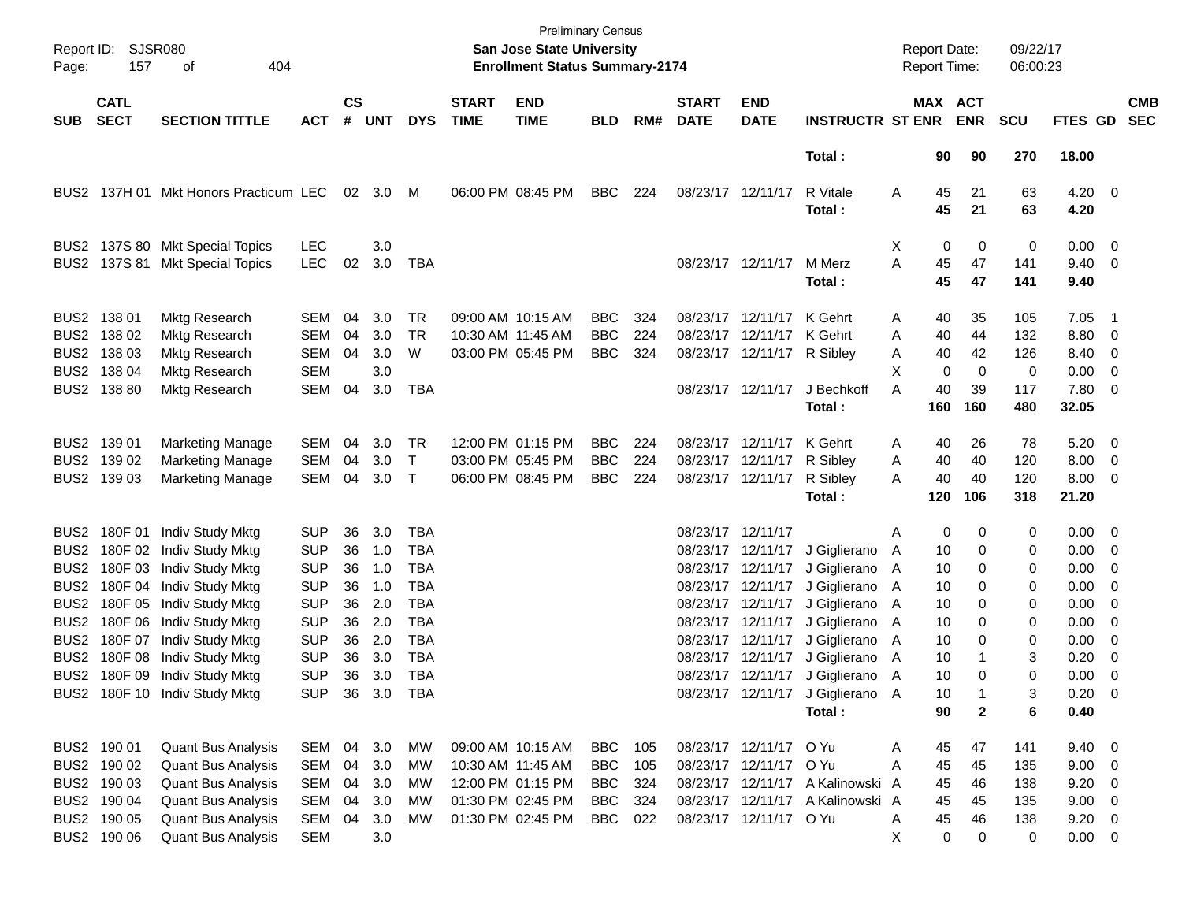Preliminary Census

**San Jose State University**

**Enrollment Status Summary-2174**

Report ID: SJSR080
Report Date: 09/22/17
Report Time: 06:00:23

| SUB | CATL SECT | SECTION TITTLE | ACT | CS # | UNT | DYS | START TIME | END TIME | BLD | RM# | START DATE | END DATE | INSTRUCTR | ST | MAX ENR | ACT ENR | SCU | FTES | GD | CMB SEC |
|---|---|---|---|---|---|---|---|---|---|---|---|---|---|---|---|---|---|---|---|---|
| | | | | | | | | | | | | | **Total :** | | **90** | **90** | **270** | **18.00** | | |
| BUS2 | 137H 01 | Mkt Honors Practicum | LEC | 02 | 3.0 | M | 06:00 PM | 08:45 PM | BBC | 224 | 08/23/17 | 12/11/17 | R Vitale | A | 45 | 21 | 63 | 4.20 | 0 | |
| | | | | | | | | | | | | | **Total :** | | **45** | **21** | **63** | **4.20** | | |
| BUS2 | 137S 80 | Mkt Special Topics | LEC | | 3.0 | | | | | | | | | X | 0 | 0 | 0 | 0.00 | 0 | |
| BUS2 | 137S 81 | Mkt Special Topics | LEC | 02 | 3.0 | TBA | | | | | 08/23/17 | 12/11/17 | M Merz | A | 45 | 47 | 141 | 9.40 | 0 | |
| | | | | | | | | | | | | | **Total :** | | **45** | **47** | **141** | **9.40** | | |
| BUS2 | 138 01 | Mktg Research | SEM | 04 | 3.0 | TR | 09:00 AM | 10:15 AM | BBC | 324 | 08/23/17 | 12/11/17 | K Gehrt | A | 40 | 35 | 105 | 7.05 | 1 | |
| BUS2 | 138 02 | Mktg Research | SEM | 04 | 3.0 | TR | 10:30 AM | 11:45 AM | BBC | 224 | 08/23/17 | 12/11/17 | K Gehrt | A | 40 | 44 | 132 | 8.80 | 0 | |
| BUS2 | 138 03 | Mktg Research | SEM | 04 | 3.0 | W | 03:00 PM | 05:45 PM | BBC | 324 | 08/23/17 | 12/11/17 | R Sibley | A | 40 | 42 | 126 | 8.40 | 0 | |
| BUS2 | 138 04 | Mktg Research | SEM | | 3.0 | | | | | | | | | X | 0 | 0 | 0 | 0.00 | 0 | |
| BUS2 | 138 80 | Mktg Research | SEM | 04 | 3.0 | TBA | | | | | 08/23/17 | 12/11/17 | J Bechkoff | A | 40 | 39 | 117 | 7.80 | 0 | |
| | | | | | | | | | | | | | **Total :** | | **160** | **160** | **480** | **32.05** | | |
| BUS2 | 139 01 | Marketing Manage | SEM | 04 | 3.0 | TR | 12:00 PM | 01:15 PM | BBC | 224 | 08/23/17 | 12/11/17 | K Gehrt | A | 40 | 26 | 78 | 5.20 | 0 | |
| BUS2 | 139 02 | Marketing Manage | SEM | 04 | 3.0 | T | 03:00 PM | 05:45 PM | BBC | 224 | 08/23/17 | 12/11/17 | R Sibley | A | 40 | 40 | 120 | 8.00 | 0 | |
| BUS2 | 139 03 | Marketing Manage | SEM | 04 | 3.0 | T | 06:00 PM | 08:45 PM | BBC | 224 | 08/23/17 | 12/11/17 | R Sibley | A | 40 | 40 | 120 | 8.00 | 0 | |
| | | | | | | | | | | | | | **Total :** | | **120** | **106** | **318** | **21.20** | | |
| BUS2 | 180F 01 | Indiv Study Mktg | SUP | 36 | 3.0 | TBA | | | | | 08/23/17 | 12/11/17 | | A | 0 | 0 | 0 | 0.00 | 0 | |
| BUS2 | 180F 02 | Indiv Study Mktg | SUP | 36 | 1.0 | TBA | | | | | 08/23/17 | 12/11/17 | J Giglierano | A | 10 | 0 | 0 | 0.00 | 0 | |
| BUS2 | 180F 03 | Indiv Study Mktg | SUP | 36 | 1.0 | TBA | | | | | 08/23/17 | 12/11/17 | J Giglierano | A | 10 | 0 | 0 | 0.00 | 0 | |
| BUS2 | 180F 04 | Indiv Study Mktg | SUP | 36 | 1.0 | TBA | | | | | 08/23/17 | 12/11/17 | J Giglierano | A | 10 | 0 | 0 | 0.00 | 0 | |
| BUS2 | 180F 05 | Indiv Study Mktg | SUP | 36 | 2.0 | TBA | | | | | 08/23/17 | 12/11/17 | J Giglierano | A | 10 | 0 | 0 | 0.00 | 0 | |
| BUS2 | 180F 06 | Indiv Study Mktg | SUP | 36 | 2.0 | TBA | | | | | 08/23/17 | 12/11/17 | J Giglierano | A | 10 | 0 | 0 | 0.00 | 0 | |
| BUS2 | 180F 07 | Indiv Study Mktg | SUP | 36 | 2.0 | TBA | | | | | 08/23/17 | 12/11/17 | J Giglierano | A | 10 | 0 | 0 | 0.00 | 0 | |
| BUS2 | 180F 08 | Indiv Study Mktg | SUP | 36 | 3.0 | TBA | | | | | 08/23/17 | 12/11/17 | J Giglierano | A | 10 | 1 | 3 | 0.20 | 0 | |
| BUS2 | 180F 09 | Indiv Study Mktg | SUP | 36 | 3.0 | TBA | | | | | 08/23/17 | 12/11/17 | J Giglierano | A | 10 | 0 | 0 | 0.00 | 0 | |
| BUS2 | 180F 10 | Indiv Study Mktg | SUP | 36 | 3.0 | TBA | | | | | 08/23/17 | 12/11/17 | J Giglierano | A | 10 | 1 | 3 | 0.20 | 0 | |
| | | | | | | | | | | | | | **Total :** | | **90** | **2** | **6** | **0.40** | | |
| BUS2 | 190 01 | Quant Bus Analysis | SEM | 04 | 3.0 | MW | 09:00 AM | 10:15 AM | BBC | 105 | 08/23/17 | 12/11/17 | O Yu | A | 45 | 47 | 141 | 9.40 | 0 | |
| BUS2 | 190 02 | Quant Bus Analysis | SEM | 04 | 3.0 | MW | 10:30 AM | 11:45 AM | BBC | 105 | 08/23/17 | 12/11/17 | O Yu | A | 45 | 45 | 135 | 9.00 | 0 | |
| BUS2 | 190 03 | Quant Bus Analysis | SEM | 04 | 3.0 | MW | 12:00 PM | 01:15 PM | BBC | 324 | 08/23/17 | 12/11/17 | A Kalinowski | A | 45 | 46 | 138 | 9.20 | 0 | |
| BUS2 | 190 04 | Quant Bus Analysis | SEM | 04 | 3.0 | MW | 01:30 PM | 02:45 PM | BBC | 324 | 08/23/17 | 12/11/17 | A Kalinowski | A | 45 | 45 | 135 | 9.00 | 0 | |
| BUS2 | 190 05 | Quant Bus Analysis | SEM | 04 | 3.0 | MW | 01:30 PM | 02:45 PM | BBC | 022 | 08/23/17 | 12/11/17 | O Yu | A | 45 | 46 | 138 | 9.20 | 0 | |
| BUS2 | 190 06 | Quant Bus Analysis | SEM | | 3.0 | | | | | | | | | X | 0 | 0 | 0 | 0.00 | 0 | |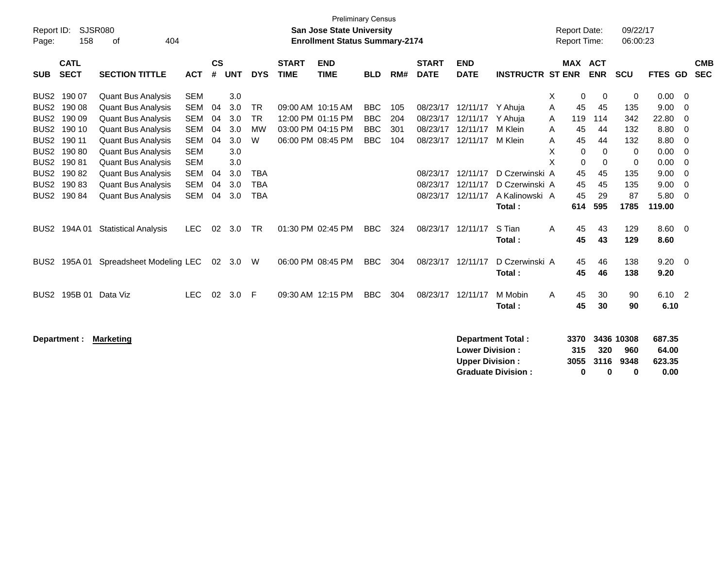Preliminary Census

Report ID: SJSR080
Page: 158 of 404

**San Jose State University**
**Enrollment Status Summary-2174**

Report Date: 09/22/17
Report Time: 06:00:23

| SUB | CATL SECT | SECTION TITTLE | ACT | CS # | UNT | DYS | START TIME | END TIME | BLD | RM# | START DATE | END DATE | INSTRUCTR | ST | MAX ENR | ACT ENR | SCU | FTES | GD | CMB SEC |
|---|---|---|---|---|---|---|---|---|---|---|---|---|---|---|---|---|---|---|---|---|
| BUS2 | 190 07 | Quant Bus Analysis | SEM | | 3.0 | | | | | | | | | X | 0 | 0 | 0 | 0.00 | 0 | |
| BUS2 | 190 08 | Quant Bus Analysis | SEM | 04 | 3.0 | TR | 09:00 AM | 10:15 AM | BBC | 105 | 08/23/17 | 12/11/17 | Y Ahuja | A | 45 | 45 | 135 | 9.00 | 0 | |
| BUS2 | 190 09 | Quant Bus Analysis | SEM | 04 | 3.0 | TR | 12:00 PM | 01:15 PM | BBC | 204 | 08/23/17 | 12/11/17 | Y Ahuja | A | 119 | 114 | 342 | 22.80 | 0 | |
| BUS2 | 190 10 | Quant Bus Analysis | SEM | 04 | 3.0 | MW | 03:00 PM | 04:15 PM | BBC | 301 | 08/23/17 | 12/11/17 | M Klein | A | 45 | 44 | 132 | 8.80 | 0 | |
| BUS2 | 190 11 | Quant Bus Analysis | SEM | 04 | 3.0 | W | 06:00 PM | 08:45 PM | BBC | 104 | 08/23/17 | 12/11/17 | M Klein | A | 45 | 44 | 132 | 8.80 | 0 | |
| BUS2 | 190 80 | Quant Bus Analysis | SEM | | 3.0 | | | | | | | | | X | 0 | 0 | 0 | 0.00 | 0 | |
| BUS2 | 190 81 | Quant Bus Analysis | SEM | | 3.0 | | | | | | | | | X | 0 | 0 | 0 | 0.00 | 0 | |
| BUS2 | 190 82 | Quant Bus Analysis | SEM | 04 | 3.0 | TBA | | | | | 08/23/17 | 12/11/17 | D Czerwinski | A | 45 | 45 | 135 | 9.00 | 0 | |
| BUS2 | 190 83 | Quant Bus Analysis | SEM | 04 | 3.0 | TBA | | | | | 08/23/17 | 12/11/17 | D Czerwinski | A | 45 | 45 | 135 | 9.00 | 0 | |
| BUS2 | 190 84 | Quant Bus Analysis | SEM | 04 | 3.0 | TBA | | | | | 08/23/17 | 12/11/17 | A Kalinowski | A | 45 | 29 | 87 | 5.80 | 0 | |
| | | | | | | | | | | | | | **Total :** | | **614** | **595** | **1785** | **119.00** | | |
| BUS2 | 194A 01 | Statistical Analysis | LEC | 02 | 3.0 | TR | 01:30 PM | 02:45 PM | BBC | 324 | 08/23/17 | 12/11/17 | S Tian | A | 45 | 43 | 129 | 8.60 | 0 | |
| | | | | | | | | | | | | | **Total :** | | **45** | **43** | **129** | **8.60** | | |
| BUS2 | 195A 01 | Spreadsheet Modeling | LEC | 02 | 3.0 | W | 06:00 PM | 08:45 PM | BBC | 304 | 08/23/17 | 12/11/17 | D Czerwinski | A | 45 | 46 | 138 | 9.20 | 0 | |
| | | | | | | | | | | | | | **Total :** | | **45** | **46** | **138** | **9.20** | | |
| BUS2 | 195B 01 | Data Viz | LEC | 02 | 3.0 | F | 09:30 AM | 12:15 PM | BBC | 304 | 08/23/17 | 12/11/17 | M Mobin | A | 45 | 30 | 90 | 6.10 | 2 | |
| | | | | | | | | | | | | | **Total :** | | **45** | **30** | **90** | **6.10** | | |

**Department :** **Marketing**

| | MAX ENR | ACT ENR | SCU | FTES |
|---|---|---|---|---|
| **Department Total :** | **3370** | **3436** | **10308** | **687.35** |
| **Lower Division :** | **315** | **320** | **960** | **64.00** |
| **Upper Division :** | **3055** | **3116** | **9348** | **623.35** |
| **Graduate Division :** | **0** | **0** | **0** | **0.00** |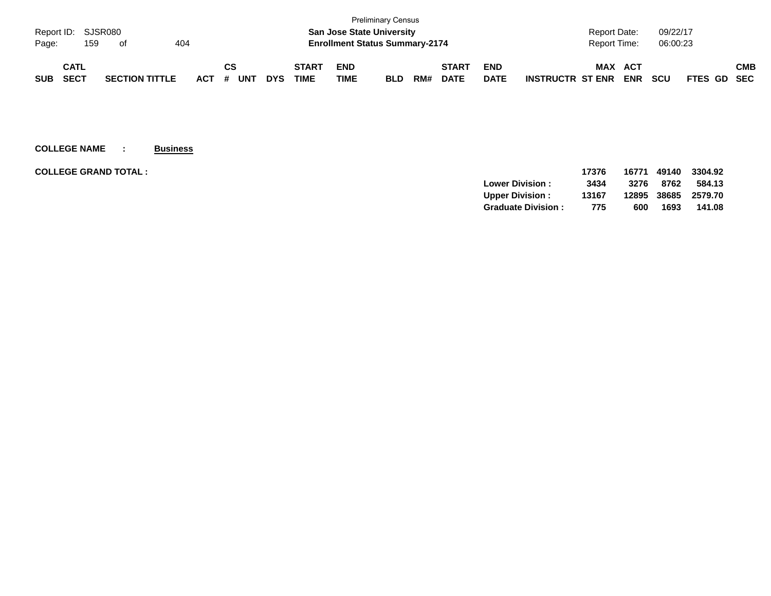Preliminary Census

**San Jose State University**

**Enrollment Status Summary-2174**

Report ID: SJSR080

Report Date: 09/22/17

Report Time: 06:00:23

| SUB | CATL SECT | SECTION TITTLE | ACT | CS # | UNT | DYS | START TIME | END TIME | BLD | RM# | START DATE | END DATE | INSTRUCTR | MAX ST ENR | ACT ENR | SCU | FTES | GD | CMB SEC |
|---|---|---|---|---|---|---|---|---|---|---|---|---|---|---|---|---|---|---|---|

**COLLEGE NAME : Business**

**COLLEGE GRAND TOTAL :**

| | MAX ST ENR | ACT ENR | SCU | FTES |
|---|---|---|---|---|
| | **17376** | **16771** | **49140** | **3304.92** |
| **Lower Division :** | **3434** | **3276** | **8762** | **584.13** |
| **Upper Division :** | **13167** | **12895** | **38685** | **2579.70** |
| **Graduate Division :** | **775** | **600** | **1693** | **141.08** |